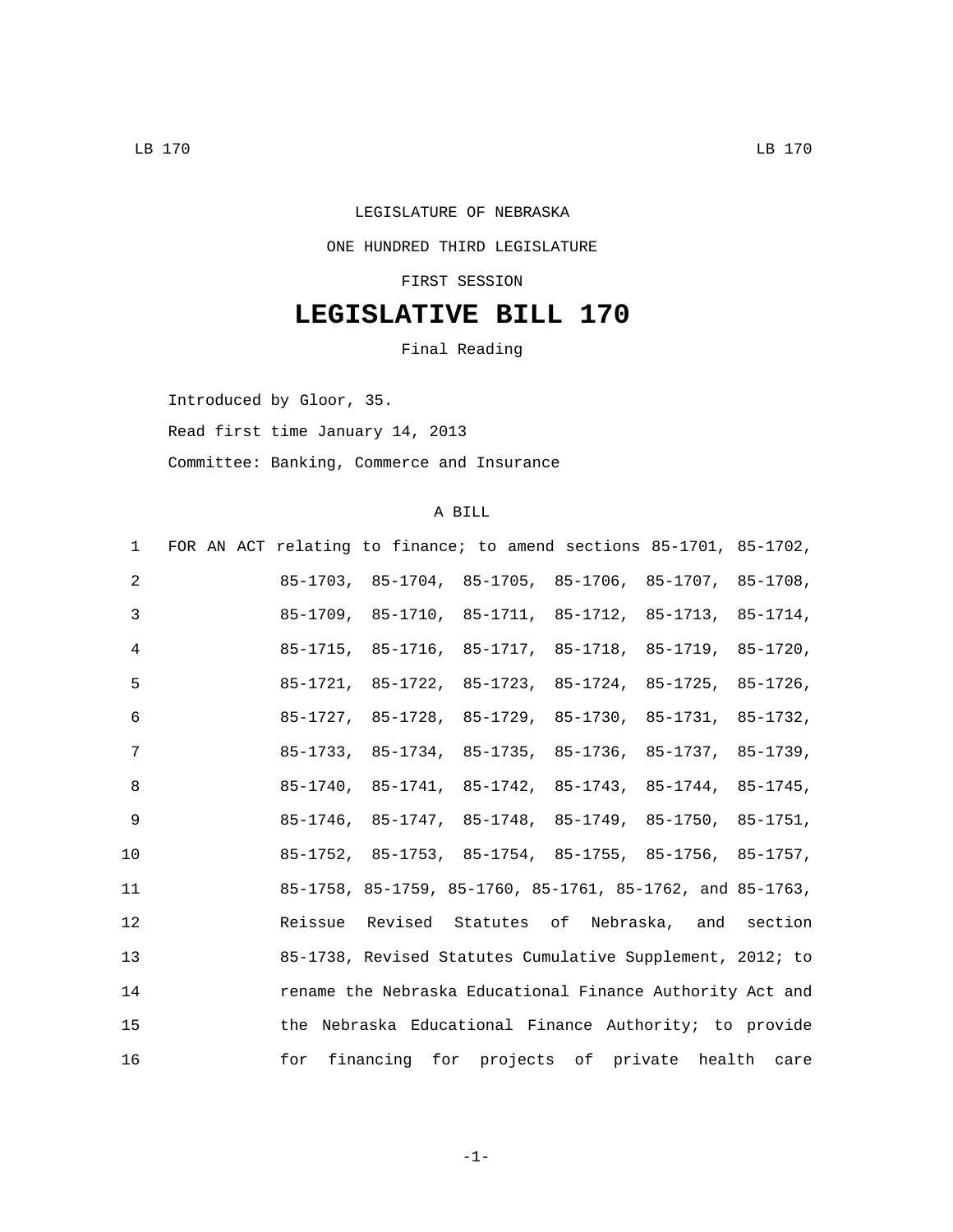LEGISLATURE OF NEBRASKA

ONE HUNDRED THIRD LEGISLATURE

FIRST SESSION

# LEGISLATIVE BILL 170

Final Reading

Introduced by Gloor, 35.

Read first time January 14, 2013

Committee: Banking, Commerce and Insurance

A BILL

1 FOR AN ACT relating to finance; to amend sections 85-1701, 85-1702,
2 85-1703, 85-1704, 85-1705, 85-1706, 85-1707, 85-1708,
3 85-1709, 85-1710, 85-1711, 85-1712, 85-1713, 85-1714,
4 85-1715, 85-1716, 85-1717, 85-1718, 85-1719, 85-1720,
5 85-1721, 85-1722, 85-1723, 85-1724, 85-1725, 85-1726,
6 85-1727, 85-1728, 85-1729, 85-1730, 85-1731, 85-1732,
7 85-1733, 85-1734, 85-1735, 85-1736, 85-1737, 85-1739,
8 85-1740, 85-1741, 85-1742, 85-1743, 85-1744, 85-1745,
9 85-1746, 85-1747, 85-1748, 85-1749, 85-1750, 85-1751,
10 85-1752, 85-1753, 85-1754, 85-1755, 85-1756, 85-1757,
11 85-1758, 85-1759, 85-1760, 85-1761, 85-1762, and 85-1763,
12 Reissue Revised Statutes of Nebraska, and section
13 85-1738, Revised Statutes Cumulative Supplement, 2012; to
14 rename the Nebraska Educational Finance Authority Act and
15 the Nebraska Educational Finance Authority; to provide
16 for financing for projects of private health care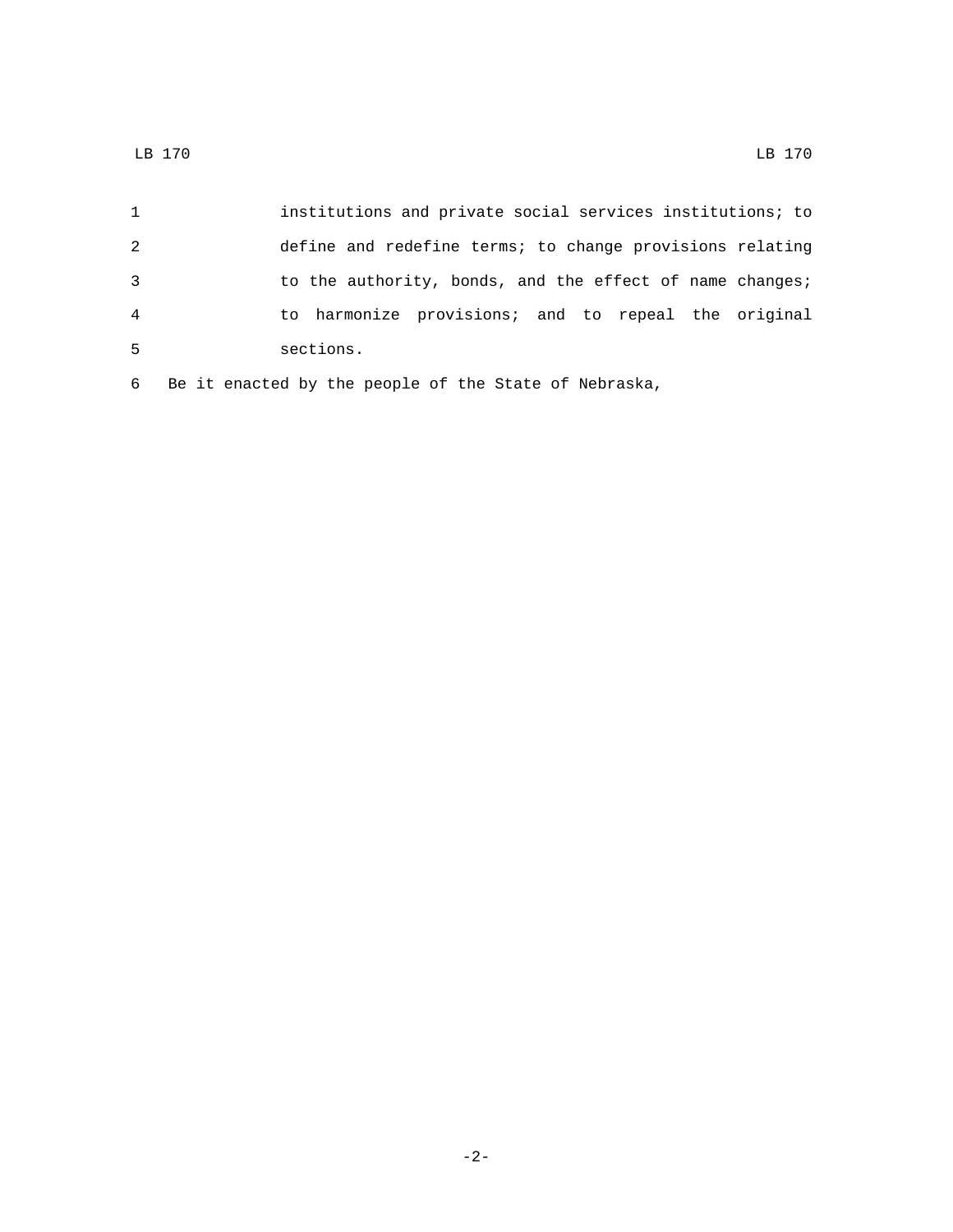institutions and private social services institutions; to define and redefine terms; to change provisions relating to the authority, bonds, and the effect of name changes; to harmonize provisions; and to repeal the original sections.

Be it enacted by the people of the State of Nebraska,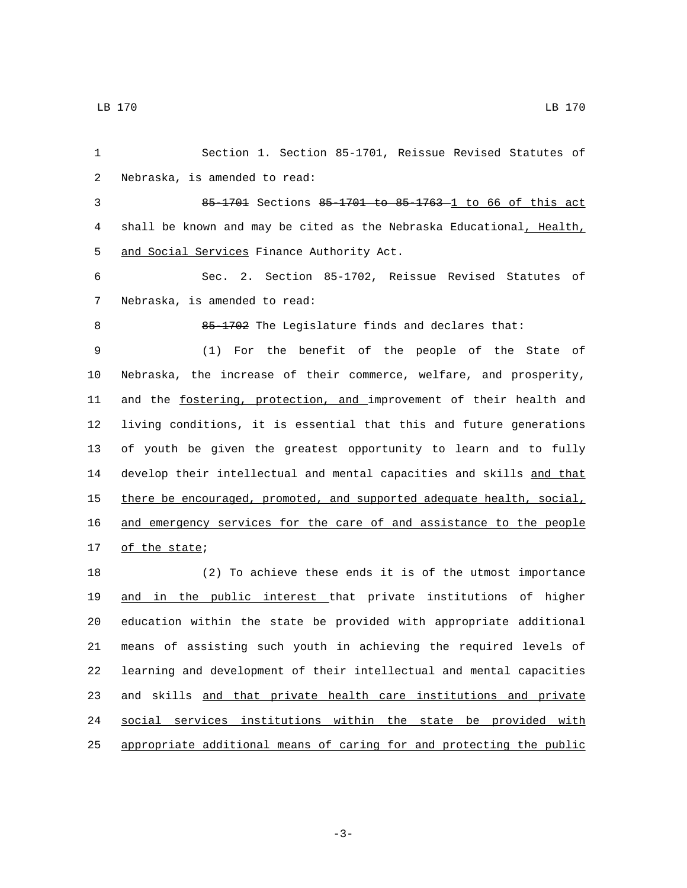Section 1. Section 85-1701, Reissue Revised Statutes of Nebraska, is amended to read:

~~85-1701~~ Sections ~~85-1701 to 85-1763~~ 1 to 66 of this act shall be known and may be cited as the Nebraska Educational, Health, and Social Services Finance Authority Act.

Sec. 2. Section 85-1702, Reissue Revised Statutes of Nebraska, is amended to read:

~~85-1702~~ The Legislature finds and declares that:

(1) For the benefit of the people of the State of Nebraska, the increase of their commerce, welfare, and prosperity, and the fostering, protection, and improvement of their health and living conditions, it is essential that this and future generations of youth be given the greatest opportunity to learn and to fully develop their intellectual and mental capacities and skills and that there be encouraged, promoted, and supported adequate health, social, and emergency services for the care of and assistance to the people of the state;

(2) To achieve these ends it is of the utmost importance and in the public interest that private institutions of higher education within the state be provided with appropriate additional means of assisting such youth in achieving the required levels of learning and development of their intellectual and mental capacities and skills and that private health care institutions and private social services institutions within the state be provided with appropriate additional means of caring for and protecting the public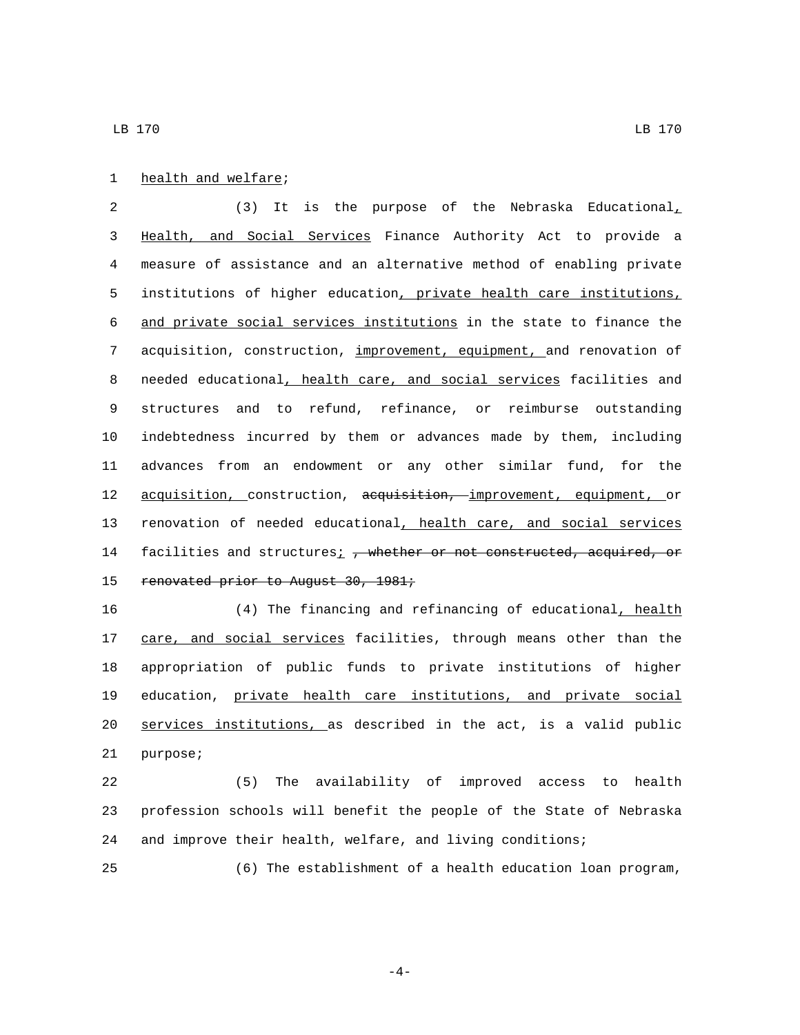health and welfare;

(3) It is the purpose of the Nebraska Educational, Health, and Social Services Finance Authority Act to provide a measure of assistance and an alternative method of enabling private institutions of higher education, private health care institutions, and private social services institutions in the state to finance the acquisition, construction, improvement, equipment, and renovation of needed educational, health care, and social services facilities and structures and to refund, refinance, or reimburse outstanding indebtedness incurred by them or advances made by them, including advances from an endowment or any other similar fund, for the acquisition, construction, ~~acquisition,~~ improvement, equipment, or renovation of needed educational, health care, and social services facilities and structures; ~~, whether or not constructed, acquired, or renovated prior to August 30, 1981;~~

(4) The financing and refinancing of educational, health care, and social services facilities, through means other than the appropriation of public funds to private institutions of higher education, private health care institutions, and private social services institutions, as described in the act, is a valid public purpose;

(5) The availability of improved access to health profession schools will benefit the people of the State of Nebraska and improve their health, welfare, and living conditions;

(6) The establishment of a health education loan program,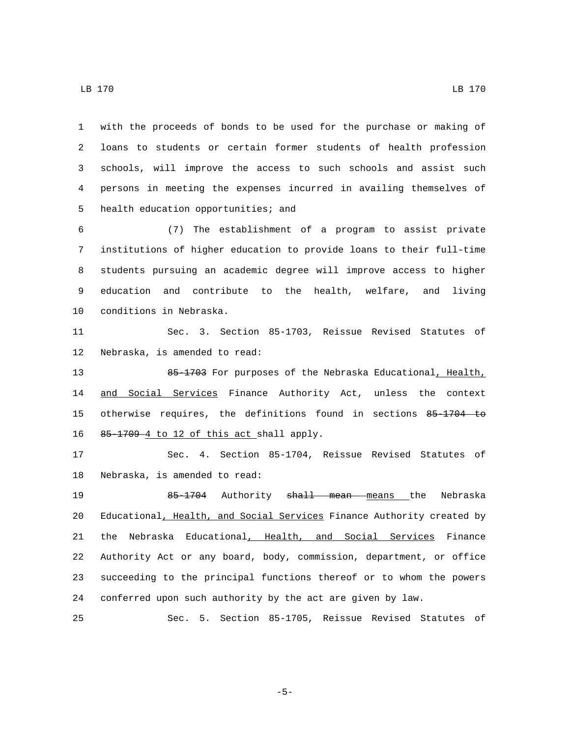with the proceeds of bonds to be used for the purchase or making of loans to students or certain former students of health profession schools, will improve the access to such schools and assist such persons in meeting the expenses incurred in availing themselves of health education opportunities; and

(7) The establishment of a program to assist private institutions of higher education to provide loans to their full-time students pursuing an academic degree will improve access to higher education and contribute to the health, welfare, and living conditions in Nebraska.

Sec. 3. Section 85-1703, Reissue Revised Statutes of Nebraska, is amended to read:

~~85-1703~~ For purposes of the Nebraska Educational<u>, Health, and Social Services</u> Finance Authority Act, unless the context otherwise requires, the definitions found in sections ~~85-1704 to 85-1709~~ <u>4 to 12 of this act</u> shall apply.

Sec. 4. Section 85-1704, Reissue Revised Statutes of Nebraska, is amended to read:

~~85-1704~~ Authority ~~shall mean~~ <u>means</u> the Nebraska Educational<u>, Health, and Social Services</u> Finance Authority created by the Nebraska Educational<u>, Health, and Social Services</u> Finance Authority Act or any board, body, commission, department, or office succeeding to the principal functions thereof or to whom the powers conferred upon such authority by the act are given by law.

Sec. 5. Section 85-1705, Reissue Revised Statutes of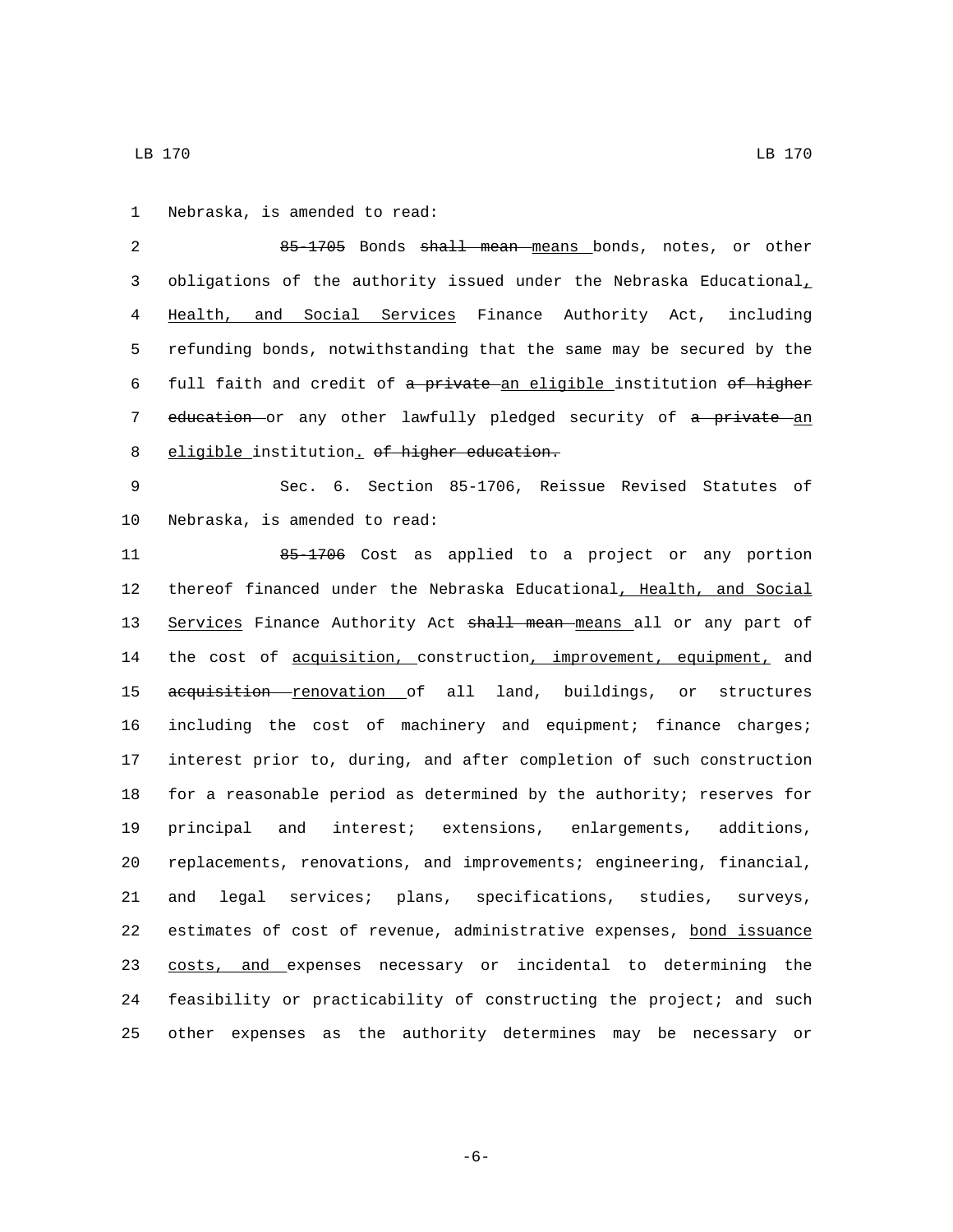1 Nebraska, is amended to read:

2 ~~85-1705~~ Bonds ~~shall mean~~ means bonds, notes, or other
3 obligations of the authority issued under the Nebraska Educational,
4 Health, and Social Services Finance Authority Act, including
5 refunding bonds, notwithstanding that the same may be secured by the
6 full faith and credit of ~~a private~~ an eligible institution ~~of higher~~
7 ~~education~~ or any other lawfully pledged security of ~~a private~~ an
8 eligible institution. ~~of higher education.~~

9 Sec. 6. Section 85-1706, Reissue Revised Statutes of
10 Nebraska, is amended to read:

11 ~~85-1706~~ Cost as applied to a project or any portion
12 thereof financed under the Nebraska Educational, Health, and Social
13 Services Finance Authority Act ~~shall mean~~ means all or any part of
14 the cost of acquisition, construction, improvement, equipment, and
15 ~~acquisition~~ renovation of all land, buildings, or structures
16 including the cost of machinery and equipment; finance charges;
17 interest prior to, during, and after completion of such construction
18 for a reasonable period as determined by the authority; reserves for
19 principal and interest; extensions, enlargements, additions,
20 replacements, renovations, and improvements; engineering, financial,
21 and legal services; plans, specifications, studies, surveys,
22 estimates of cost of revenue, administrative expenses, bond issuance
23 costs, and expenses necessary or incidental to determining the
24 feasibility or practicability of constructing the project; and such
25 other expenses as the authority determines may be necessary or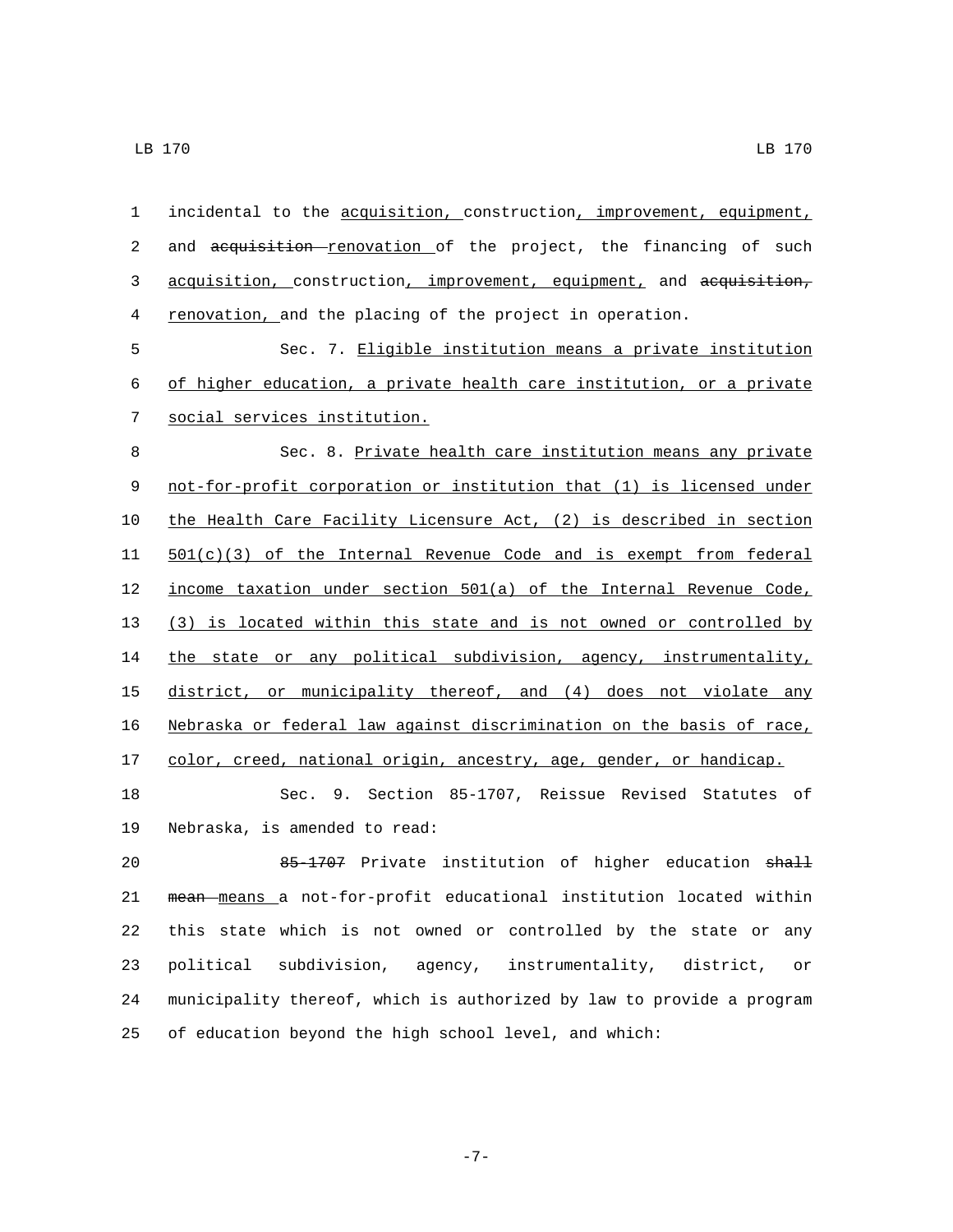1 incidental to the acquisition, construction, improvement, equipment,
2 and ~~acquisition~~ renovation of the project, the financing of such
3 acquisition, construction, improvement, equipment, and ~~acquisition,~~
4 renovation, and the placing of the project in operation.

5 Sec. 7. Eligible institution means a private institution
6 of higher education, a private health care institution, or a private
7 social services institution.

8 Sec. 8. Private health care institution means any private
9 not-for-profit corporation or institution that (1) is licensed under
10 the Health Care Facility Licensure Act, (2) is described in section
11 501(c)(3) of the Internal Revenue Code and is exempt from federal
12 income taxation under section 501(a) of the Internal Revenue Code,
13 (3) is located within this state and is not owned or controlled by
14 the state or any political subdivision, agency, instrumentality,
15 district, or municipality thereof, and (4) does not violate any
16 Nebraska or federal law against discrimination on the basis of race,
17 color, creed, national origin, ancestry, age, gender, or handicap.

18 Sec. 9. Section 85-1707, Reissue Revised Statutes of
19 Nebraska, is amended to read:

20 ~~85-1707~~ Private institution of higher education ~~shall~~
21 ~~mean~~ means a not-for-profit educational institution located within
22 this state which is not owned or controlled by the state or any
23 political subdivision, agency, instrumentality, district, or
24 municipality thereof, which is authorized by law to provide a program
25 of education beyond the high school level, and which: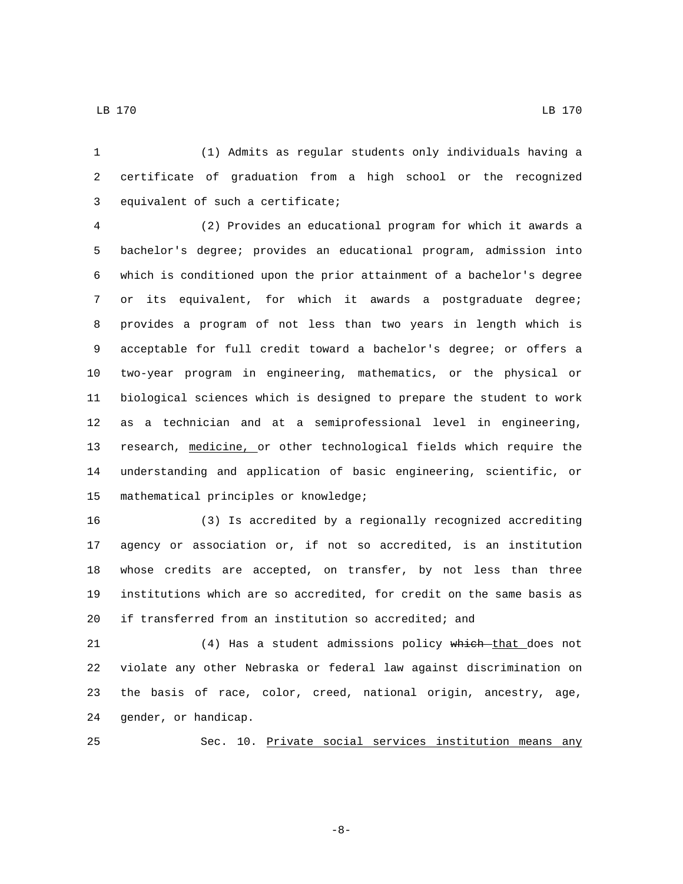(1) Admits as regular students only individuals having a certificate of graduation from a high school or the recognized equivalent of such a certificate;

(2) Provides an educational program for which it awards a bachelor's degree; provides an educational program, admission into which is conditioned upon the prior attainment of a bachelor's degree or its equivalent, for which it awards a postgraduate degree; provides a program of not less than two years in length which is acceptable for full credit toward a bachelor's degree; or offers a two-year program in engineering, mathematics, or the physical or biological sciences which is designed to prepare the student to work as a technician and at a semiprofessional level in engineering, research, <u>medicine,</u> or other technological fields which require the understanding and application of basic engineering, scientific, or mathematical principles or knowledge;

(3) Is accredited by a regionally recognized accrediting agency or association or, if not so accredited, is an institution whose credits are accepted, on transfer, by not less than three institutions which are so accredited, for credit on the same basis as if transferred from an institution so accredited; and

(4) Has a student admissions policy ~~which~~ <u>that</u> does not violate any other Nebraska or federal law against discrimination on the basis of race, color, creed, national origin, ancestry, age, gender, or handicap.

Sec. 10. <u>Private social services institution means any</u>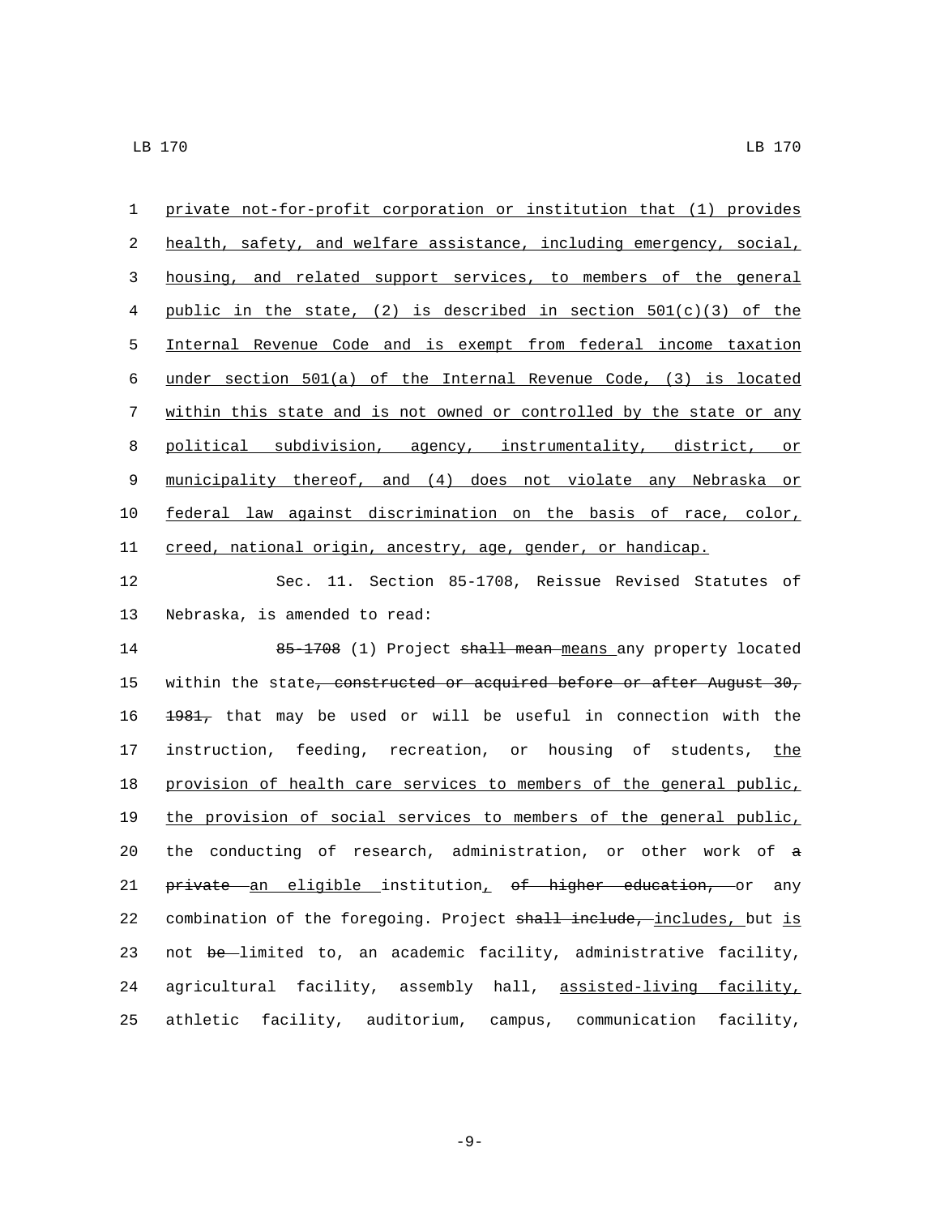1 private not-for-profit corporation or institution that (1) provides
2 health, safety, and welfare assistance, including emergency, social,
3 housing, and related support services, to members of the general
4 public in the state, (2) is described in section 501(c)(3) of the
5 Internal Revenue Code and is exempt from federal income taxation
6 under section 501(a) of the Internal Revenue Code, (3) is located
7 within this state and is not owned or controlled by the state or any
8 political subdivision, agency, instrumentality, district, or
9 municipality thereof, and (4) does not violate any Nebraska or
10 federal law against discrimination on the basis of race, color,
11 creed, national origin, ancestry, age, gender, or handicap.

12 Sec. 11. Section 85-1708, Reissue Revised Statutes of
13 Nebraska, is amended to read:

14 ~~85-1708~~ (1) Project ~~shall mean~~ means any property located
15 within the state~~, constructed or acquired before or after August 30,~~
16 ~~1981,~~ that may be used or will be useful in connection with the
17 instruction, feeding, recreation, or housing of students, the
18 provision of health care services to members of the general public,
19 the provision of social services to members of the general public,
20 the conducting of research, administration, or other work of ~~a~~
21 ~~private~~ an eligible institution, ~~of higher education,~~ or any
22 combination of the foregoing. Project ~~shall include,~~ includes, but is
23 not ~~be~~ limited to, an academic facility, administrative facility,
24 agricultural facility, assembly hall, assisted-living facility,
25 athletic facility, auditorium, campus, communication facility,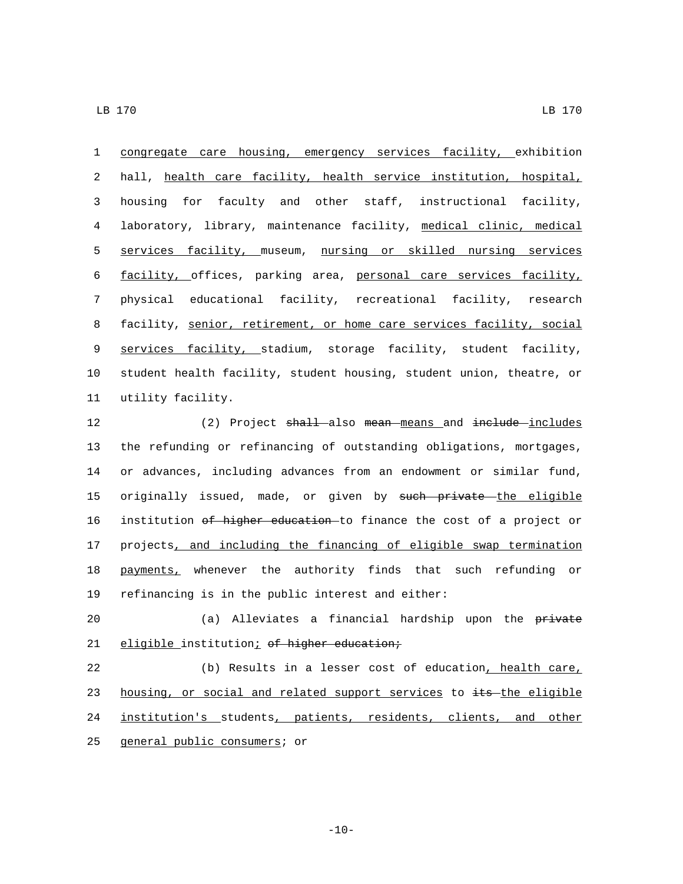congregate care housing, emergency services facility, exhibition hall, health care facility, health service institution, hospital, housing for faculty and other staff, instructional facility, laboratory, library, maintenance facility, medical clinic, medical services facility, museum, nursing or skilled nursing services facility, offices, parking area, personal care services facility, physical educational facility, recreational facility, research facility, senior, retirement, or home care services facility, social services facility, stadium, storage facility, student facility, student health facility, student housing, student union, theatre, or utility facility.

(2) Project ~~shall~~ also ~~mean~~ means and ~~include~~ includes the refunding or refinancing of outstanding obligations, mortgages, or advances, including advances from an endowment or similar fund, originally issued, made, or given by ~~such private~~ the eligible institution ~~of higher education~~ to finance the cost of a project or projects, and including the financing of eligible swap termination payments, whenever the authority finds that such refunding or refinancing is in the public interest and either:

(a) Alleviates a financial hardship upon the ~~private~~ eligible institution; ~~of higher education;~~

(b) Results in a lesser cost of education, health care, housing, or social and related support services to ~~its~~ the eligible institution's students, patients, residents, clients, and other general public consumers; or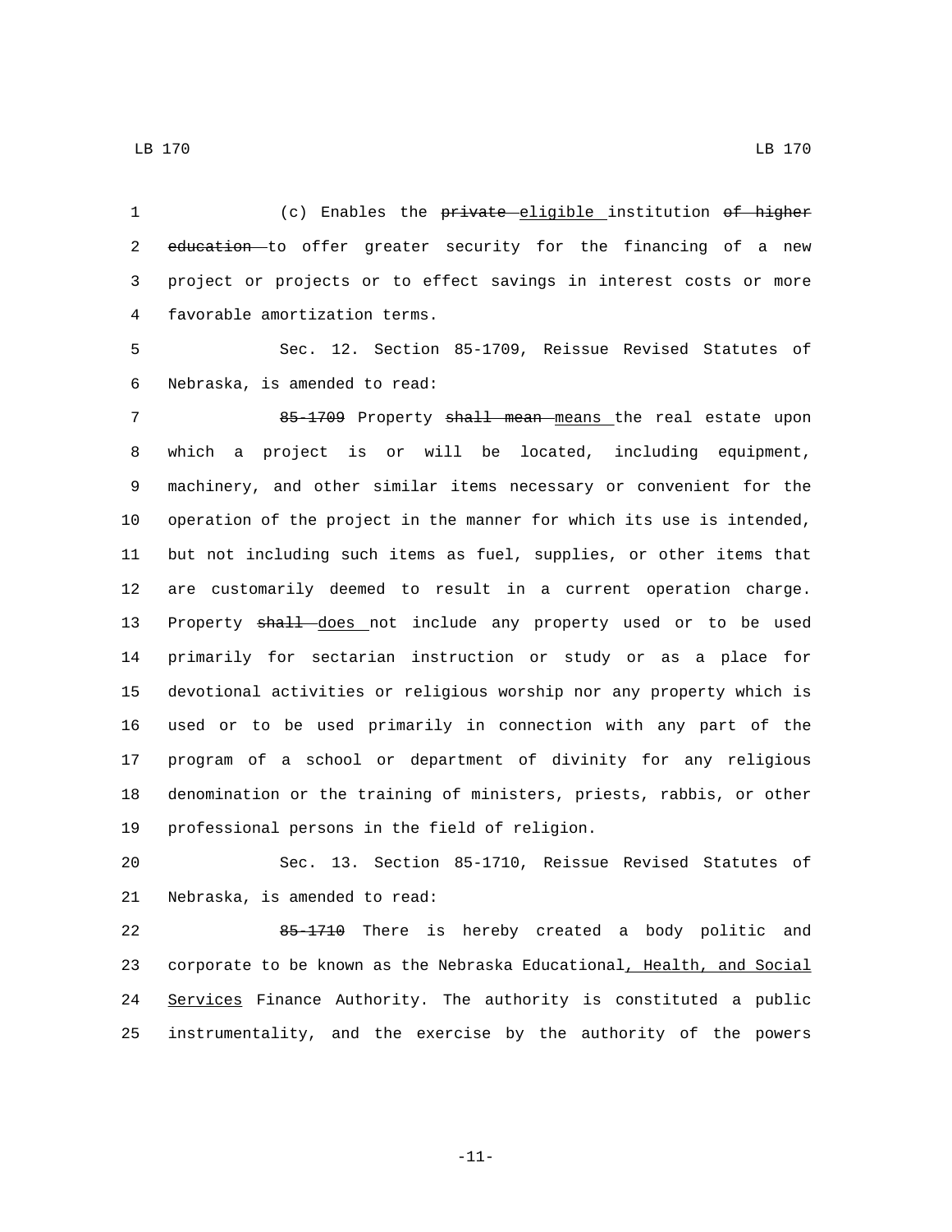(c) Enables the ~~private~~ eligible institution ~~of higher education~~ to offer greater security for the financing of a new project or projects or to effect savings in interest costs or more favorable amortization terms.

Sec. 12. Section 85-1709, Reissue Revised Statutes of Nebraska, is amended to read:

~~85-1709~~ Property ~~shall mean~~ means the real estate upon which a project is or will be located, including equipment, machinery, and other similar items necessary or convenient for the operation of the project in the manner for which its use is intended, but not including such items as fuel, supplies, or other items that are customarily deemed to result in a current operation charge. Property ~~shall~~ does not include any property used or to be used primarily for sectarian instruction or study or as a place for devotional activities or religious worship nor any property which is used or to be used primarily in connection with any part of the program of a school or department of divinity for any religious denomination or the training of ministers, priests, rabbis, or other professional persons in the field of religion.

Sec. 13. Section 85-1710, Reissue Revised Statutes of Nebraska, is amended to read:

~~85-1710~~ There is hereby created a body politic and corporate to be known as the Nebraska Educational, Health, and Social Services Finance Authority. The authority is constituted a public instrumentality, and the exercise by the authority of the powers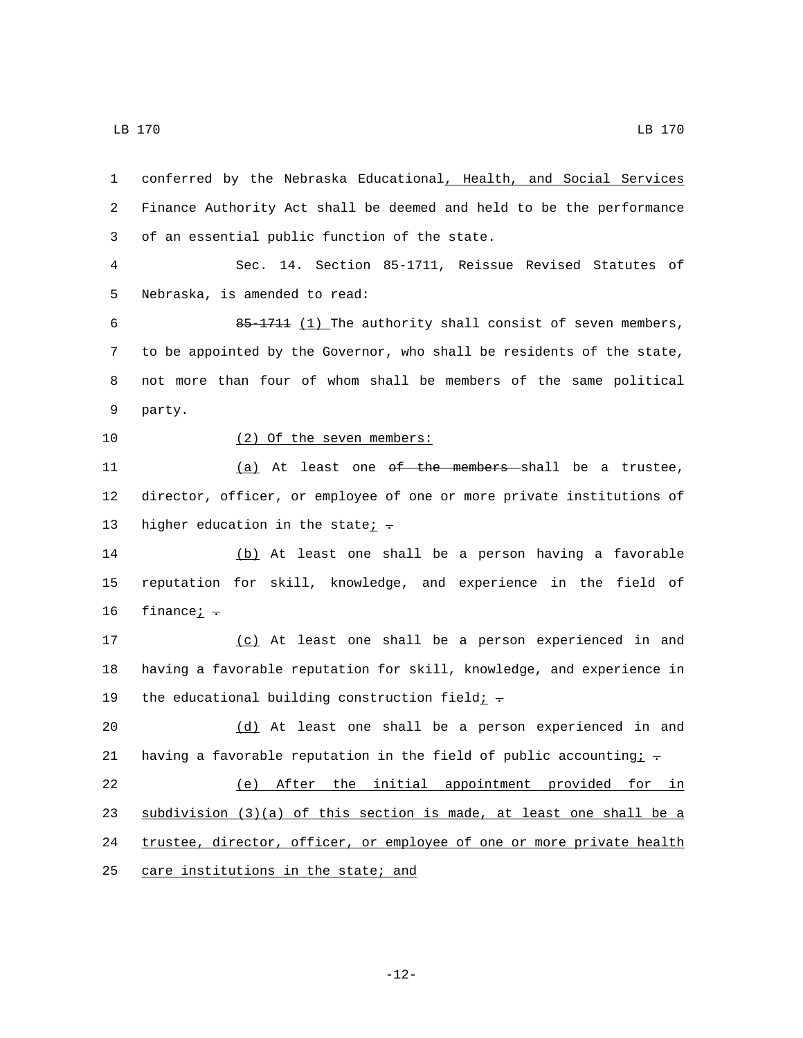conferred by the Nebraska Educational, Health, and Social Services Finance Authority Act shall be deemed and held to be the performance of an essential public function of the state.

Sec. 14. Section 85-1711, Reissue Revised Statutes of Nebraska, is amended to read:

~~85-1711~~ (1) The authority shall consist of seven members, to be appointed by the Governor, who shall be residents of the state, not more than four of whom shall be members of the same political party.

(2) Of the seven members:

(a) At least one ~~of the members~~ shall be a trustee, director, officer, or employee of one or more private institutions of higher education in the state; ~~.~~

(b) At least one shall be a person having a favorable reputation for skill, knowledge, and experience in the field of finance; ~~.~~

(c) At least one shall be a person experienced in and having a favorable reputation for skill, knowledge, and experience in the educational building construction field; ~~.~~

(d) At least one shall be a person experienced in and having a favorable reputation in the field of public accounting; ~~.~~

(e) After the initial appointment provided for in subdivision (3)(a) of this section is made, at least one shall be a trustee, director, officer, or employee of one or more private health care institutions in the state; and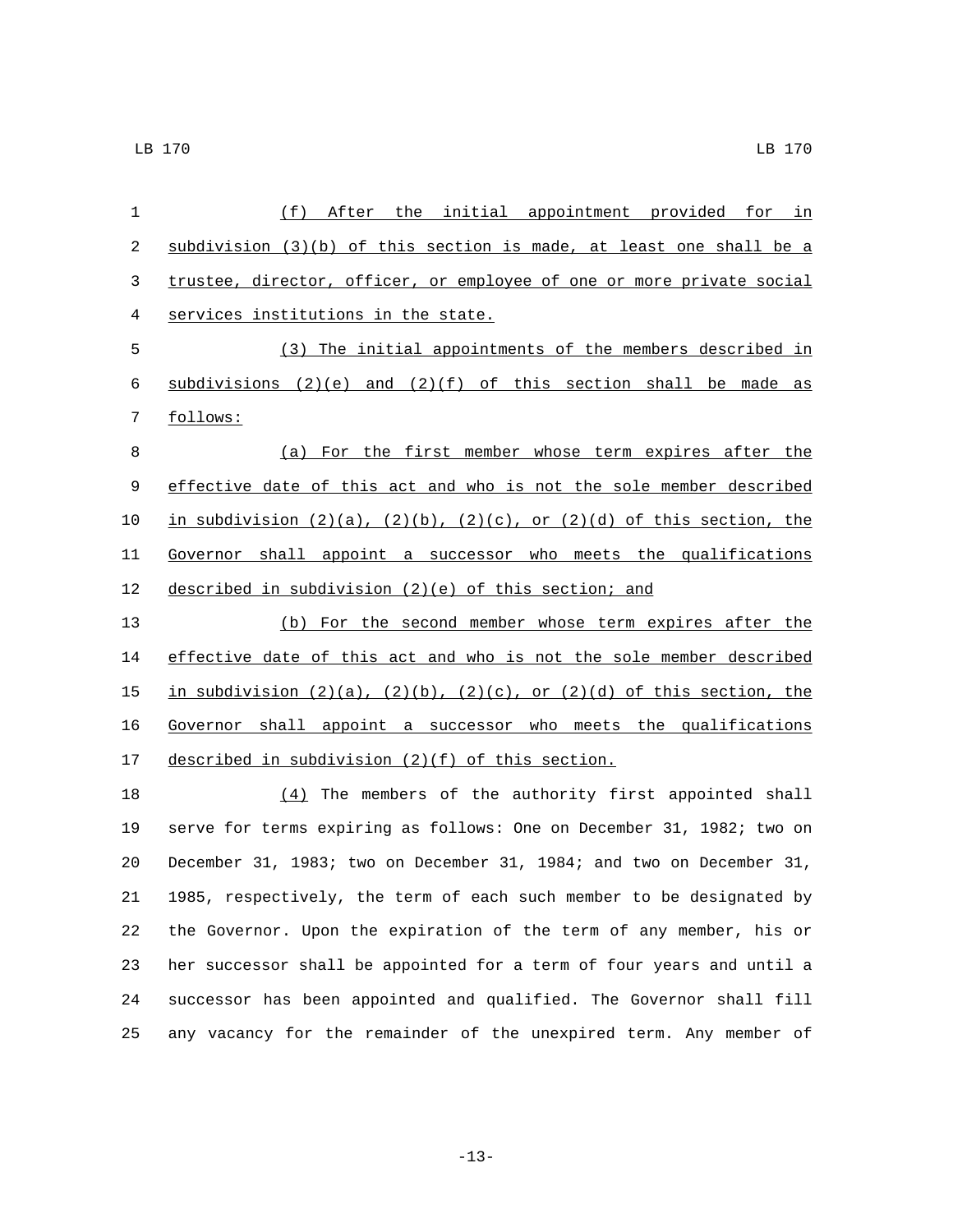(f) After the initial appointment provided for in subdivision (3)(b) of this section is made, at least one shall be a trustee, director, officer, or employee of one or more private social services institutions in the state.

(3) The initial appointments of the members described in subdivisions (2)(e) and (2)(f) of this section shall be made as follows:

(a) For the first member whose term expires after the effective date of this act and who is not the sole member described in subdivision (2)(a), (2)(b), (2)(c), or (2)(d) of this section, the Governor shall appoint a successor who meets the qualifications described in subdivision (2)(e) of this section; and

(b) For the second member whose term expires after the effective date of this act and who is not the sole member described in subdivision (2)(a), (2)(b), (2)(c), or (2)(d) of this section, the Governor shall appoint a successor who meets the qualifications described in subdivision (2)(f) of this section.

(4) The members of the authority first appointed shall serve for terms expiring as follows: One on December 31, 1982; two on December 31, 1983; two on December 31, 1984; and two on December 31, 1985, respectively, the term of each such member to be designated by the Governor. Upon the expiration of the term of any member, his or her successor shall be appointed for a term of four years and until a successor has been appointed and qualified. The Governor shall fill any vacancy for the remainder of the unexpired term. Any member of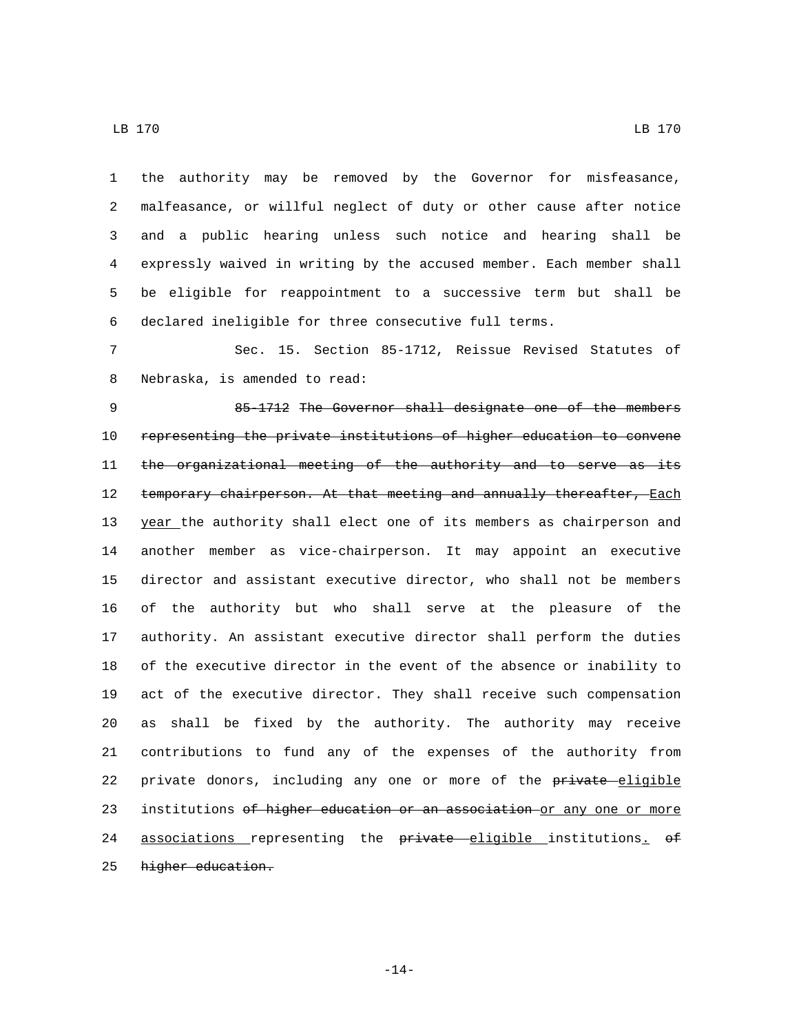the authority may be removed by the Governor for misfeasance, malfeasance, or willful neglect of duty or other cause after notice and a public hearing unless such notice and hearing shall be expressly waived in writing by the accused member. Each member shall be eligible for reappointment to a successive term but shall be declared ineligible for three consecutive full terms.

Sec. 15. Section 85-1712, Reissue Revised Statutes of Nebraska, is amended to read:

~~85-1712~~ ~~The Governor shall designate one of the members representing the private institutions of higher education to convene the organizational meeting of the authority and to serve as its temporary chairperson. At that meeting and annually thereafter,~~ Each year the authority shall elect one of its members as chairperson and another member as vice-chairperson. It may appoint an executive director and assistant executive director, who shall not be members of the authority but who shall serve at the pleasure of the authority. An assistant executive director shall perform the duties of the executive director in the event of the absence or inability to act of the executive director. They shall receive such compensation as shall be fixed by the authority. The authority may receive contributions to fund any of the expenses of the authority from private donors, including any one or more of the ~~private~~ eligible institutions ~~of higher education or an association~~ or any one or more associations representing the ~~private~~ eligible institutions. ~~of higher education.~~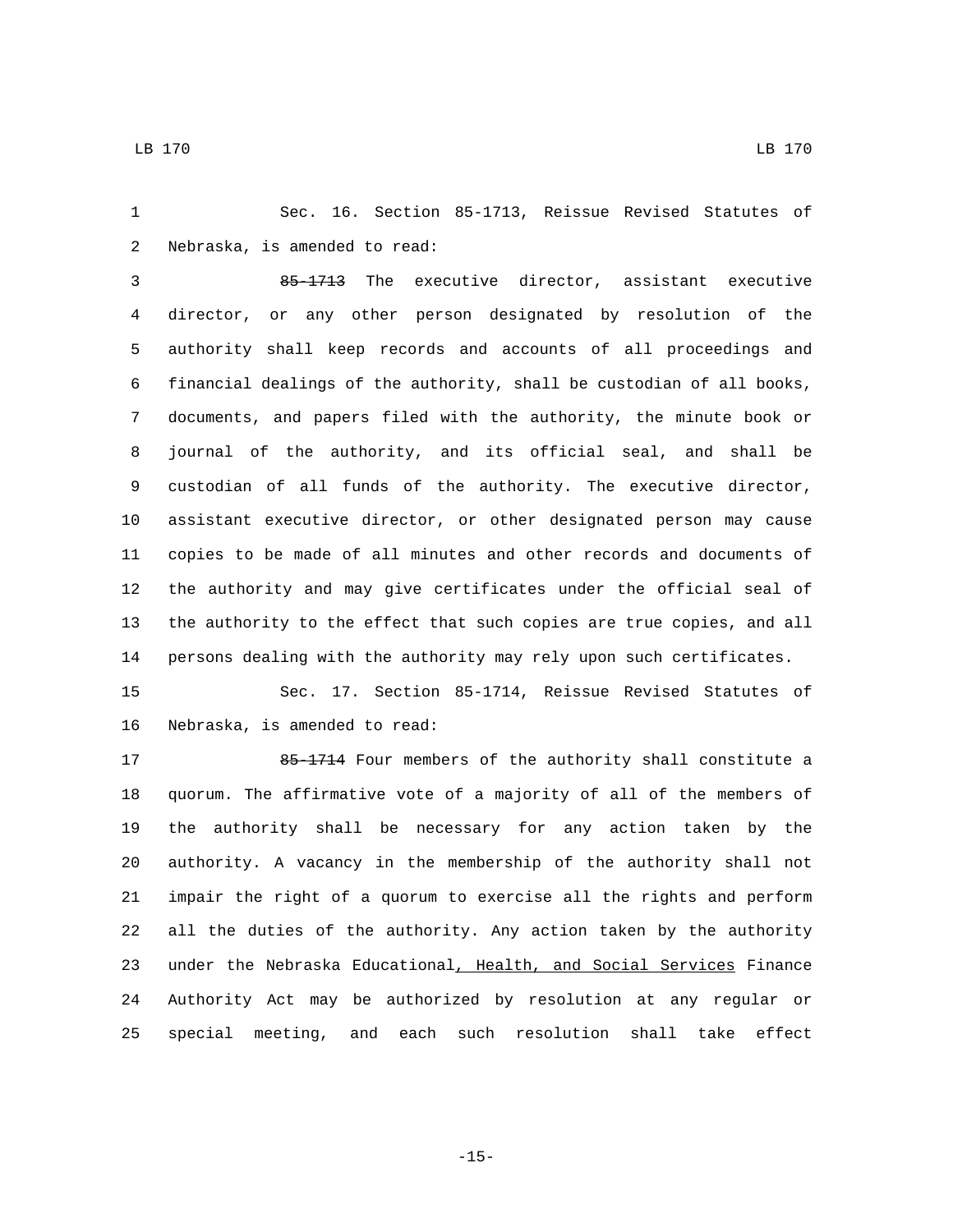Sec. 16. Section 85-1713, Reissue Revised Statutes of Nebraska, is amended to read:

~~85-1713~~ The executive director, assistant executive director, or any other person designated by resolution of the authority shall keep records and accounts of all proceedings and financial dealings of the authority, shall be custodian of all books, documents, and papers filed with the authority, the minute book or journal of the authority, and its official seal, and shall be custodian of all funds of the authority. The executive director, assistant executive director, or other designated person may cause copies to be made of all minutes and other records and documents of the authority and may give certificates under the official seal of the authority to the effect that such copies are true copies, and all persons dealing with the authority may rely upon such certificates.

Sec. 17. Section 85-1714, Reissue Revised Statutes of Nebraska, is amended to read:

~~85-1714~~ Four members of the authority shall constitute a quorum. The affirmative vote of a majority of all of the members of the authority shall be necessary for any action taken by the authority. A vacancy in the membership of the authority shall not impair the right of a quorum to exercise all the rights and perform all the duties of the authority. Any action taken by the authority under the Nebraska Educational<u>, Health, and Social Services</u> Finance Authority Act may be authorized by resolution at any regular or special meeting, and each such resolution shall take effect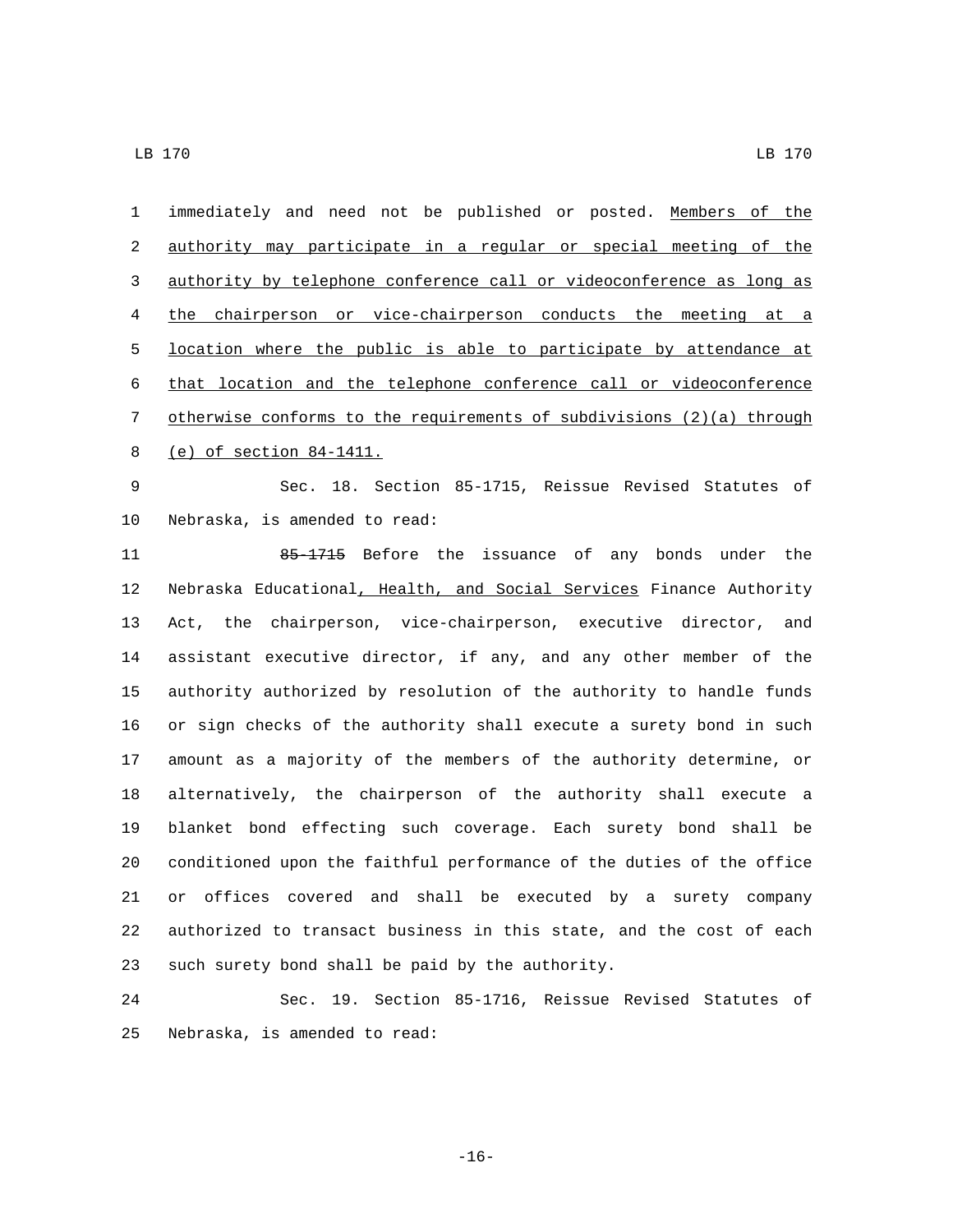immediately and need not be published or posted. Members of the authority may participate in a regular or special meeting of the authority by telephone conference call or videoconference as long as the chairperson or vice-chairperson conducts the meeting at a location where the public is able to participate by attendance at that location and the telephone conference call or videoconference otherwise conforms to the requirements of subdivisions (2)(a) through (e) of section 84-1411.

Sec. 18. Section 85-1715, Reissue Revised Statutes of Nebraska, is amended to read:

~~85-1715~~ Before the issuance of any bonds under the Nebraska Educational, Health, and Social Services Finance Authority Act, the chairperson, vice-chairperson, executive director, and assistant executive director, if any, and any other member of the authority authorized by resolution of the authority to handle funds or sign checks of the authority shall execute a surety bond in such amount as a majority of the members of the authority determine, or alternatively, the chairperson of the authority shall execute a blanket bond effecting such coverage. Each surety bond shall be conditioned upon the faithful performance of the duties of the office or offices covered and shall be executed by a surety company authorized to transact business in this state, and the cost of each such surety bond shall be paid by the authority.

Sec. 19. Section 85-1716, Reissue Revised Statutes of Nebraska, is amended to read: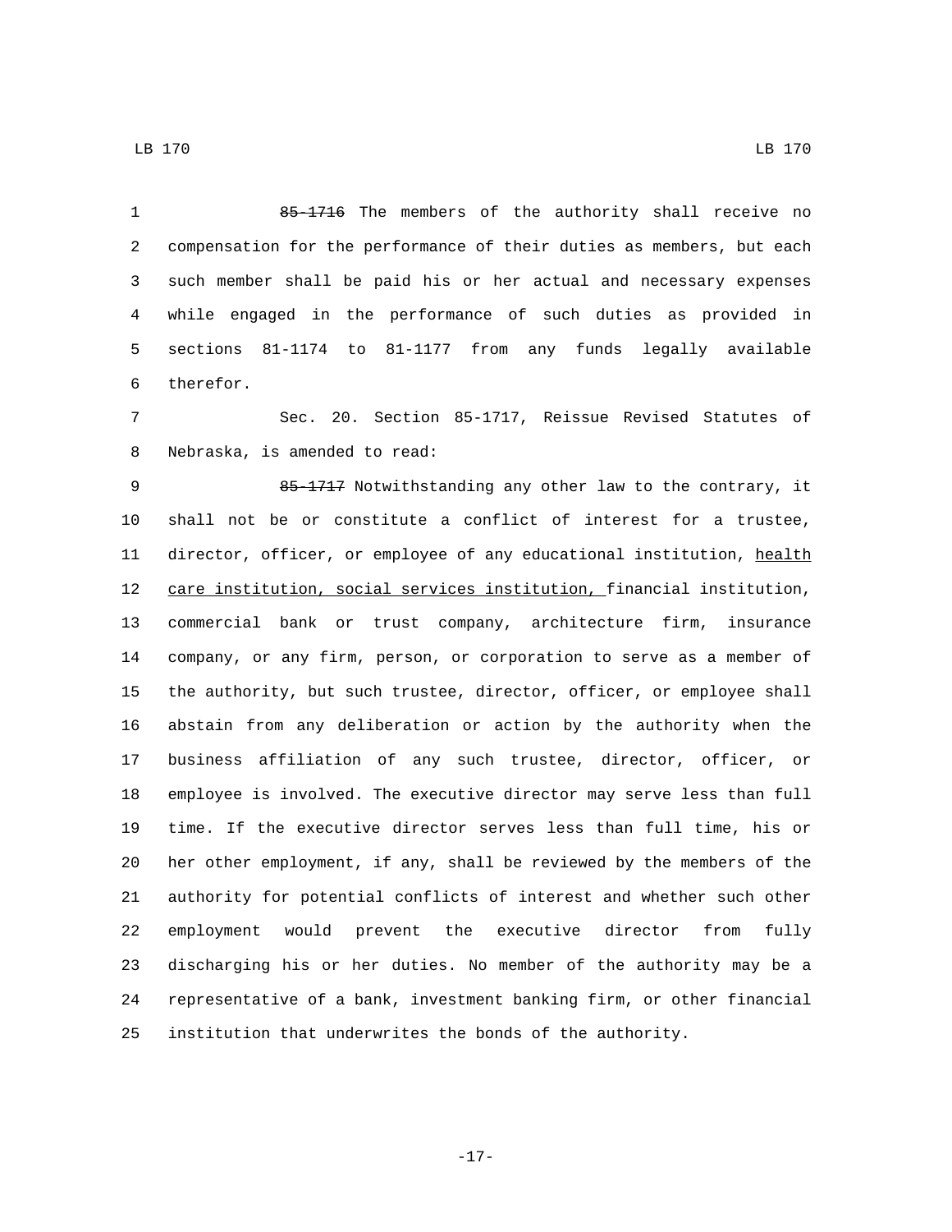~~85-1716~~ The members of the authority shall receive no compensation for the performance of their duties as members, but each such member shall be paid his or her actual and necessary expenses while engaged in the performance of such duties as provided in sections 81-1174 to 81-1177 from any funds legally available therefor.

Sec. 20. Section 85-1717, Reissue Revised Statutes of Nebraska, is amended to read:

~~85-1717~~ Notwithstanding any other law to the contrary, it shall not be or constitute a conflict of interest for a trustee, director, officer, or employee of any educational institution, <u>health care institution, social services institution,</u> financial institution, commercial bank or trust company, architecture firm, insurance company, or any firm, person, or corporation to serve as a member of the authority, but such trustee, director, officer, or employee shall abstain from any deliberation or action by the authority when the business affiliation of any such trustee, director, officer, or employee is involved. The executive director may serve less than full time. If the executive director serves less than full time, his or her other employment, if any, shall be reviewed by the members of the authority for potential conflicts of interest and whether such other employment would prevent the executive director from fully discharging his or her duties. No member of the authority may be a representative of a bank, investment banking firm, or other financial institution that underwrites the bonds of the authority.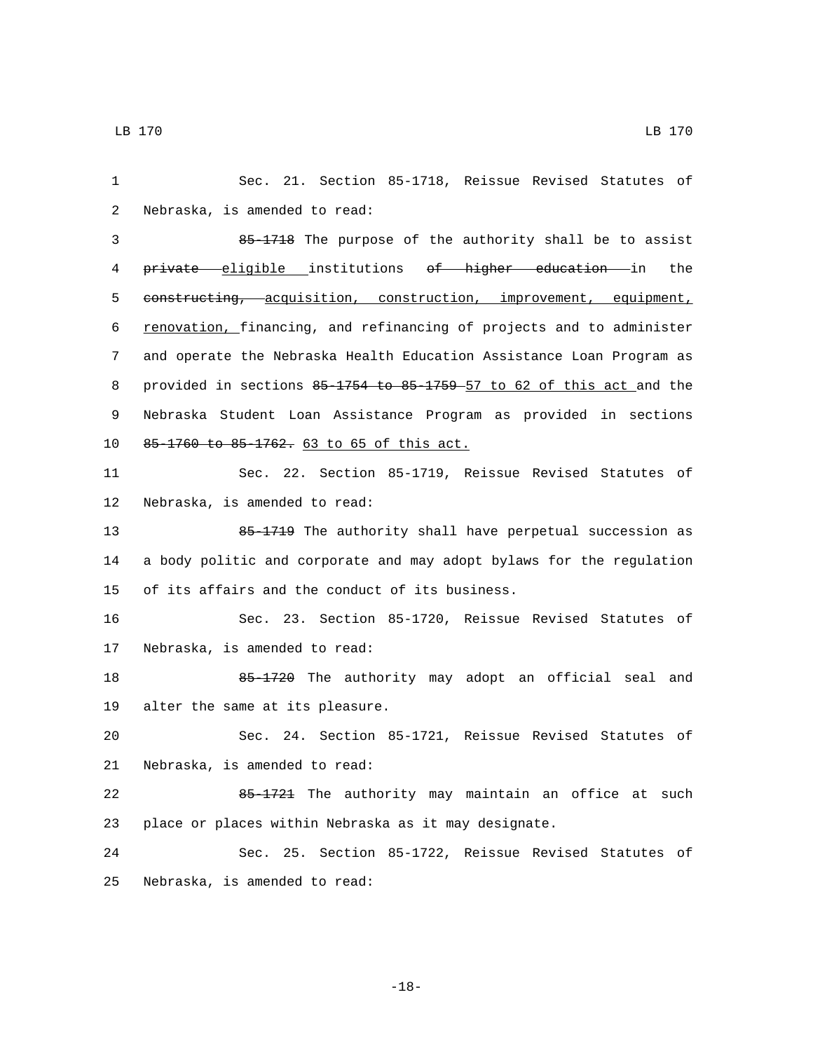Sec. 21. Section 85-1718, Reissue Revised Statutes of Nebraska, is amended to read:

~~85-1718~~ The purpose of the authority shall be to assist ~~private~~ eligible institutions ~~of higher education~~ in the ~~constructing,~~ acquisition, construction, improvement, equipment, renovation, financing, and refinancing of projects and to administer and operate the Nebraska Health Education Assistance Loan Program as provided in sections ~~85-1754 to 85-1759~~ 57 to 62 of this act and the Nebraska Student Loan Assistance Program as provided in sections ~~85-1760 to 85-1762.~~ 63 to 65 of this act.

Sec. 22. Section 85-1719, Reissue Revised Statutes of Nebraska, is amended to read:

~~85-1719~~ The authority shall have perpetual succession as a body politic and corporate and may adopt bylaws for the regulation of its affairs and the conduct of its business.

Sec. 23. Section 85-1720, Reissue Revised Statutes of Nebraska, is amended to read:

~~85-1720~~ The authority may adopt an official seal and alter the same at its pleasure.

Sec. 24. Section 85-1721, Reissue Revised Statutes of Nebraska, is amended to read:

~~85-1721~~ The authority may maintain an office at such place or places within Nebraska as it may designate.

Sec. 25. Section 85-1722, Reissue Revised Statutes of Nebraska, is amended to read: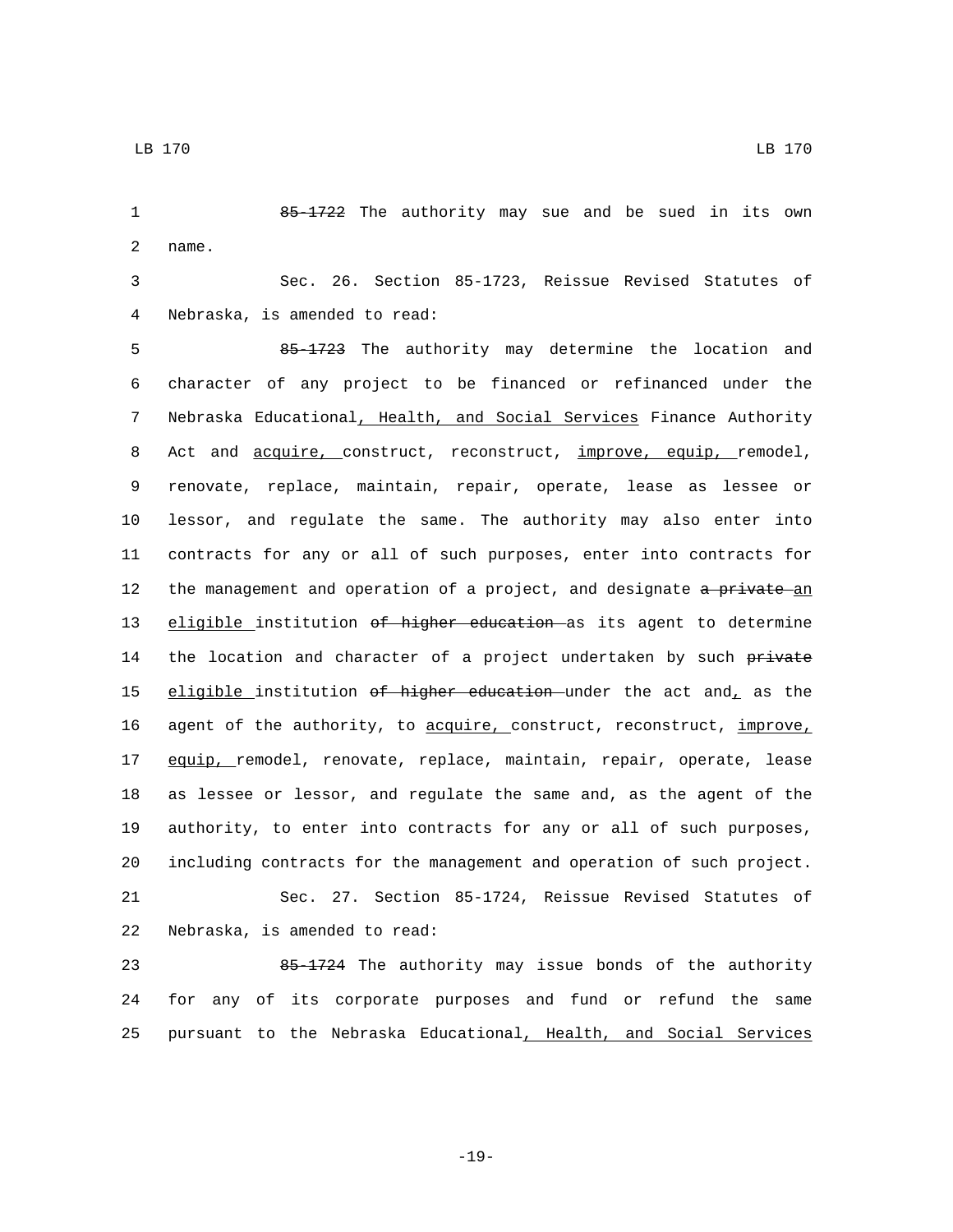~~85-1722~~ The authority may sue and be sued in its own name.

Sec. 26. Section 85-1723, Reissue Revised Statutes of Nebraska, is amended to read:

~~85-1723~~ The authority may determine the location and character of any project to be financed or refinanced under the Nebraska Educational<u>, Health, and Social Services</u> Finance Authority Act and <u>acquire,</u> construct, reconstruct, <u>improve, equip,</u> remodel, renovate, replace, maintain, repair, operate, lease as lessee or lessor, and regulate the same. The authority may also enter into contracts for any or all of such purposes, enter into contracts for the management and operation of a project, and designate ~~a private~~ <u>an eligible</u> institution ~~of higher education~~ as its agent to determine the location and character of a project undertaken by such ~~private~~ <u>eligible</u> institution ~~of higher education~~ under the act and<u>,</u> as the agent of the authority, to <u>acquire,</u> construct, reconstruct, <u>improve, equip,</u> remodel, renovate, replace, maintain, repair, operate, lease as lessee or lessor, and regulate the same and, as the agent of the authority, to enter into contracts for any or all of such purposes, including contracts for the management and operation of such project.

Sec. 27. Section 85-1724, Reissue Revised Statutes of Nebraska, is amended to read:

~~85-1724~~ The authority may issue bonds of the authority for any of its corporate purposes and fund or refund the same pursuant to the Nebraska Educational<u>, Health, and Social Services</u>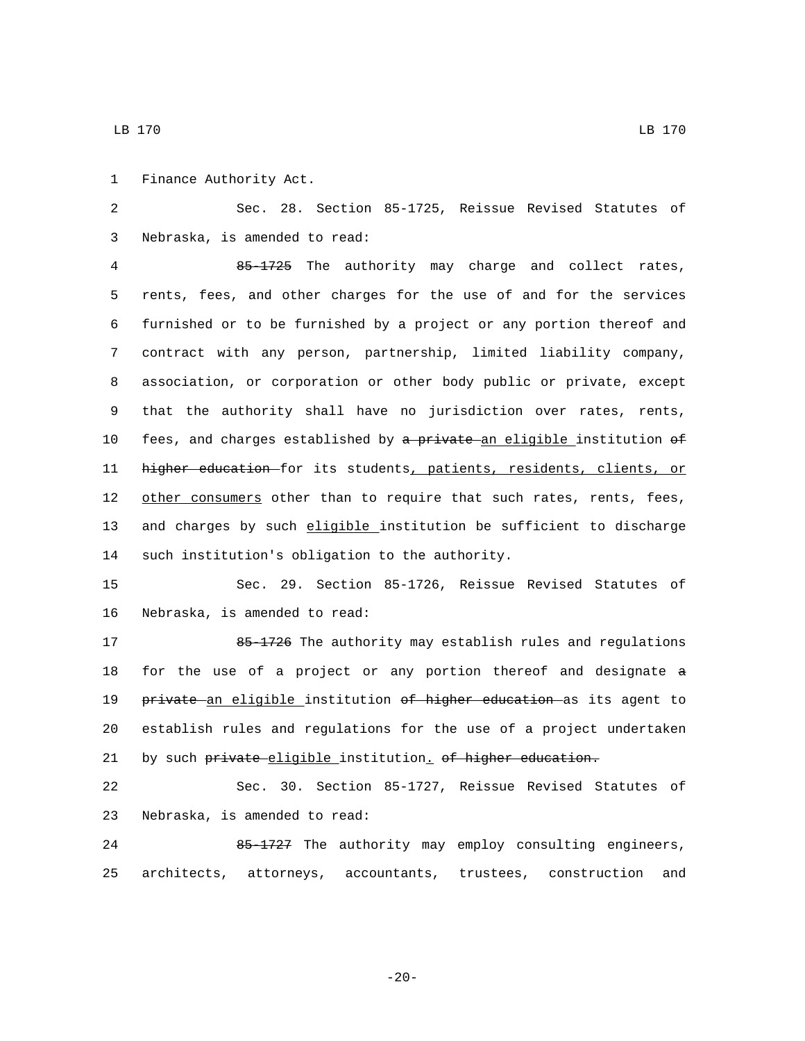Finance Authority Act.

Sec. 28. Section 85-1725, Reissue Revised Statutes of Nebraska, is amended to read:

~~85-1725~~ The authority may charge and collect rates, rents, fees, and other charges for the use of and for the services furnished or to be furnished by a project or any portion thereof and contract with any person, partnership, limited liability company, association, or corporation or other body public or private, except that the authority shall have no jurisdiction over rates, rents, fees, and charges established by ~~a private~~ <u>an eligible</u> institution ~~of higher education~~ for its students<u>, patients, residents, clients, or other consumers</u> other than to require that such rates, rents, fees, and charges by such <u>eligible</u> institution be sufficient to discharge such institution's obligation to the authority.

Sec. 29. Section 85-1726, Reissue Revised Statutes of Nebraska, is amended to read:

~~85-1726~~ The authority may establish rules and regulations for the use of a project or any portion thereof and designate ~~a private~~ <u>an eligible</u> institution ~~of higher education~~ as its agent to establish rules and regulations for the use of a project undertaken by such ~~private~~ <u>eligible</u> institution<u>.</u> ~~of higher education.~~

Sec. 30. Section 85-1727, Reissue Revised Statutes of Nebraska, is amended to read:

~~85-1727~~ The authority may employ consulting engineers, architects, attorneys, accountants, trustees, construction and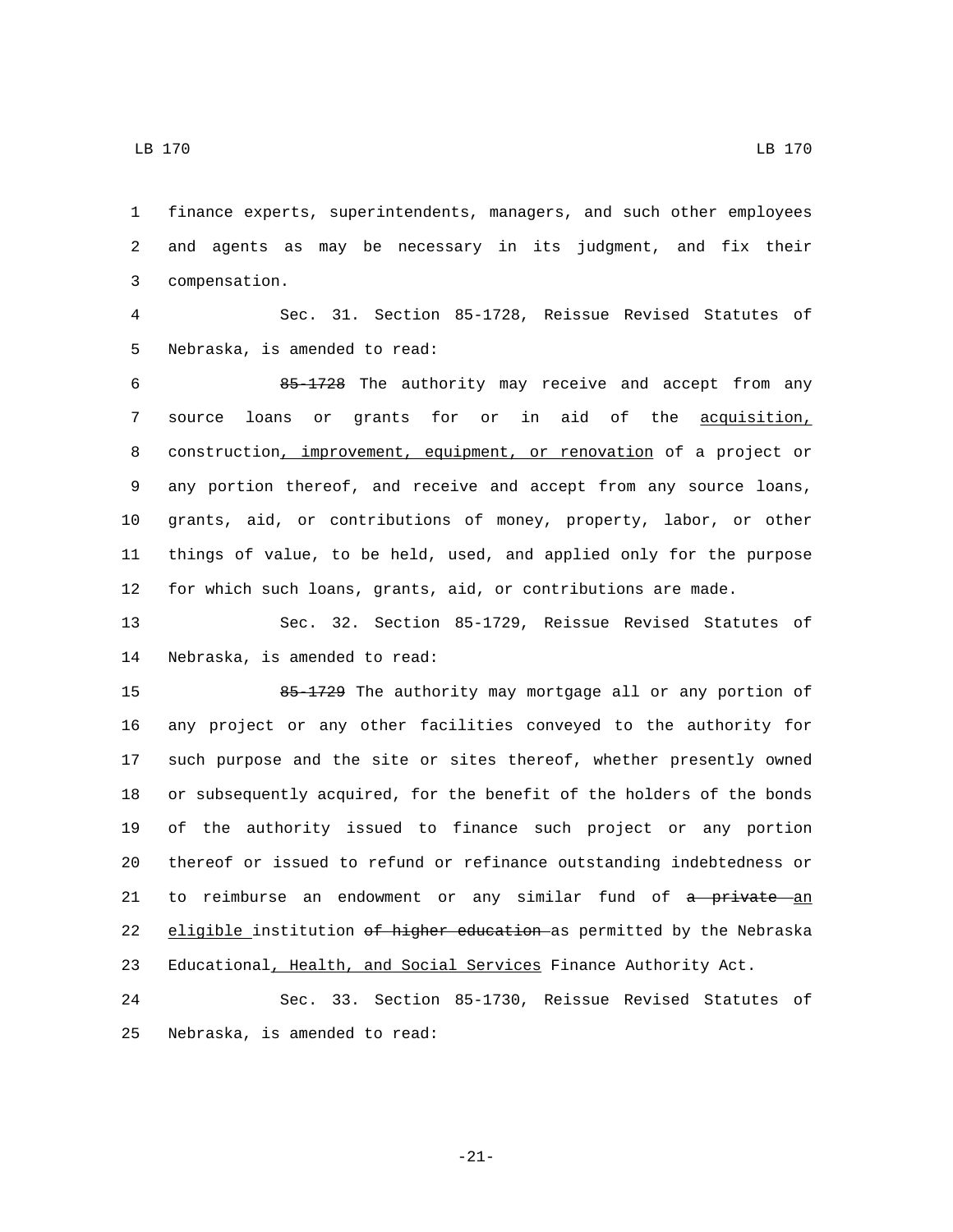finance experts, superintendents, managers, and such other employees and agents as may be necessary in its judgment, and fix their compensation.

Sec. 31. Section 85-1728, Reissue Revised Statutes of Nebraska, is amended to read:

~~85-1728~~ The authority may receive and accept from any source loans or grants for or in aid of the acquisition, construction, improvement, equipment, or renovation of a project or any portion thereof, and receive and accept from any source loans, grants, aid, or contributions of money, property, labor, or other things of value, to be held, used, and applied only for the purpose for which such loans, grants, aid, or contributions are made.

Sec. 32. Section 85-1729, Reissue Revised Statutes of Nebraska, is amended to read:

~~85-1729~~ The authority may mortgage all or any portion of any project or any other facilities conveyed to the authority for such purpose and the site or sites thereof, whether presently owned or subsequently acquired, for the benefit of the holders of the bonds of the authority issued to finance such project or any portion thereof or issued to refund or refinance outstanding indebtedness or to reimburse an endowment or any similar fund of ~~a private~~ an eligible institution ~~of higher education~~ as permitted by the Nebraska Educational, Health, and Social Services Finance Authority Act.

Sec. 33. Section 85-1730, Reissue Revised Statutes of Nebraska, is amended to read: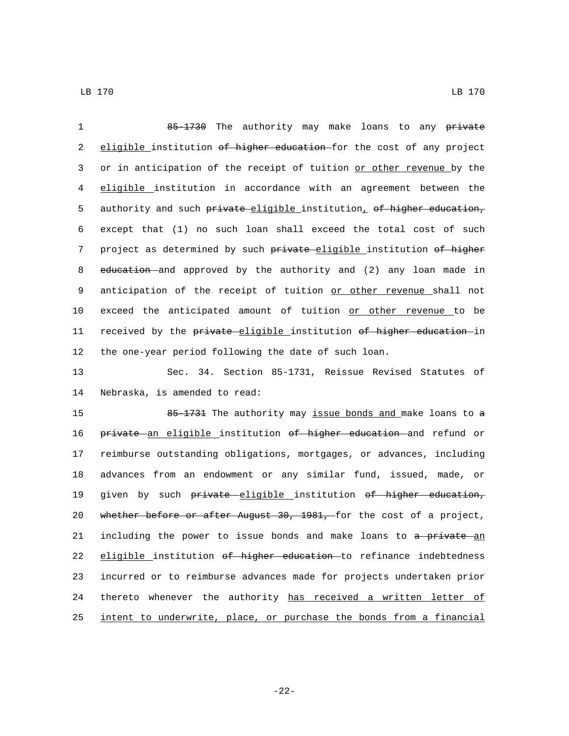85-1730 The authority may make loans to any ~~private~~ eligible institution ~~of higher education~~ for the cost of any project or in anticipation of the receipt of tuition or other revenue by the eligible institution in accordance with an agreement between the authority and such ~~private~~ eligible institution, ~~of higher education,~~ except that (1) no such loan shall exceed the total cost of such project as determined by such ~~private~~ eligible institution ~~of higher education~~ and approved by the authority and (2) any loan made in anticipation of the receipt of tuition or other revenue shall not exceed the anticipated amount of tuition or other revenue to be received by the ~~private~~ eligible institution ~~of higher education~~ in the one-year period following the date of such loan.

Sec. 34. Section 85-1731, Reissue Revised Statutes of Nebraska, is amended to read:

85-1731 The authority may issue bonds and make loans to ~~a private~~ an eligible institution ~~of higher education~~ and refund or reimburse outstanding obligations, mortgages, or advances, including advances from an endowment or any similar fund, issued, made, or given by such ~~private~~ eligible institution ~~of higher education, whether before or after August 30, 1981,~~ for the cost of a project, including the power to issue bonds and make loans to ~~a private~~ an eligible institution ~~of higher education~~ to refinance indebtedness incurred or to reimburse advances made for projects undertaken prior thereto whenever the authority has received a written letter of intent to underwrite, place, or purchase the bonds from a financial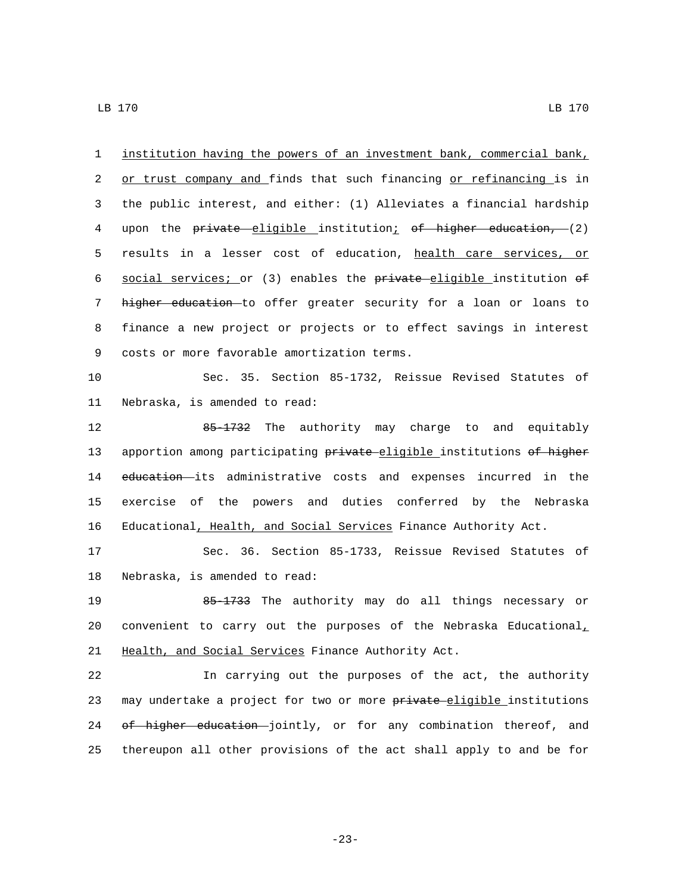institution having the powers of an investment bank, commercial bank, or trust company and finds that such financing or refinancing is in the public interest, and either: (1) Alleviates a financial hardship upon the ~~private~~ eligible institution; ~~of higher education,~~ (2) results in a lesser cost of education, health care services, or social services; or (3) enables the ~~private~~ eligible institution ~~of higher education~~ to offer greater security for a loan or loans to finance a new project or projects or to effect savings in interest costs or more favorable amortization terms.

Sec. 35. Section 85-1732, Reissue Revised Statutes of Nebraska, is amended to read:

~~85-1732~~ The authority may charge to and equitably apportion among participating ~~private~~ eligible institutions ~~of higher education~~ its administrative costs and expenses incurred in the exercise of the powers and duties conferred by the Nebraska Educational, Health, and Social Services Finance Authority Act.

Sec. 36. Section 85-1733, Reissue Revised Statutes of Nebraska, is amended to read:

~~85-1733~~ The authority may do all things necessary or convenient to carry out the purposes of the Nebraska Educational, Health, and Social Services Finance Authority Act.

In carrying out the purposes of the act, the authority may undertake a project for two or more ~~private~~ eligible institutions ~~of higher education~~ jointly, or for any combination thereof, and thereupon all other provisions of the act shall apply to and be for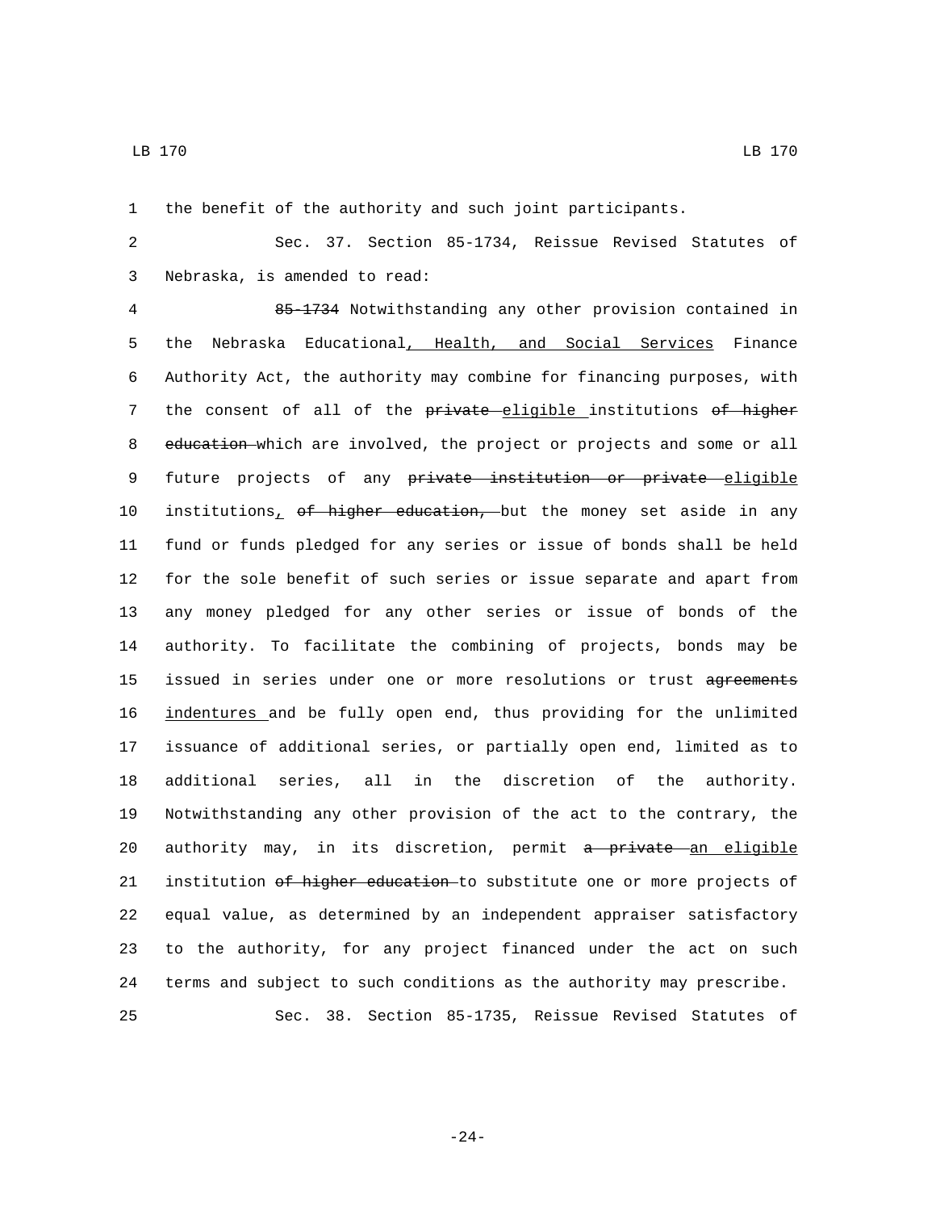the benefit of the authority and such joint participants.

Sec. 37. Section 85-1734, Reissue Revised Statutes of Nebraska, is amended to read:

~~85-1734~~ Notwithstanding any other provision contained in the Nebraska Educational, Health, and Social Services Finance Authority Act, the authority may combine for financing purposes, with the consent of all of the ~~private~~ eligible institutions ~~of higher education~~ which are involved, the project or projects and some or all future projects of any ~~private institution or private~~ eligible institutions, ~~of higher education,~~ but the money set aside in any fund or funds pledged for any series or issue of bonds shall be held for the sole benefit of such series or issue separate and apart from any money pledged for any other series or issue of bonds of the authority. To facilitate the combining of projects, bonds may be issued in series under one or more resolutions or trust ~~agreements~~ indentures and be fully open end, thus providing for the unlimited issuance of additional series, or partially open end, limited as to additional series, all in the discretion of the authority. Notwithstanding any other provision of the act to the contrary, the authority may, in its discretion, permit ~~a private~~ an eligible institution ~~of higher education~~ to substitute one or more projects of equal value, as determined by an independent appraiser satisfactory to the authority, for any project financed under the act on such terms and subject to such conditions as the authority may prescribe.

Sec. 38. Section 85-1735, Reissue Revised Statutes of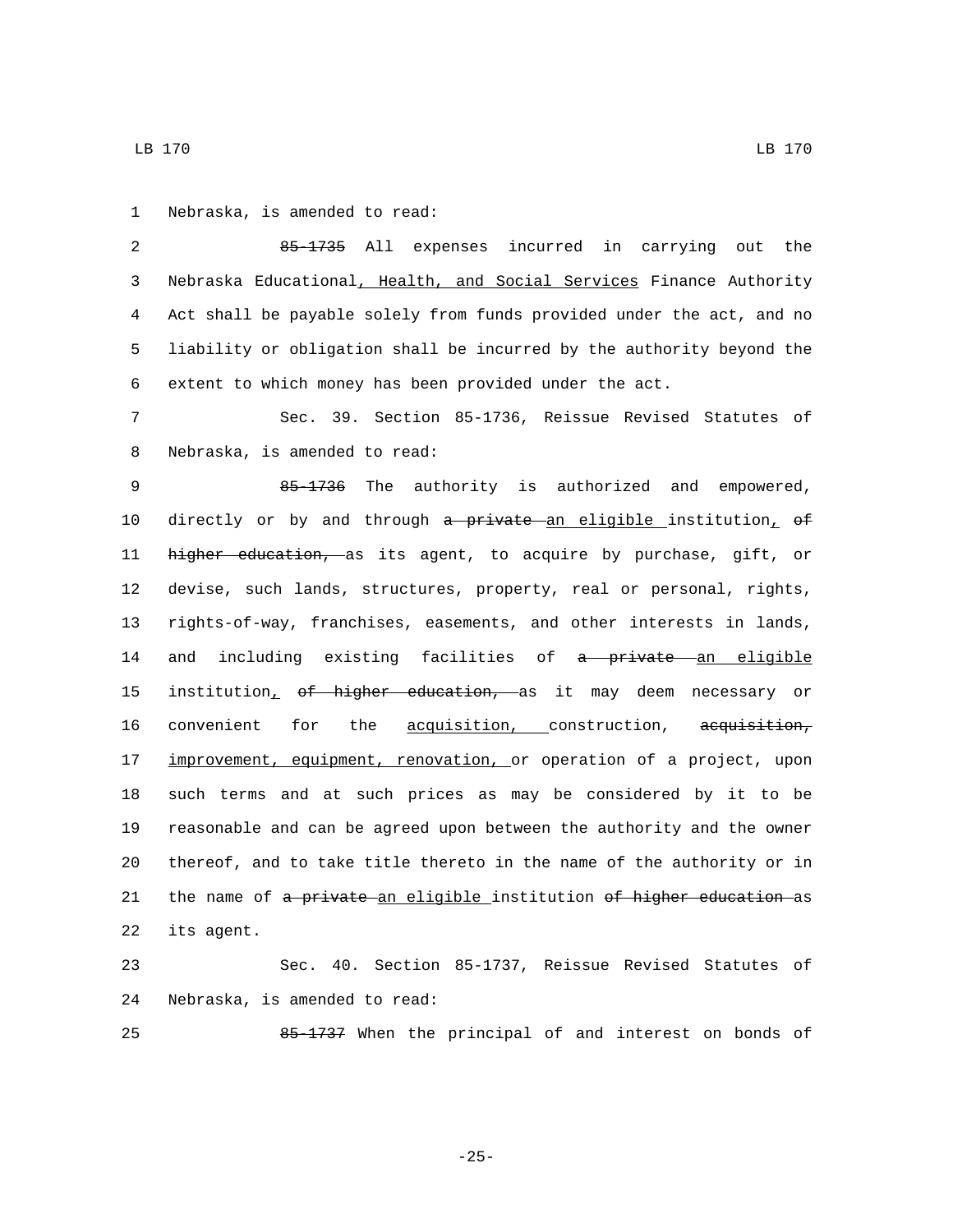Nebraska, is amended to read:

85-1735 All expenses incurred in carrying out the Nebraska Educational, Health, and Social Services Finance Authority Act shall be payable solely from funds provided under the act, and no liability or obligation shall be incurred by the authority beyond the extent to which money has been provided under the act.

Sec. 39. Section 85-1736, Reissue Revised Statutes of Nebraska, is amended to read:

85-1736 The authority is authorized and empowered, directly or by and through a private an eligible institution, of higher education, as its agent, to acquire by purchase, gift, or devise, such lands, structures, property, real or personal, rights, rights-of-way, franchises, easements, and other interests in lands, and including existing facilities of a private an eligible institution, of higher education, as it may deem necessary or convenient for the acquisition, construction, acquisition, improvement, equipment, renovation, or operation of a project, upon such terms and at such prices as may be considered by it to be reasonable and can be agreed upon between the authority and the owner thereof, and to take title thereto in the name of the authority or in the name of a private an eligible institution of higher education as its agent.

Sec. 40. Section 85-1737, Reissue Revised Statutes of Nebraska, is amended to read:

85-1737 When the principal of and interest on bonds of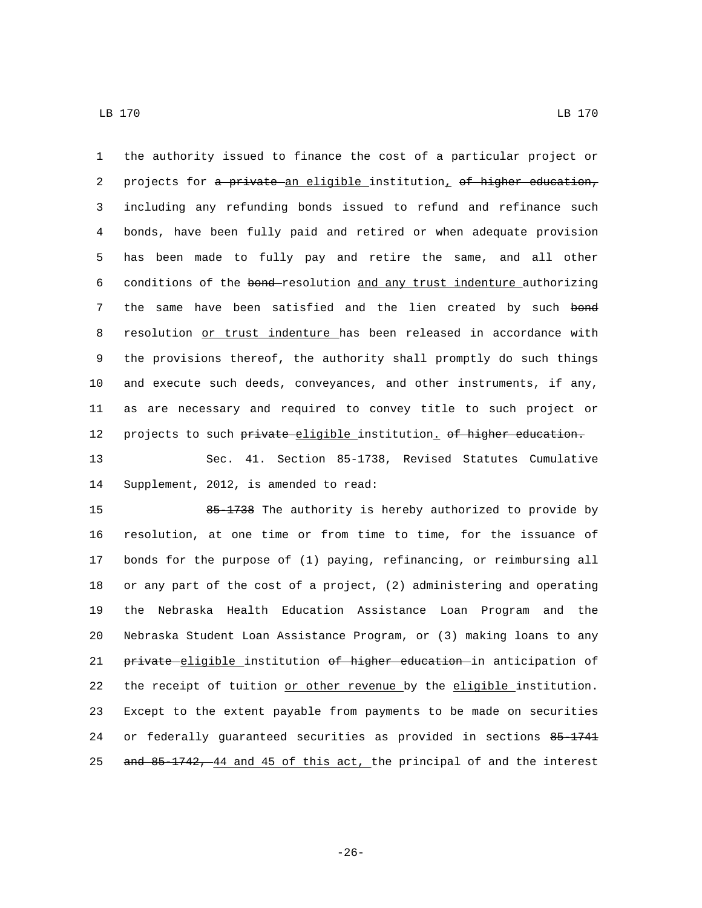1 the authority issued to finance the cost of a particular project or
2 projects for ~~a private~~ an eligible institution, ~~of higher education,~~
3 including any refunding bonds issued to refund and refinance such
4 bonds, have been fully paid and retired or when adequate provision
5 has been made to fully pay and retire the same, and all other
6 conditions of the ~~bond~~ resolution and any trust indenture authorizing
7 the same have been satisfied and the lien created by such ~~bond~~
8 resolution or trust indenture has been released in accordance with
9 the provisions thereof, the authority shall promptly do such things
10 and execute such deeds, conveyances, and other instruments, if any,
11 as are necessary and required to convey title to such project or
12 projects to such ~~private~~ eligible institution. ~~of higher education.~~

13 Sec. 41. Section 85-1738, Revised Statutes Cumulative
14 Supplement, 2012, is amended to read:

15 ~~85-1738~~ The authority is hereby authorized to provide by
16 resolution, at one time or from time to time, for the issuance of
17 bonds for the purpose of (1) paying, refinancing, or reimbursing all
18 or any part of the cost of a project, (2) administering and operating
19 the Nebraska Health Education Assistance Loan Program and the
20 Nebraska Student Loan Assistance Program, or (3) making loans to any
21 ~~private~~ eligible institution ~~of higher education~~ in anticipation of
22 the receipt of tuition or other revenue by the eligible institution.
23 Except to the extent payable from payments to be made on securities
24 or federally guaranteed securities as provided in sections ~~85-1741~~
25 ~~and 85-1742,~~ 44 and 45 of this act, the principal of and the interest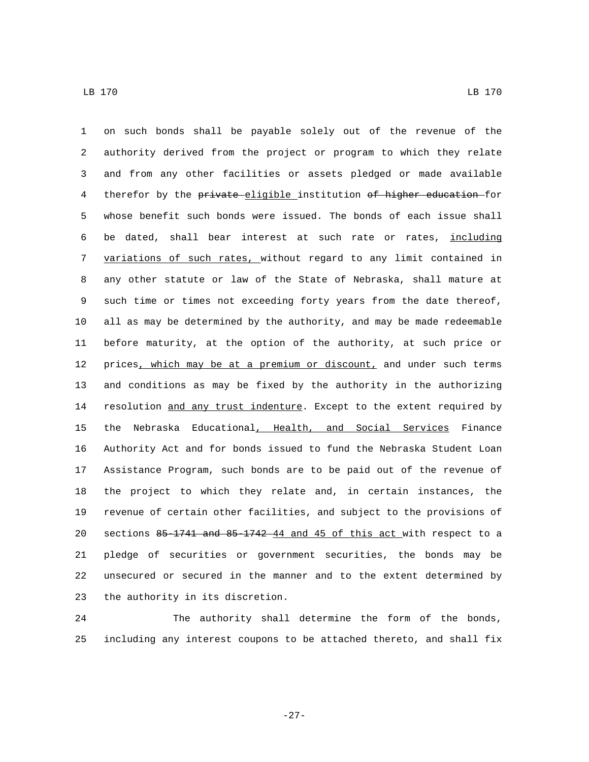on such bonds shall be payable solely out of the revenue of the authority derived from the project or program to which they relate and from any other facilities or assets pledged or made available therefor by the ~~private~~ eligible institution ~~of higher education~~ for whose benefit such bonds were issued. The bonds of each issue shall be dated, shall bear interest at such rate or rates, including variations of such rates, without regard to any limit contained in any other statute or law of the State of Nebraska, shall mature at such time or times not exceeding forty years from the date thereof, all as may be determined by the authority, and may be made redeemable before maturity, at the option of the authority, at such price or prices, which may be at a premium or discount, and under such terms and conditions as may be fixed by the authority in the authorizing resolution and any trust indenture. Except to the extent required by the Nebraska Educational, Health, and Social Services Finance Authority Act and for bonds issued to fund the Nebraska Student Loan Assistance Program, such bonds are to be paid out of the revenue of the project to which they relate and, in certain instances, the revenue of certain other facilities, and subject to the provisions of sections ~~85-1741 and 85-1742~~ 44 and 45 of this act with respect to a pledge of securities or government securities, the bonds may be unsecured or secured in the manner and to the extent determined by the authority in its discretion.

The authority shall determine the form of the bonds, including any interest coupons to be attached thereto, and shall fix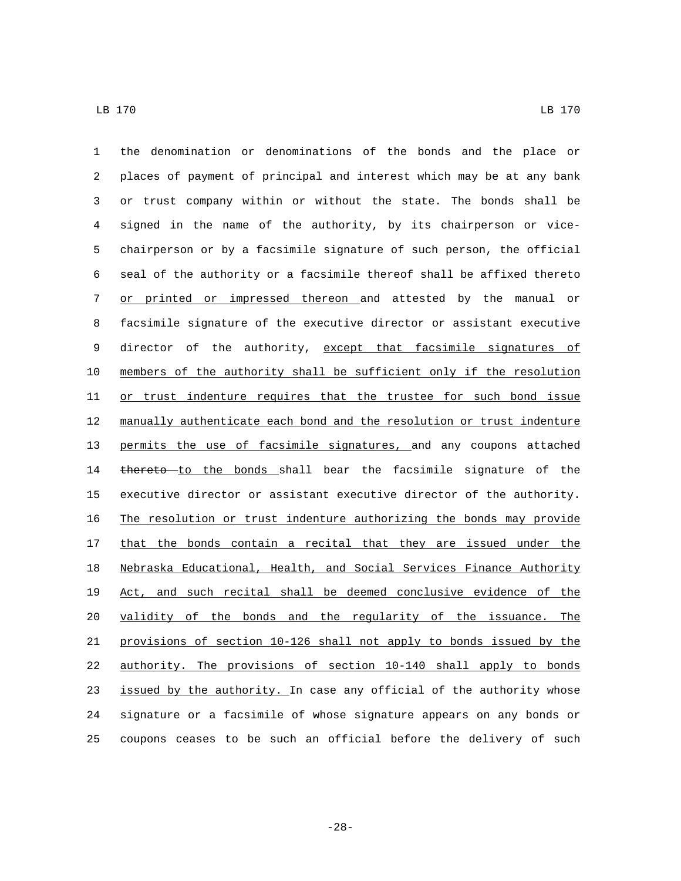the denomination or denominations of the bonds and the place or places of payment of principal and interest which may be at any bank or trust company within or without the state. The bonds shall be signed in the name of the authority, by its chairperson or vice-chairperson or by a facsimile signature of such person, the official seal of the authority or a facsimile thereof shall be affixed thereto or printed or impressed thereon and attested by the manual or facsimile signature of the executive director or assistant executive director of the authority, except that facsimile signatures of members of the authority shall be sufficient only if the resolution or trust indenture requires that the trustee for such bond issue manually authenticate each bond and the resolution or trust indenture permits the use of facsimile signatures, and any coupons attached ~~thereto~~ to the bonds shall bear the facsimile signature of the executive director or assistant executive director of the authority. The resolution or trust indenture authorizing the bonds may provide that the bonds contain a recital that they are issued under the Nebraska Educational, Health, and Social Services Finance Authority Act, and such recital shall be deemed conclusive evidence of the validity of the bonds and the regularity of the issuance. The provisions of section 10-126 shall not apply to bonds issued by the authority. The provisions of section 10-140 shall apply to bonds issued by the authority. In case any official of the authority whose signature or a facsimile of whose signature appears on any bonds or coupons ceases to be such an official before the delivery of such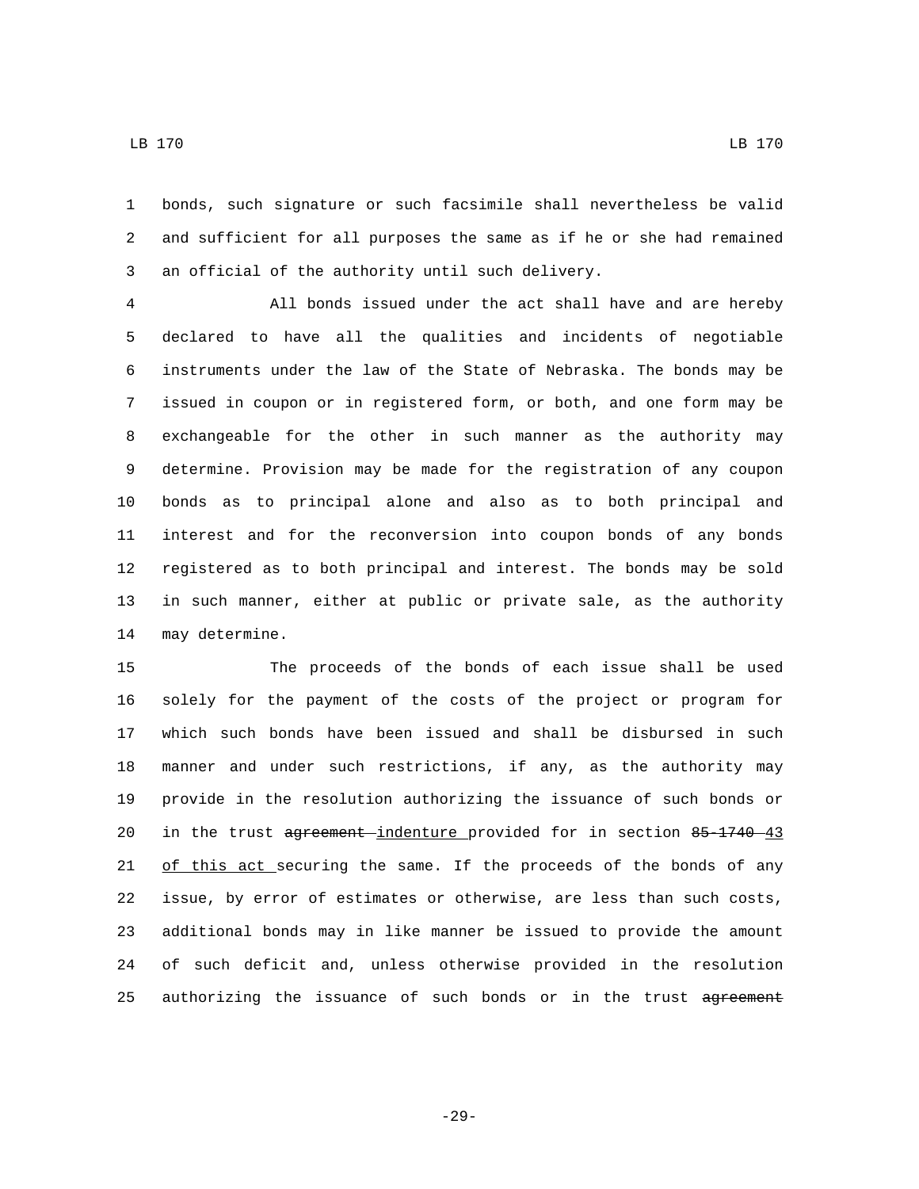bonds, such signature or such facsimile shall nevertheless be valid and sufficient for all purposes the same as if he or she had remained an official of the authority until such delivery.

All bonds issued under the act shall have and are hereby declared to have all the qualities and incidents of negotiable instruments under the law of the State of Nebraska. The bonds may be issued in coupon or in registered form, or both, and one form may be exchangeable for the other in such manner as the authority may determine. Provision may be made for the registration of any coupon bonds as to principal alone and also as to both principal and interest and for the reconversion into coupon bonds of any bonds registered as to both principal and interest. The bonds may be sold in such manner, either at public or private sale, as the authority may determine.

The proceeds of the bonds of each issue shall be used solely for the payment of the costs of the project or program for which such bonds have been issued and shall be disbursed in such manner and under such restrictions, if any, as the authority may provide in the resolution authorizing the issuance of such bonds or in the trust ~~agreement~~ indenture provided for in section ~~85-1740~~ 43 of this act securing the same. If the proceeds of the bonds of any issue, by error of estimates or otherwise, are less than such costs, additional bonds may in like manner be issued to provide the amount of such deficit and, unless otherwise provided in the resolution authorizing the issuance of such bonds or in the trust ~~agreement~~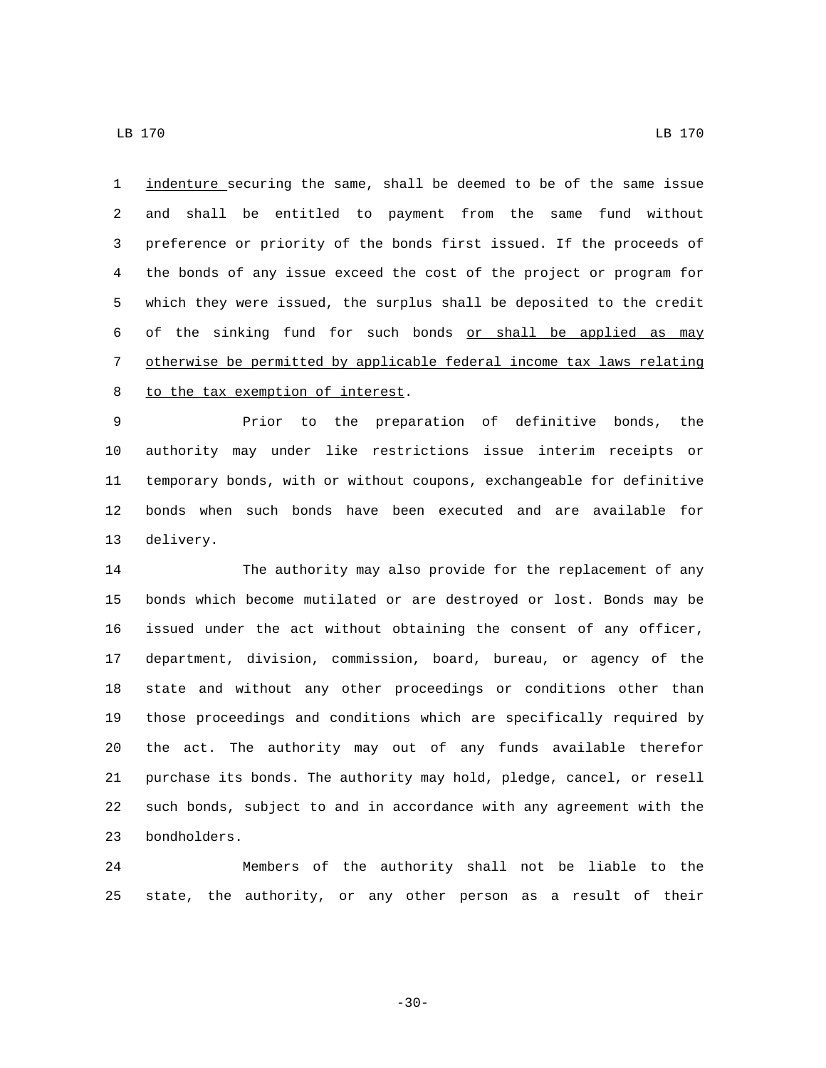indenture securing the same, shall be deemed to be of the same issue and shall be entitled to payment from the same fund without preference or priority of the bonds first issued. If the proceeds of the bonds of any issue exceed the cost of the project or program for which they were issued, the surplus shall be deposited to the credit of the sinking fund for such bonds or shall be applied as may otherwise be permitted by applicable federal income tax laws relating to the tax exemption of interest.

Prior to the preparation of definitive bonds, the authority may under like restrictions issue interim receipts or temporary bonds, with or without coupons, exchangeable for definitive bonds when such bonds have been executed and are available for delivery.

The authority may also provide for the replacement of any bonds which become mutilated or are destroyed or lost. Bonds may be issued under the act without obtaining the consent of any officer, department, division, commission, board, bureau, or agency of the state and without any other proceedings or conditions other than those proceedings and conditions which are specifically required by the act. The authority may out of any funds available therefor purchase its bonds. The authority may hold, pledge, cancel, or resell such bonds, subject to and in accordance with any agreement with the bondholders.

Members of the authority shall not be liable to the state, the authority, or any other person as a result of their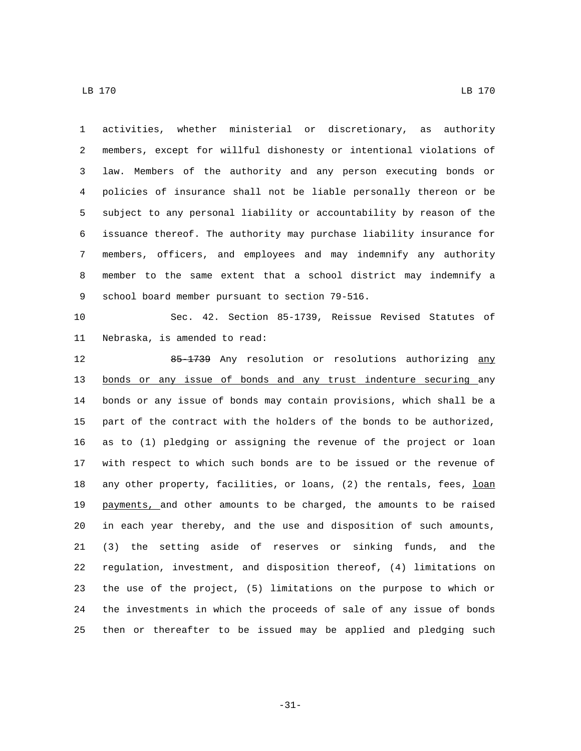activities, whether ministerial or discretionary, as authority members, except for willful dishonesty or intentional violations of law. Members of the authority and any person executing bonds or policies of insurance shall not be liable personally thereon or be subject to any personal liability or accountability by reason of the issuance thereof. The authority may purchase liability insurance for members, officers, and employees and may indemnify any authority member to the same extent that a school district may indemnify a school board member pursuant to section 79-516.

Sec. 42. Section 85-1739, Reissue Revised Statutes of Nebraska, is amended to read:

~~85-1739~~ Any resolution or resolutions authorizing any bonds or any issue of bonds and any trust indenture securing any bonds or any issue of bonds may contain provisions, which shall be a part of the contract with the holders of the bonds to be authorized, as to (1) pledging or assigning the revenue of the project or loan with respect to which such bonds are to be issued or the revenue of any other property, facilities, or loans, (2) the rentals, fees, loan payments, and other amounts to be charged, the amounts to be raised in each year thereby, and the use and disposition of such amounts, (3) the setting aside of reserves or sinking funds, and the regulation, investment, and disposition thereof, (4) limitations on the use of the project, (5) limitations on the purpose to which or the investments in which the proceeds of sale of any issue of bonds then or thereafter to be issued may be applied and pledging such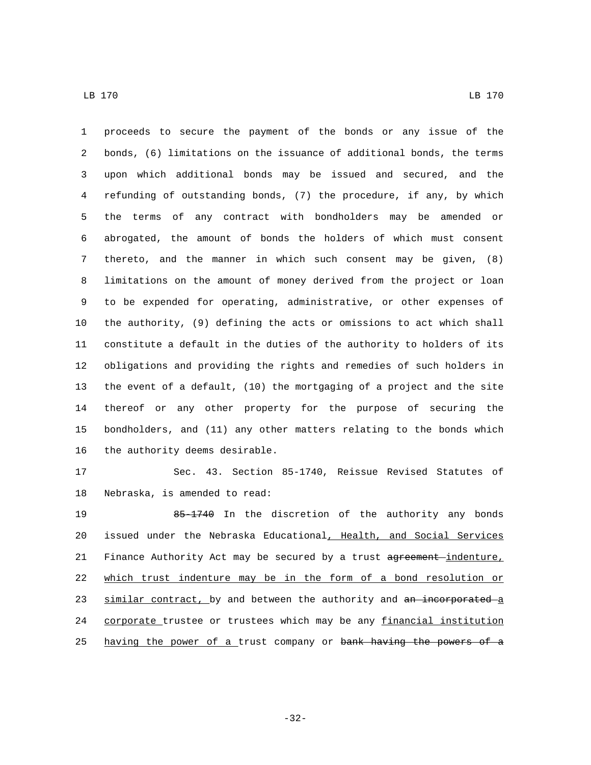proceeds to secure the payment of the bonds or any issue of the bonds, (6) limitations on the issuance of additional bonds, the terms upon which additional bonds may be issued and secured, and the refunding of outstanding bonds, (7) the procedure, if any, by which the terms of any contract with bondholders may be amended or abrogated, the amount of bonds the holders of which must consent thereto, and the manner in which such consent may be given, (8) limitations on the amount of money derived from the project or loan to be expended for operating, administrative, or other expenses of the authority, (9) defining the acts or omissions to act which shall constitute a default in the duties of the authority to holders of its obligations and providing the rights and remedies of such holders in the event of a default, (10) the mortgaging of a project and the site thereof or any other property for the purpose of securing the bondholders, and (11) any other matters relating to the bonds which the authority deems desirable.

Sec. 43. Section 85-1740, Reissue Revised Statutes of Nebraska, is amended to read:

~~85-1740~~ In the discretion of the authority any bonds issued under the Nebraska Educational, Health, and Social Services Finance Authority Act may be secured by a trust ~~agreement~~ indenture, which trust indenture may be in the form of a bond resolution or similar contract, by and between the authority and ~~an incorporated~~ a corporate trustee or trustees which may be any financial institution having the power of a trust company or ~~bank having the powers of a~~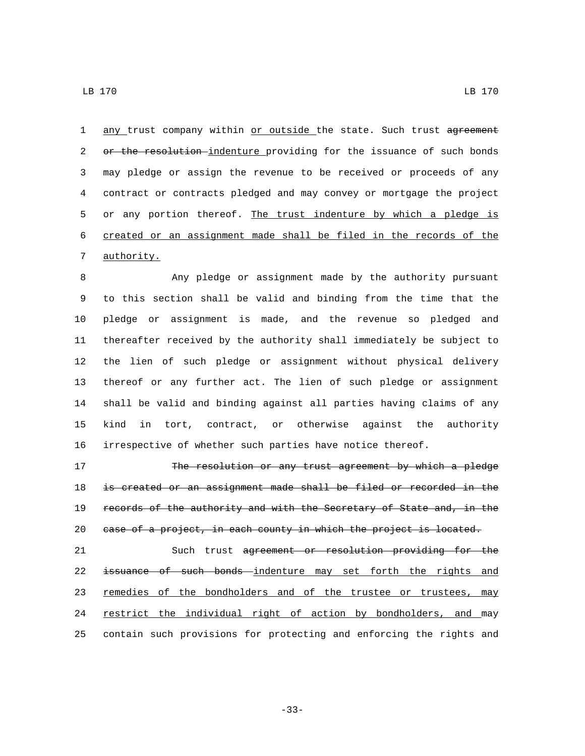any trust company within or outside the state. Such trust agreement or the resolution indenture providing for the issuance of such bonds may pledge or assign the revenue to be received or proceeds of any contract or contracts pledged and may convey or mortgage the project or any portion thereof. The trust indenture by which a pledge is created or an assignment made shall be filed in the records of the authority.

Any pledge or assignment made by the authority pursuant to this section shall be valid and binding from the time that the pledge or assignment is made, and the revenue so pledged and thereafter received by the authority shall immediately be subject to the lien of such pledge or assignment without physical delivery thereof or any further act. The lien of such pledge or assignment shall be valid and binding against all parties having claims of any kind in tort, contract, or otherwise against the authority irrespective of whether such parties have notice thereof.

~~The resolution or any trust agreement by which a pledge is created or an assignment made shall be filed or recorded in the records of the authority and with the Secretary of State and, in the case of a project, in each county in which the project is located.~~

Such trust ~~agreement or resolution providing for the issuance of such bonds~~ indenture may set forth the rights and remedies of the bondholders and of the trustee or trustees, may restrict the individual right of action by bondholders, and may contain such provisions for protecting and enforcing the rights and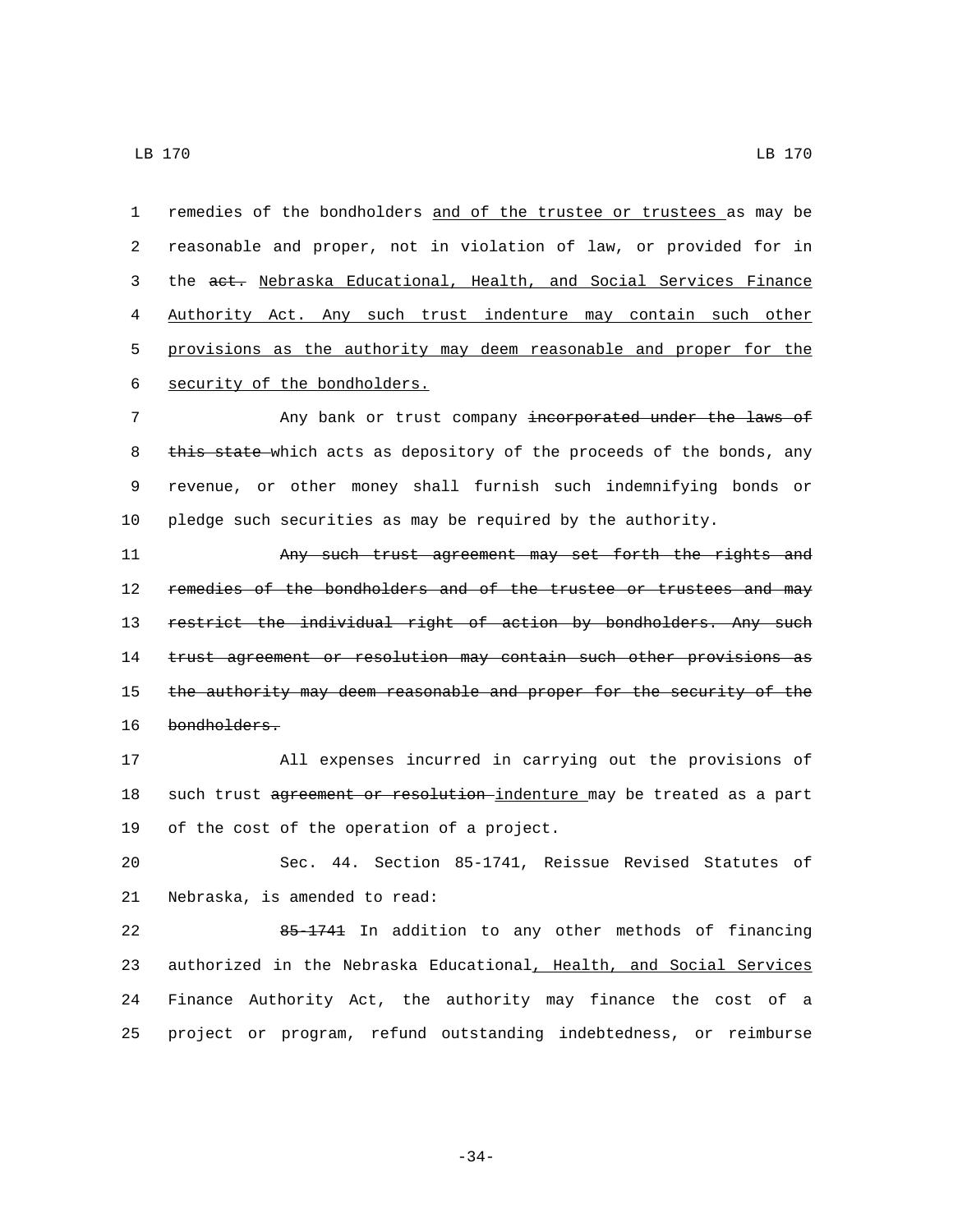remedies of the bondholders and of the trustee or trustees as may be reasonable and proper, not in violation of law, or provided for in the ~~act.~~ Nebraska Educational, Health, and Social Services Finance Authority Act. Any such trust indenture may contain such other provisions as the authority may deem reasonable and proper for the security of the bondholders.

Any bank or trust company ~~incorporated under the laws of this state~~ which acts as depository of the proceeds of the bonds, any revenue, or other money shall furnish such indemnifying bonds or pledge such securities as may be required by the authority.

~~Any such trust agreement may set forth the rights and remedies of the bondholders and of the trustee or trustees and may restrict the individual right of action by bondholders. Any such trust agreement or resolution may contain such other provisions as the authority may deem reasonable and proper for the security of the bondholders.~~

All expenses incurred in carrying out the provisions of such trust ~~agreement or resolution~~ indenture may be treated as a part of the cost of the operation of a project.

Sec. 44. Section 85-1741, Reissue Revised Statutes of Nebraska, is amended to read:

~~85-1741~~ In addition to any other methods of financing authorized in the Nebraska Educational, Health, and Social Services Finance Authority Act, the authority may finance the cost of a project or program, refund outstanding indebtedness, or reimburse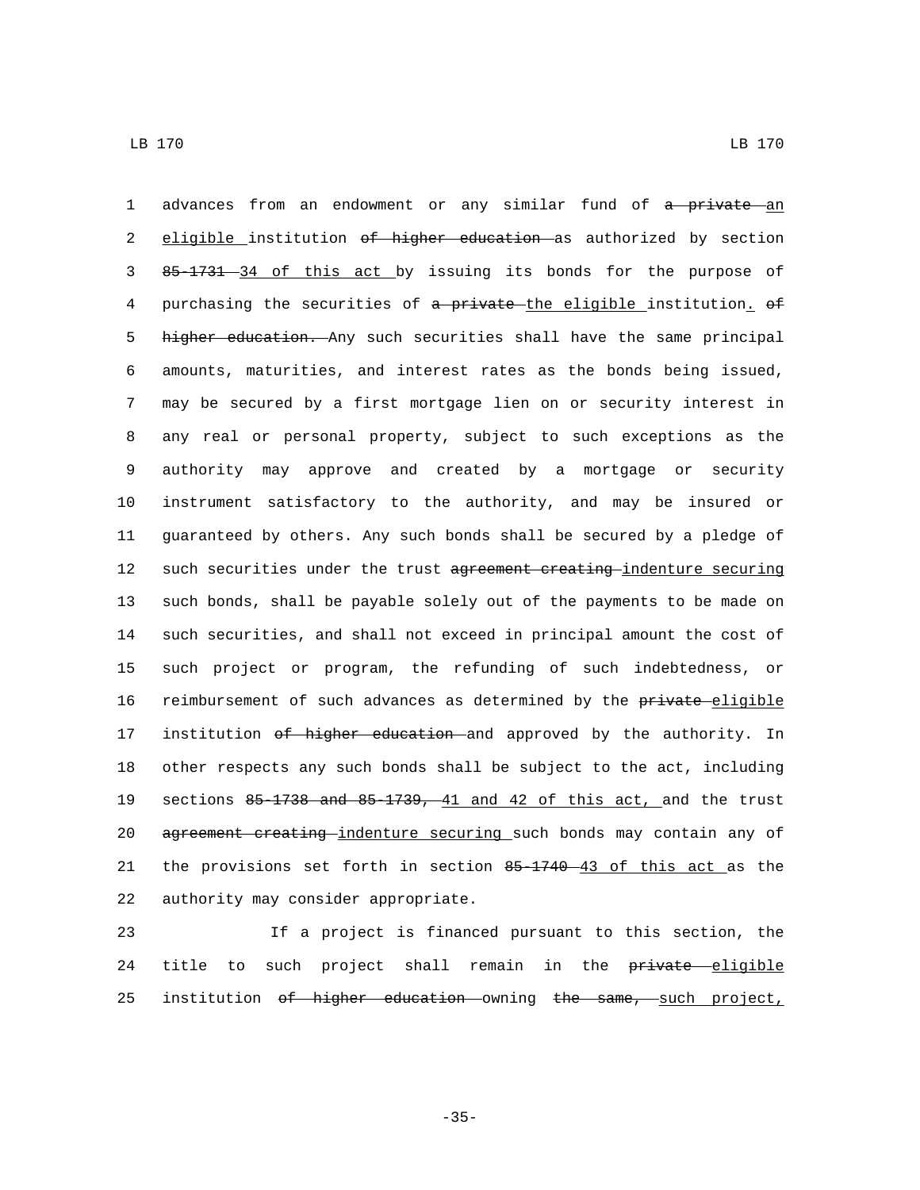advances from an endowment or any similar fund of ~~a private~~ an eligible institution ~~of higher education~~ as authorized by section ~~85-1731~~ 34 of this act by issuing its bonds for the purpose of purchasing the securities of ~~a private~~ the eligible institution. ~~of higher education.~~ Any such securities shall have the same principal amounts, maturities, and interest rates as the bonds being issued, may be secured by a first mortgage lien on or security interest in any real or personal property, subject to such exceptions as the authority may approve and created by a mortgage or security instrument satisfactory to the authority, and may be insured or guaranteed by others. Any such bonds shall be secured by a pledge of such securities under the trust ~~agreement creating~~ indenture securing such bonds, shall be payable solely out of the payments to be made on such securities, and shall not exceed in principal amount the cost of such project or program, the refunding of such indebtedness, or reimbursement of such advances as determined by the ~~private~~ eligible institution ~~of higher education~~ and approved by the authority. In other respects any such bonds shall be subject to the act, including sections ~~85-1738 and 85-1739,~~ 41 and 42 of this act, and the trust ~~agreement creating~~ indenture securing such bonds may contain any of the provisions set forth in section ~~85-1740~~ 43 of this act as the authority may consider appropriate.

If a project is financed pursuant to this section, the title to such project shall remain in the ~~private~~ eligible institution ~~of higher education~~ owning ~~the same,~~ such project,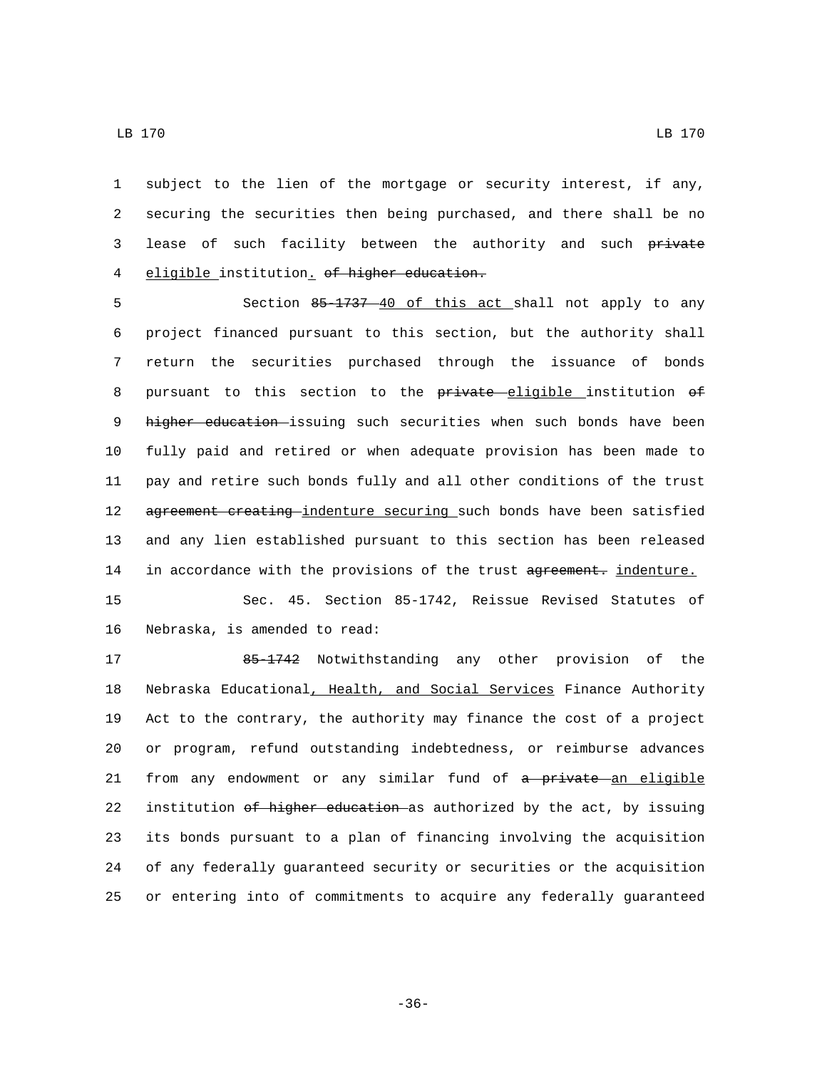subject to the lien of the mortgage or security interest, if any, securing the securities then being purchased, and there shall be no lease of such facility between the authority and such ~~private~~ eligible institution. ~~of higher education.~~

Section ~~85-1737~~ 40 of this act shall not apply to any project financed pursuant to this section, but the authority shall return the securities purchased through the issuance of bonds pursuant to this section to the ~~private~~ eligible institution ~~of higher education~~ issuing such securities when such bonds have been fully paid and retired or when adequate provision has been made to pay and retire such bonds fully and all other conditions of the trust ~~agreement creating~~ indenture securing such bonds have been satisfied and any lien established pursuant to this section has been released in accordance with the provisions of the trust ~~agreement.~~ indenture.

Sec. 45. Section 85-1742, Reissue Revised Statutes of Nebraska, is amended to read:

~~85-1742~~ Notwithstanding any other provision of the Nebraska Educational, Health, and Social Services Finance Authority Act to the contrary, the authority may finance the cost of a project or program, refund outstanding indebtedness, or reimburse advances from any endowment or any similar fund of ~~a private~~ an eligible institution ~~of higher education~~ as authorized by the act, by issuing its bonds pursuant to a plan of financing involving the acquisition of any federally guaranteed security or securities or the acquisition or entering into of commitments to acquire any federally guaranteed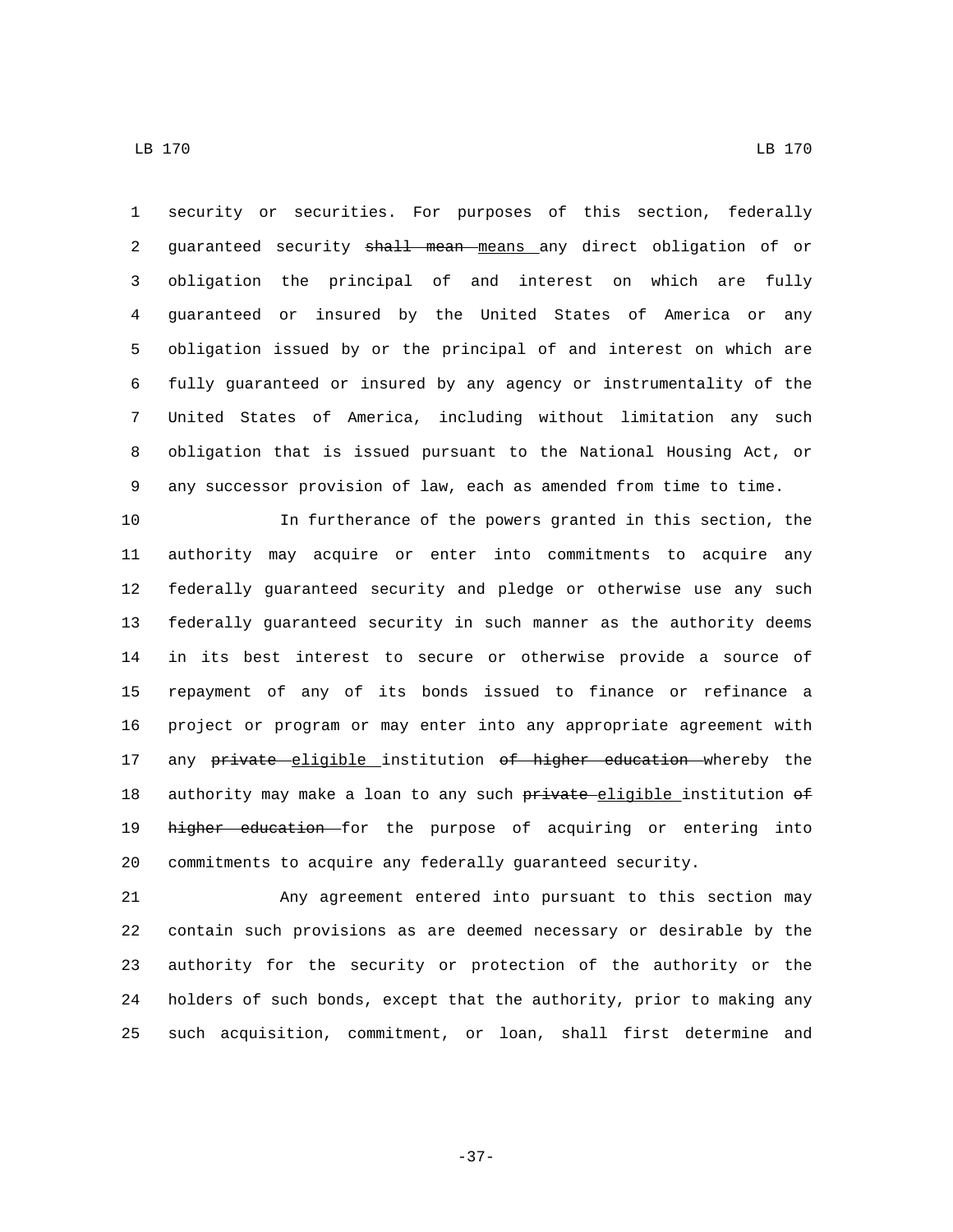security or securities. For purposes of this section, federally guaranteed security ~~shall mean~~ <u>means</u> any direct obligation of or obligation the principal of and interest on which are fully guaranteed or insured by the United States of America or any obligation issued by or the principal of and interest on which are fully guaranteed or insured by any agency or instrumentality of the United States of America, including without limitation any such obligation that is issued pursuant to the National Housing Act, or any successor provision of law, each as amended from time to time.

In furtherance of the powers granted in this section, the authority may acquire or enter into commitments to acquire any federally guaranteed security and pledge or otherwise use any such federally guaranteed security in such manner as the authority deems in its best interest to secure or otherwise provide a source of repayment of any of its bonds issued to finance or refinance a project or program or may enter into any appropriate agreement with any ~~private~~ <u>eligible</u> institution ~~of higher education~~ whereby the authority may make a loan to any such ~~private~~ <u>eligible</u> institution ~~of higher education~~ for the purpose of acquiring or entering into commitments to acquire any federally guaranteed security.

Any agreement entered into pursuant to this section may contain such provisions as are deemed necessary or desirable by the authority for the security or protection of the authority or the holders of such bonds, except that the authority, prior to making any such acquisition, commitment, or loan, shall first determine and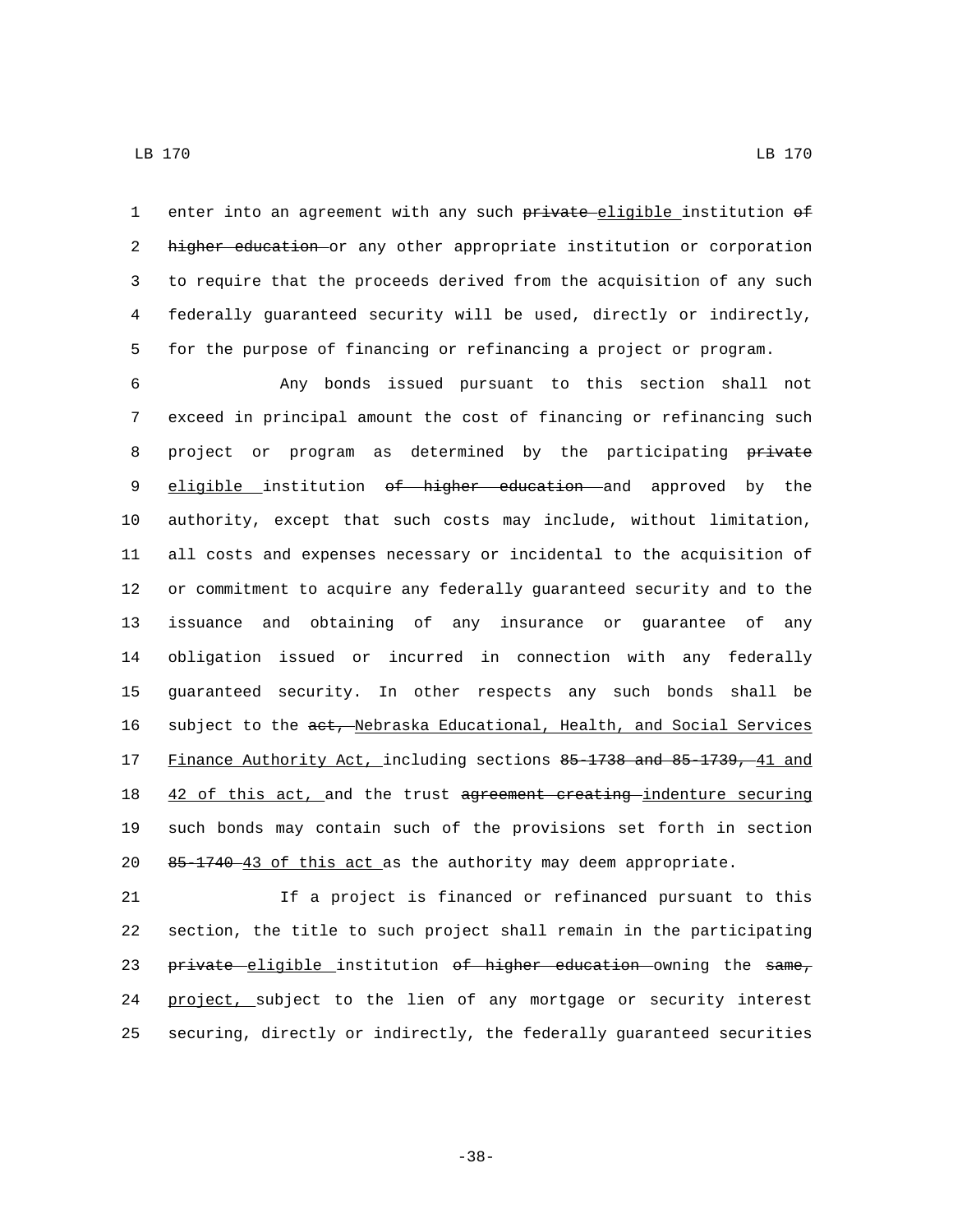enter into an agreement with any such ~~private~~ eligible institution ~~of higher education~~ or any other appropriate institution or corporation to require that the proceeds derived from the acquisition of any such federally guaranteed security will be used, directly or indirectly, for the purpose of financing or refinancing a project or program.

Any bonds issued pursuant to this section shall not exceed in principal amount the cost of financing or refinancing such project or program as determined by the participating ~~private~~ eligible institution ~~of higher education~~ and approved by the authority, except that such costs may include, without limitation, all costs and expenses necessary or incidental to the acquisition of or commitment to acquire any federally guaranteed security and to the issuance and obtaining of any insurance or guarantee of any obligation issued or incurred in connection with any federally guaranteed security. In other respects any such bonds shall be subject to the ~~act,~~ Nebraska Educational, Health, and Social Services Finance Authority Act, including sections ~~85-1738 and 85-1739,~~ 41 and 42 of this act, and the trust ~~agreement creating~~ indenture securing such bonds may contain such of the provisions set forth in section ~~85-1740~~ 43 of this act as the authority may deem appropriate.

If a project is financed or refinanced pursuant to this section, the title to such project shall remain in the participating ~~private~~ eligible institution ~~of higher education~~ owning the ~~same,~~ project, subject to the lien of any mortgage or security interest securing, directly or indirectly, the federally guaranteed securities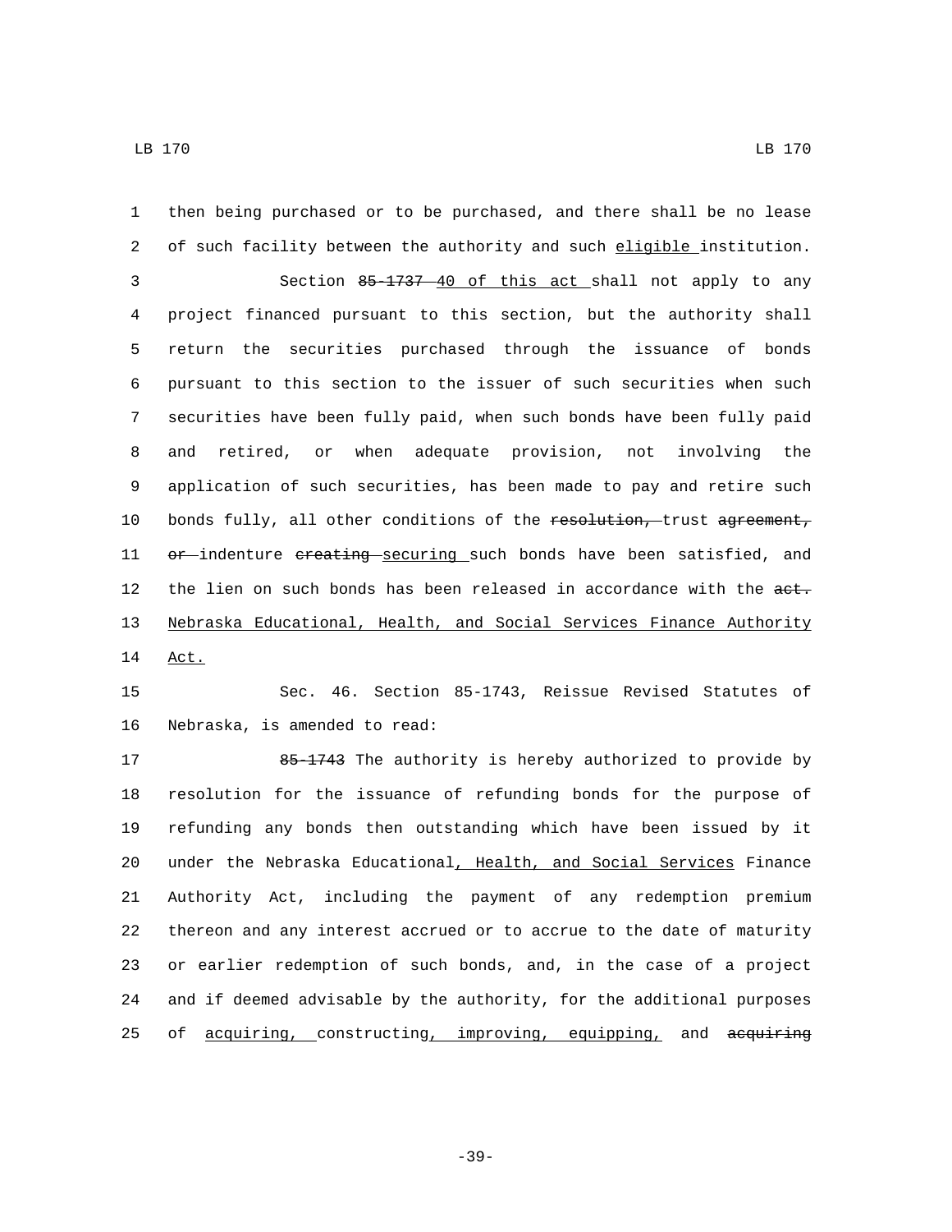then being purchased or to be purchased, and there shall be no lease of such facility between the authority and such eligible institution.

Section ~~85-1737~~ 40 of this act shall not apply to any project financed pursuant to this section, but the authority shall return the securities purchased through the issuance of bonds pursuant to this section to the issuer of such securities when such securities have been fully paid, when such bonds have been fully paid and retired, or when adequate provision, not involving the application of such securities, has been made to pay and retire such bonds fully, all other conditions of the ~~resolution,~~ trust ~~agreement, or~~ indenture ~~creating~~ securing such bonds have been satisfied, and the lien on such bonds has been released in accordance with the ~~act.~~ Nebraska Educational, Health, and Social Services Finance Authority Act.

Sec. 46. Section 85-1743, Reissue Revised Statutes of Nebraska, is amended to read:

~~85-1743~~ The authority is hereby authorized to provide by resolution for the issuance of refunding bonds for the purpose of refunding any bonds then outstanding which have been issued by it under the Nebraska Educational, Health, and Social Services Finance Authority Act, including the payment of any redemption premium thereon and any interest accrued or to accrue to the date of maturity or earlier redemption of such bonds, and, in the case of a project and if deemed advisable by the authority, for the additional purposes of acquiring, constructing, improving, equipping, and ~~acquiring~~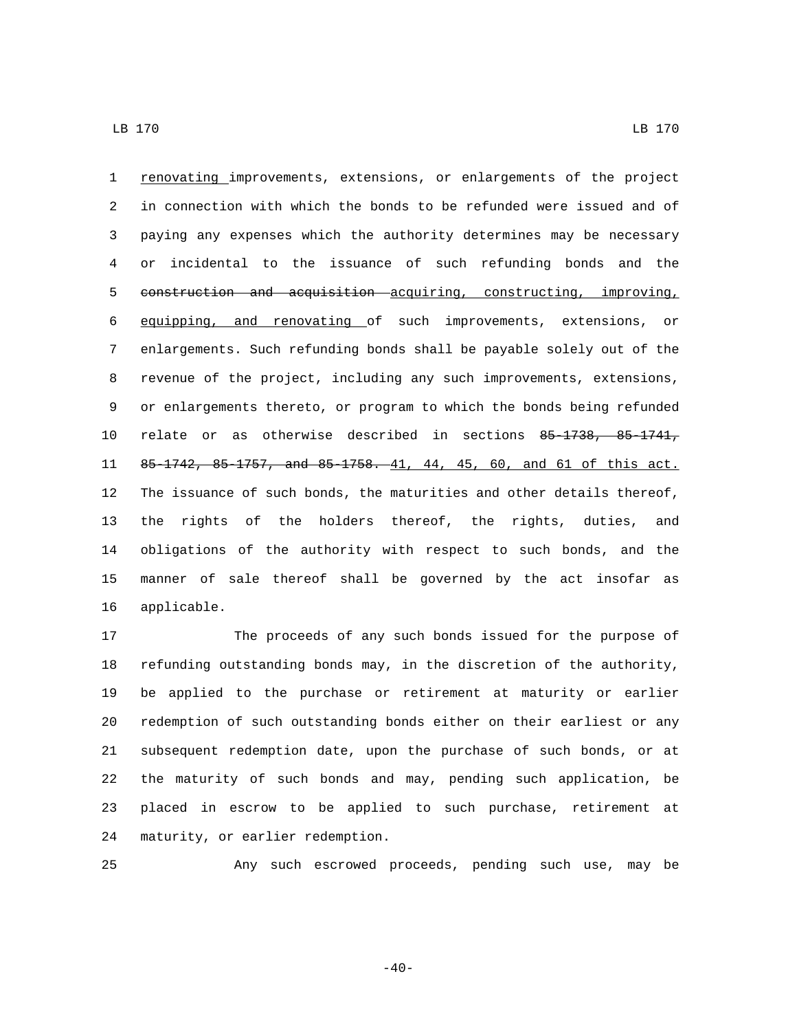renovating improvements, extensions, or enlargements of the project in connection with which the bonds to be refunded were issued and of paying any expenses which the authority determines may be necessary or incidental to the issuance of such refunding bonds and the ~~construction and acquisition~~ acquiring, constructing, improving, equipping, and renovating of such improvements, extensions, or enlargements. Such refunding bonds shall be payable solely out of the revenue of the project, including any such improvements, extensions, or enlargements thereto, or program to which the bonds being refunded relate or as otherwise described in sections ~~85-1738, 85-1741, 85-1742, 85-1757, and 85-1758.~~ 41, 44, 45, 60, and 61 of this act. The issuance of such bonds, the maturities and other details thereof, the rights of the holders thereof, the rights, duties, and obligations of the authority with respect to such bonds, and the manner of sale thereof shall be governed by the act insofar as applicable.

The proceeds of any such bonds issued for the purpose of refunding outstanding bonds may, in the discretion of the authority, be applied to the purchase or retirement at maturity or earlier redemption of such outstanding bonds either on their earliest or any subsequent redemption date, upon the purchase of such bonds, or at the maturity of such bonds and may, pending such application, be placed in escrow to be applied to such purchase, retirement at maturity, or earlier redemption.

Any such escrowed proceeds, pending such use, may be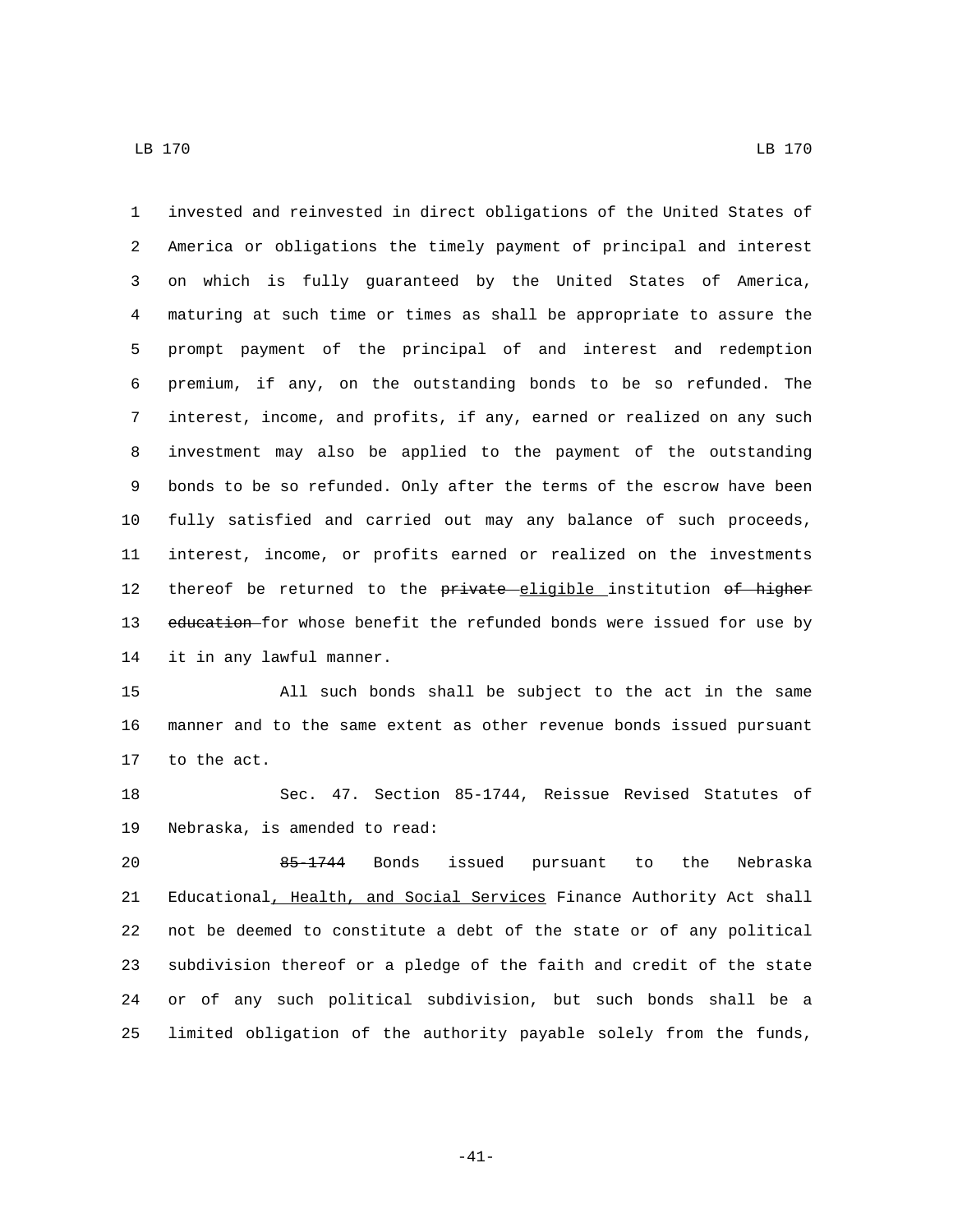invested and reinvested in direct obligations of the United States of America or obligations the timely payment of principal and interest on which is fully guaranteed by the United States of America, maturing at such time or times as shall be appropriate to assure the prompt payment of the principal of and interest and redemption premium, if any, on the outstanding bonds to be so refunded. The interest, income, and profits, if any, earned or realized on any such investment may also be applied to the payment of the outstanding bonds to be so refunded. Only after the terms of the escrow have been fully satisfied and carried out may any balance of such proceeds, interest, income, or profits earned or realized on the investments thereof be returned to the ~~private~~ eligible institution ~~of higher education~~ for whose benefit the refunded bonds were issued for use by it in any lawful manner.

All such bonds shall be subject to the act in the same manner and to the same extent as other revenue bonds issued pursuant to the act.

Sec. 47. Section 85-1744, Reissue Revised Statutes of Nebraska, is amended to read:

~~85-1744~~ Bonds issued pursuant to the Nebraska Educational, Health, and Social Services Finance Authority Act shall not be deemed to constitute a debt of the state or of any political subdivision thereof or a pledge of the faith and credit of the state or of any such political subdivision, but such bonds shall be a limited obligation of the authority payable solely from the funds,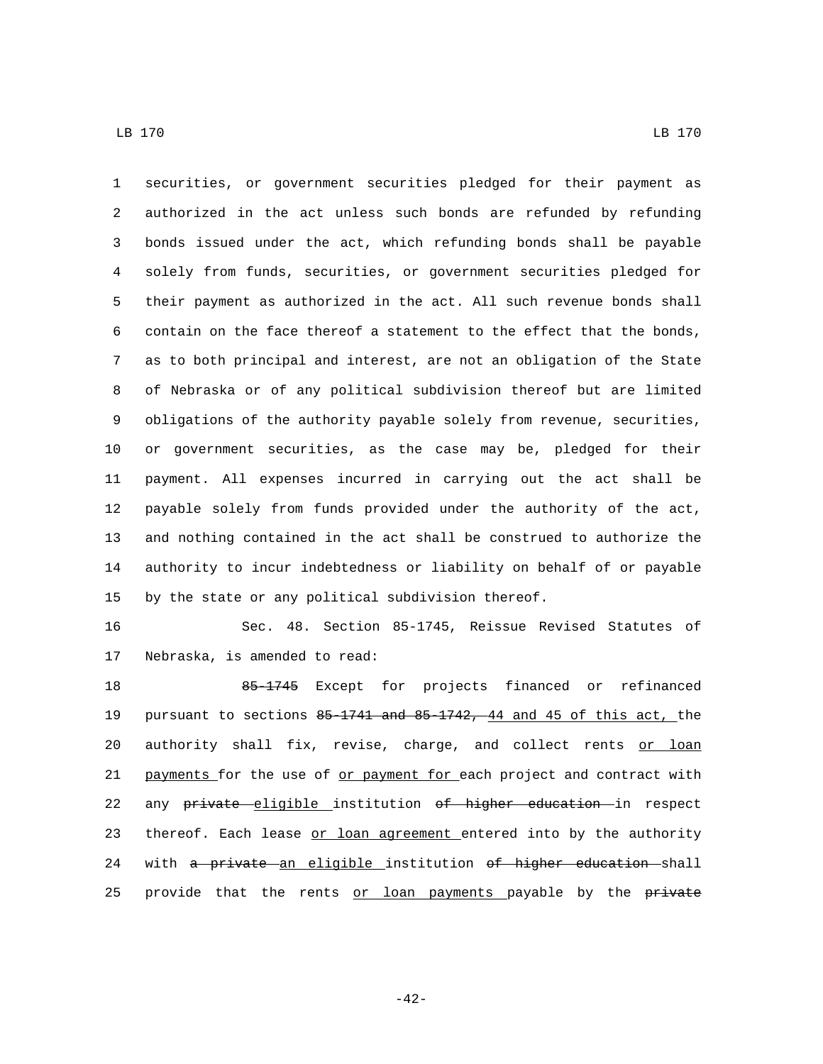securities, or government securities pledged for their payment as authorized in the act unless such bonds are refunded by refunding bonds issued under the act, which refunding bonds shall be payable solely from funds, securities, or government securities pledged for their payment as authorized in the act. All such revenue bonds shall contain on the face thereof a statement to the effect that the bonds, as to both principal and interest, are not an obligation of the State of Nebraska or of any political subdivision thereof but are limited obligations of the authority payable solely from revenue, securities, or government securities, as the case may be, pledged for their payment. All expenses incurred in carrying out the act shall be payable solely from funds provided under the authority of the act, and nothing contained in the act shall be construed to authorize the authority to incur indebtedness or liability on behalf of or payable by the state or any political subdivision thereof.

Sec. 48. Section 85-1745, Reissue Revised Statutes of Nebraska, is amended to read:

~~85-1745~~ Except for projects financed or refinanced pursuant to sections ~~85-1741 and 85-1742,~~ 44 and 45 of this act, the authority shall fix, revise, charge, and collect rents or loan payments for the use of or payment for each project and contract with any ~~private~~ eligible institution ~~of higher education~~ in respect thereof. Each lease or loan agreement entered into by the authority with ~~a private~~ an eligible institution ~~of higher education~~ shall provide that the rents or loan payments payable by the ~~private~~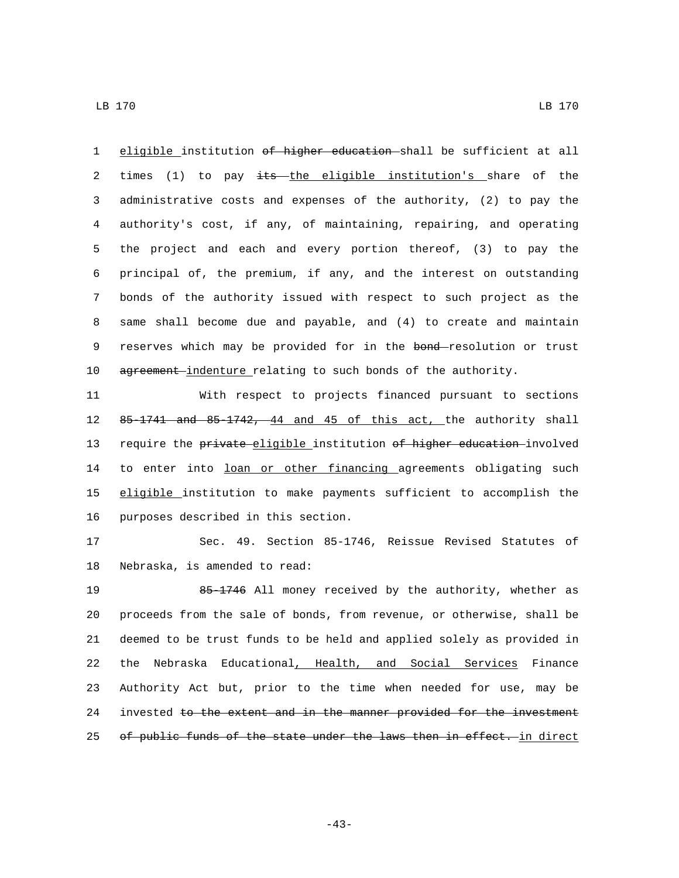eligible institution ~~of higher education~~ shall be sufficient at all times (1) to pay ~~its~~ the eligible institution's share of the administrative costs and expenses of the authority, (2) to pay the authority's cost, if any, of maintaining, repairing, and operating the project and each and every portion thereof, (3) to pay the principal of, the premium, if any, and the interest on outstanding bonds of the authority issued with respect to such project as the same shall become due and payable, and (4) to create and maintain reserves which may be provided for in the ~~bond~~ resolution or trust ~~agreement~~ indenture relating to such bonds of the authority.

With respect to projects financed pursuant to sections ~~85-1741 and 85-1742,~~ 44 and 45 of this act, the authority shall require the ~~private~~ eligible institution ~~of higher education~~ involved to enter into loan or other financing agreements obligating such eligible institution to make payments sufficient to accomplish the purposes described in this section.

Sec. 49. Section 85-1746, Reissue Revised Statutes of Nebraska, is amended to read:

~~85-1746~~ All money received by the authority, whether as proceeds from the sale of bonds, from revenue, or otherwise, shall be deemed to be trust funds to be held and applied solely as provided in the Nebraska Educational, Health, and Social Services Finance Authority Act but, prior to the time when needed for use, may be invested ~~to the extent and in the manner provided for the investment of public funds of the state under the laws then in effect.~~ in direct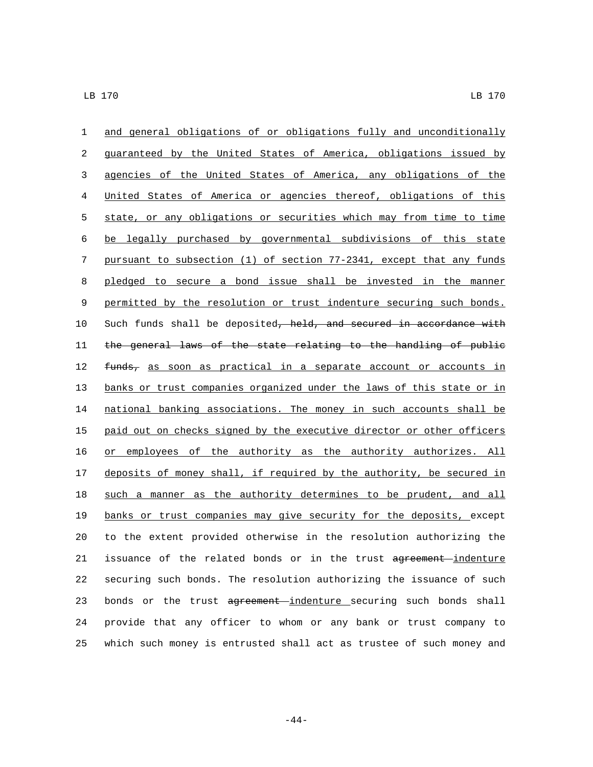and general obligations of or obligations fully and unconditionally guaranteed by the United States of America, obligations issued by agencies of the United States of America, any obligations of the United States of America or agencies thereof, obligations of this state, or any obligations or securities which may from time to time be legally purchased by governmental subdivisions of this state pursuant to subsection (1) of section 77-2341, except that any funds pledged to secure a bond issue shall be invested in the manner permitted by the resolution or trust indenture securing such bonds. Such funds shall be deposited~~, held, and secured in accordance with the general laws of the state relating to the handling of public funds,~~ as soon as practical in a separate account or accounts in banks or trust companies organized under the laws of this state or in national banking associations. The money in such accounts shall be paid out on checks signed by the executive director or other officers or employees of the authority as the authority authorizes. All deposits of money shall, if required by the authority, be secured in such a manner as the authority determines to be prudent, and all banks or trust companies may give security for the deposits, except to the extent provided otherwise in the resolution authorizing the issuance of the related bonds or in the trust ~~agreement~~ indenture securing such bonds. The resolution authorizing the issuance of such bonds or the trust ~~agreement~~ indenture securing such bonds shall provide that any officer to whom or any bank or trust company to which such money is entrusted shall act as trustee of such money and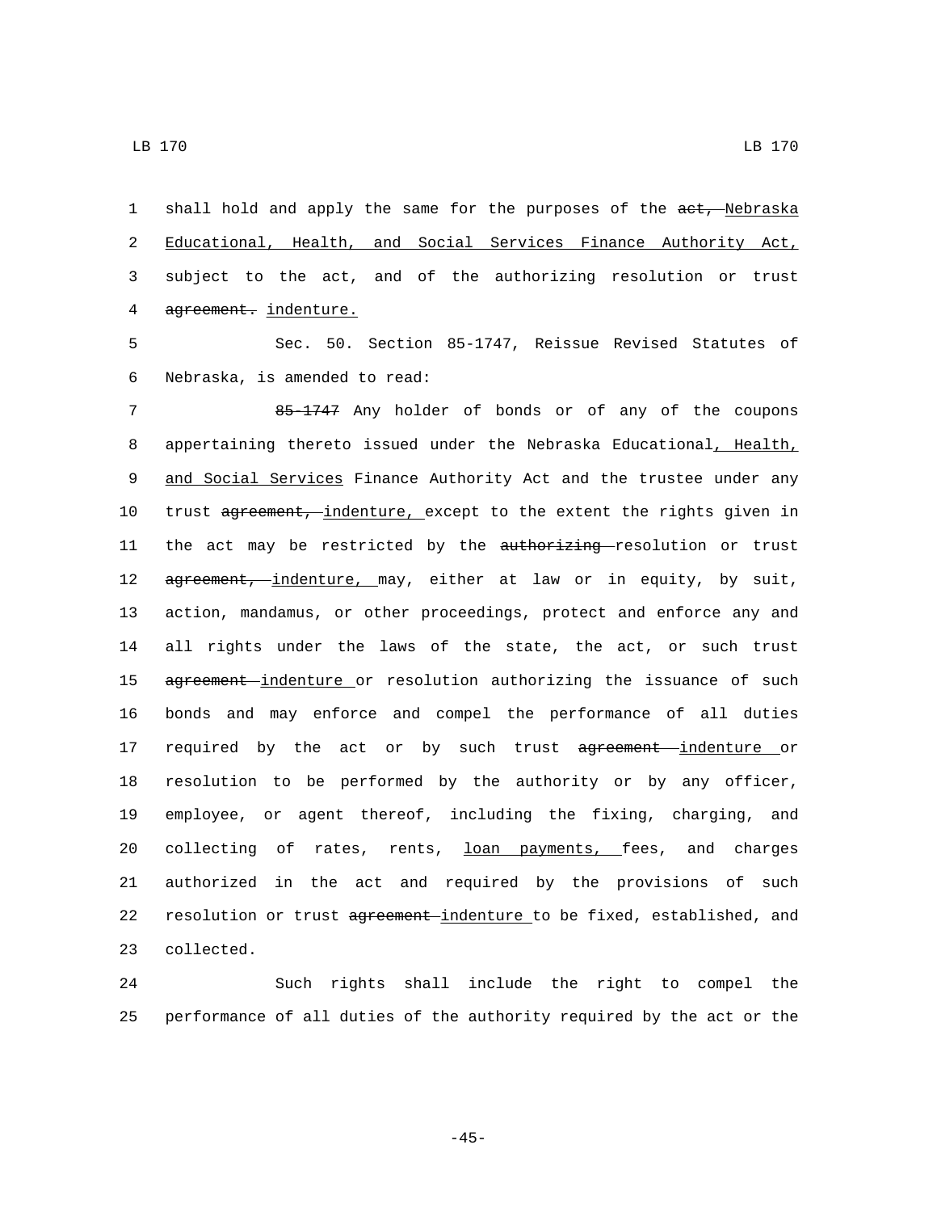shall hold and apply the same for the purposes of the ~~act,~~ Nebraska Educational, Health, and Social Services Finance Authority Act, subject to the act, and of the authorizing resolution or trust ~~agreement.~~ indenture.

Sec. 50. Section 85-1747, Reissue Revised Statutes of Nebraska, is amended to read:

~~85-1747~~ Any holder of bonds or of any of the coupons appertaining thereto issued under the Nebraska Educational, Health, and Social Services Finance Authority Act and the trustee under any trust ~~agreement,~~ indenture, except to the extent the rights given in the act may be restricted by the ~~authorizing~~ resolution or trust ~~agreement,~~ indenture, may, either at law or in equity, by suit, action, mandamus, or other proceedings, protect and enforce any and all rights under the laws of the state, the act, or such trust ~~agreement~~ indenture or resolution authorizing the issuance of such bonds and may enforce and compel the performance of all duties required by the act or by such trust ~~agreement~~ indenture or resolution to be performed by the authority or by any officer, employee, or agent thereof, including the fixing, charging, and collecting of rates, rents, loan payments, fees, and charges authorized in the act and required by the provisions of such resolution or trust ~~agreement~~ indenture to be fixed, established, and collected.

Such rights shall include the right to compel the performance of all duties of the authority required by the act or the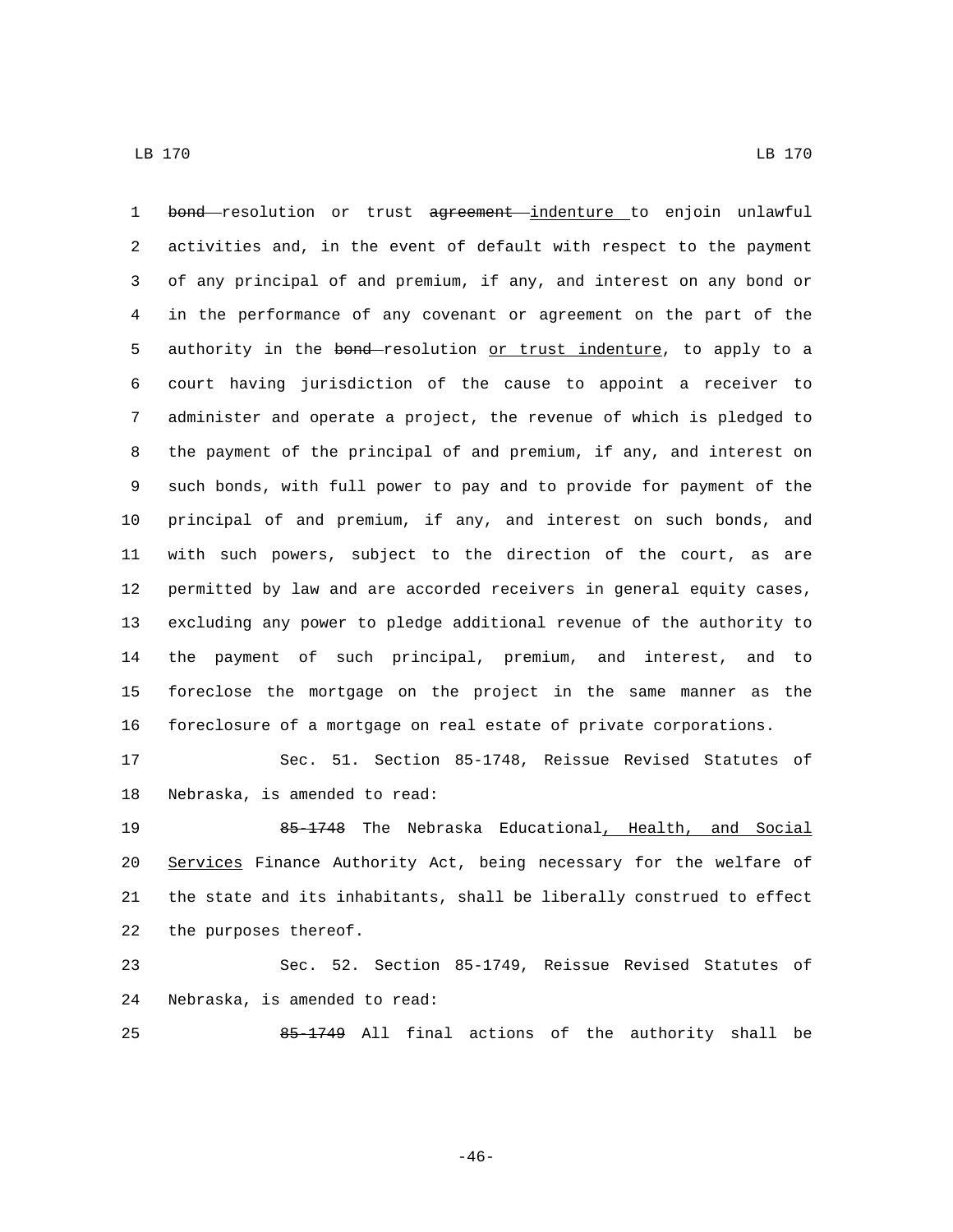~~bond~~ resolution or trust ~~agreement~~ <u>indenture</u> to enjoin unlawful activities and, in the event of default with respect to the payment of any principal of and premium, if any, and interest on any bond or in the performance of any covenant or agreement on the part of the authority in the ~~bond~~ resolution <u>or trust indenture</u>, to apply to a court having jurisdiction of the cause to appoint a receiver to administer and operate a project, the revenue of which is pledged to the payment of the principal of and premium, if any, and interest on such bonds, with full power to pay and to provide for payment of the principal of and premium, if any, and interest on such bonds, and with such powers, subject to the direction of the court, as are permitted by law and are accorded receivers in general equity cases, excluding any power to pledge additional revenue of the authority to the payment of such principal, premium, and interest, and to foreclose the mortgage on the project in the same manner as the foreclosure of a mortgage on real estate of private corporations.

Sec. 51. Section 85-1748, Reissue Revised Statutes of Nebraska, is amended to read:

~~85-1748~~ The Nebraska Educational<u>, Health, and Social Services</u> Finance Authority Act, being necessary for the welfare of the state and its inhabitants, shall be liberally construed to effect the purposes thereof.

Sec. 52. Section 85-1749, Reissue Revised Statutes of Nebraska, is amended to read:

~~85-1749~~ All final actions of the authority shall be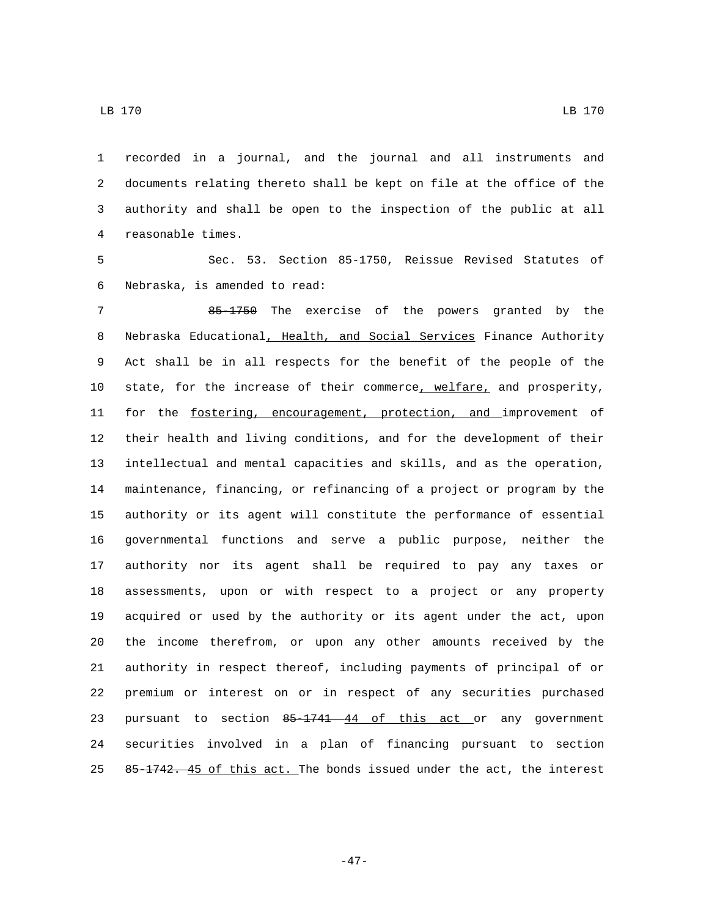recorded in a journal, and the journal and all instruments and documents relating thereto shall be kept on file at the office of the authority and shall be open to the inspection of the public at all reasonable times.

Sec. 53. Section 85-1750, Reissue Revised Statutes of Nebraska, is amended to read:

~~85-1750~~ The exercise of the powers granted by the Nebraska Educational<u>, Health, and Social Services</u> Finance Authority Act shall be in all respects for the benefit of the people of the state, for the increase of their commerce<u>, welfare,</u> and prosperity, for the <u>fostering, encouragement, protection, and</u> improvement of their health and living conditions, and for the development of their intellectual and mental capacities and skills, and as the operation, maintenance, financing, or refinancing of a project or program by the authority or its agent will constitute the performance of essential governmental functions and serve a public purpose, neither the authority nor its agent shall be required to pay any taxes or assessments, upon or with respect to a project or any property acquired or used by the authority or its agent under the act, upon the income therefrom, or upon any other amounts received by the authority in respect thereof, including payments of principal of or premium or interest on or in respect of any securities purchased pursuant to section ~~85-1741~~ <u>44 of this act</u> or any government securities involved in a plan of financing pursuant to section ~~85-1742.~~ <u>45 of this act.</u> The bonds issued under the act, the interest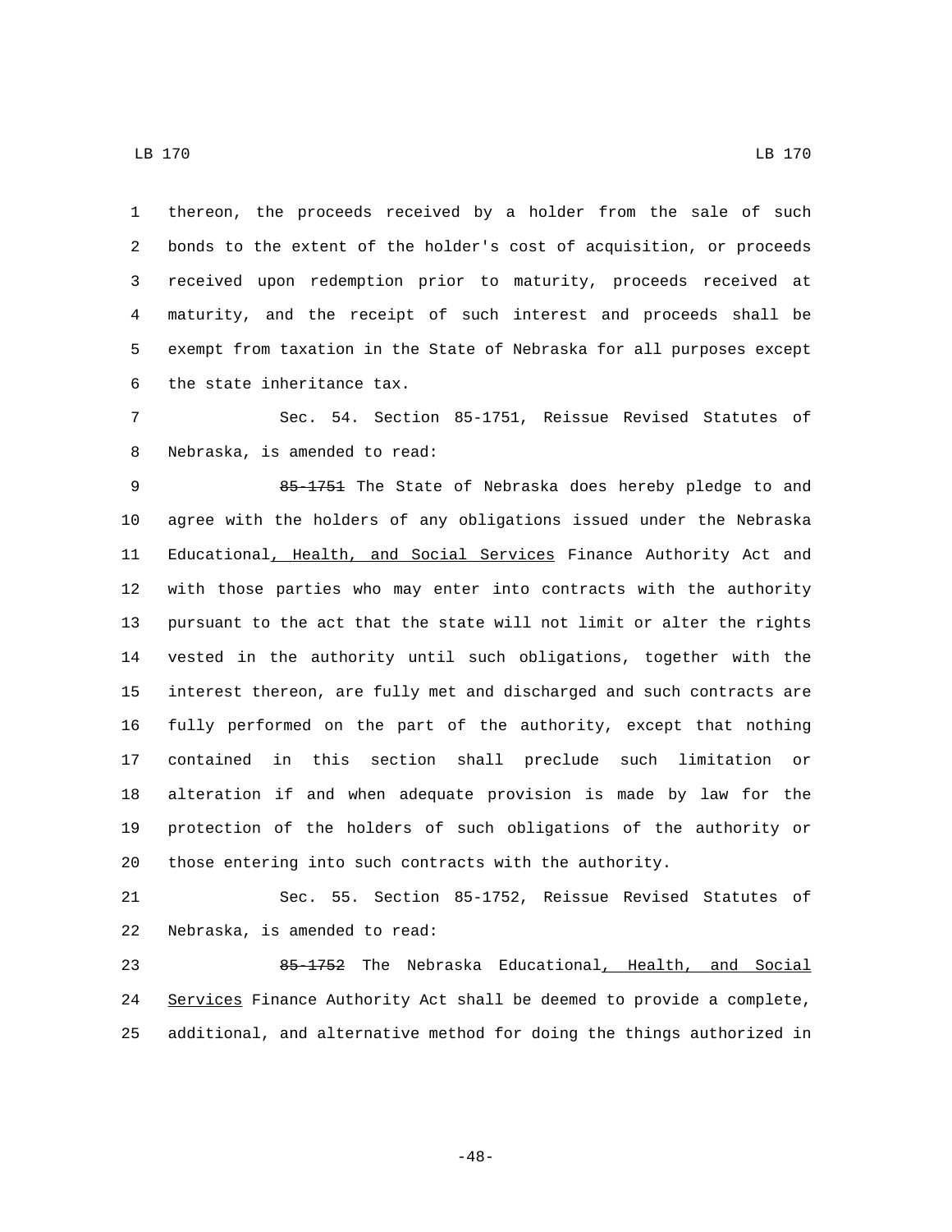thereon, the proceeds received by a holder from the sale of such bonds to the extent of the holder's cost of acquisition, or proceeds received upon redemption prior to maturity, proceeds received at maturity, and the receipt of such interest and proceeds shall be exempt from taxation in the State of Nebraska for all purposes except the state inheritance tax.

Sec. 54. Section 85-1751, Reissue Revised Statutes of Nebraska, is amended to read:

~~85-1751~~ The State of Nebraska does hereby pledge to and agree with the holders of any obligations issued under the Nebraska Educational, Health, and Social Services Finance Authority Act and with those parties who may enter into contracts with the authority pursuant to the act that the state will not limit or alter the rights vested in the authority until such obligations, together with the interest thereon, are fully met and discharged and such contracts are fully performed on the part of the authority, except that nothing contained in this section shall preclude such limitation or alteration if and when adequate provision is made by law for the protection of the holders of such obligations of the authority or those entering into such contracts with the authority.

Sec. 55. Section 85-1752, Reissue Revised Statutes of Nebraska, is amended to read:

~~85-1752~~ The Nebraska Educational, Health, and Social Services Finance Authority Act shall be deemed to provide a complete, additional, and alternative method for doing the things authorized in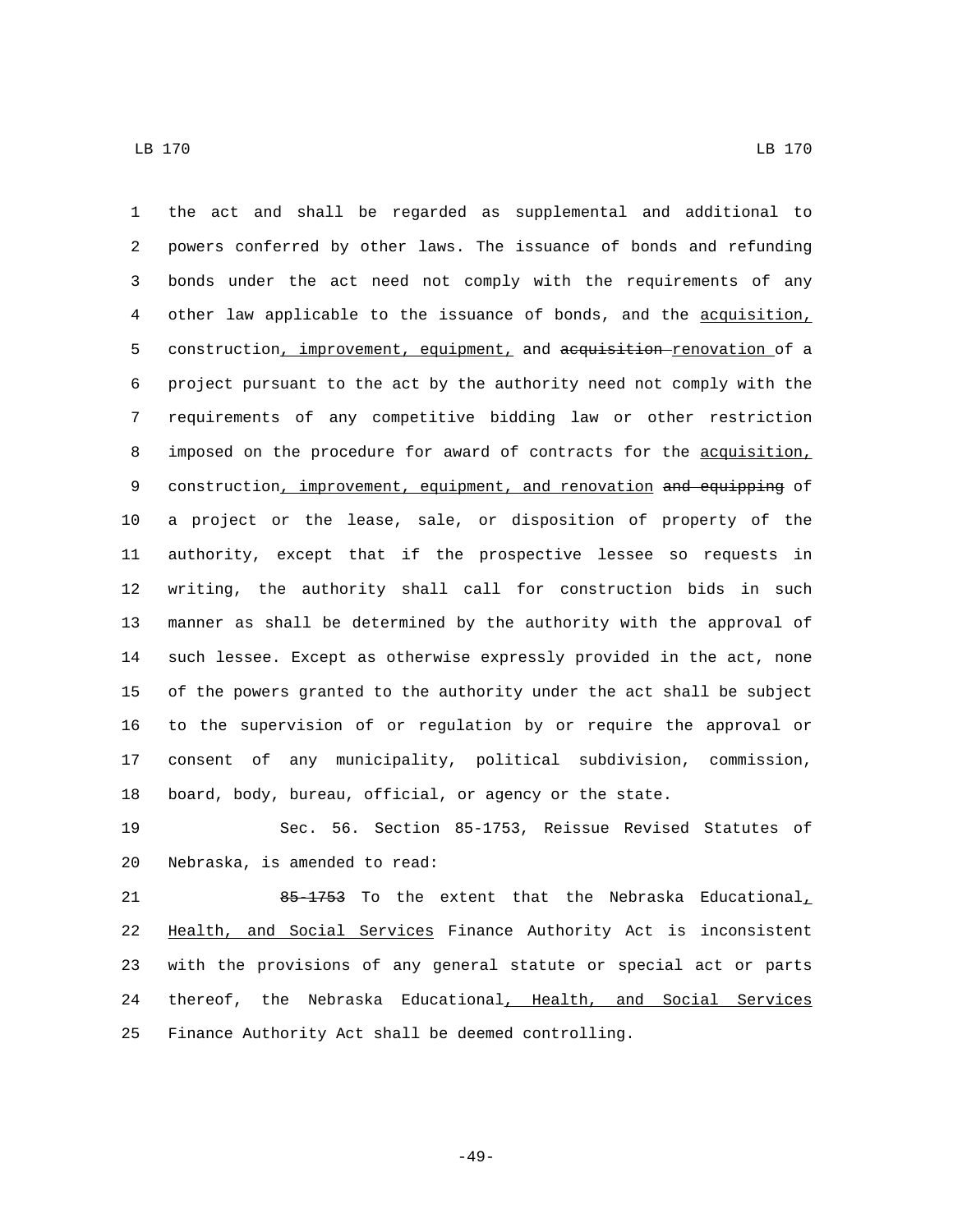the act and shall be regarded as supplemental and additional to powers conferred by other laws. The issuance of bonds and refunding bonds under the act need not comply with the requirements of any other law applicable to the issuance of bonds, and the acquisition, construction, improvement, equipment, and ~~acquisition~~ renovation of a project pursuant to the act by the authority need not comply with the requirements of any competitive bidding law or other restriction imposed on the procedure for award of contracts for the acquisition, construction, improvement, equipment, and renovation ~~and equipping~~ of a project or the lease, sale, or disposition of property of the authority, except that if the prospective lessee so requests in writing, the authority shall call for construction bids in such manner as shall be determined by the authority with the approval of such lessee. Except as otherwise expressly provided in the act, none of the powers granted to the authority under the act shall be subject to the supervision of or regulation by or require the approval or consent of any municipality, political subdivision, commission, board, body, bureau, official, or agency or the state.

Sec. 56. Section 85-1753, Reissue Revised Statutes of Nebraska, is amended to read:

~~85-1753~~ To the extent that the Nebraska Educational, Health, and Social Services Finance Authority Act is inconsistent with the provisions of any general statute or special act or parts thereof, the Nebraska Educational, Health, and Social Services Finance Authority Act shall be deemed controlling.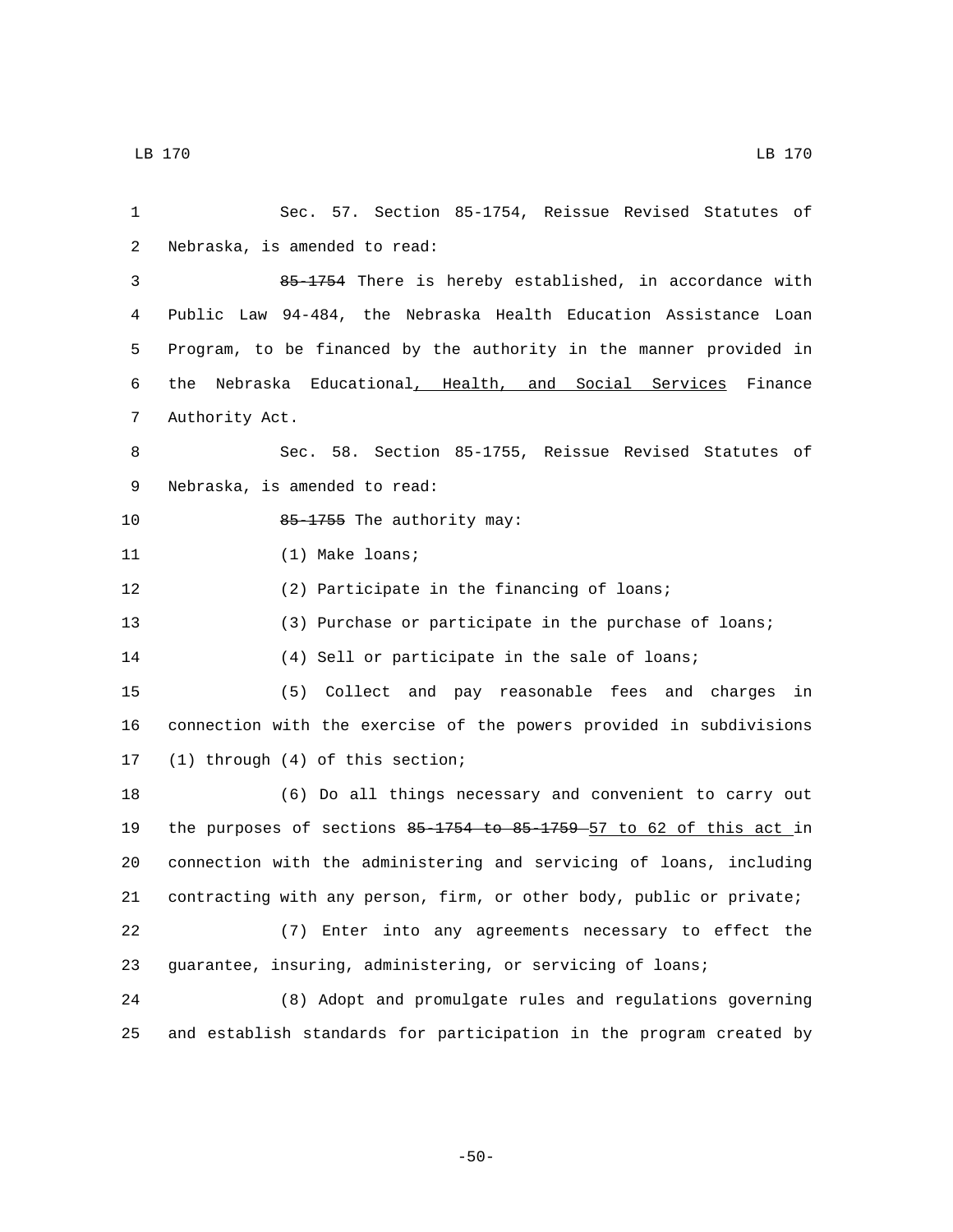Sec. 57. Section 85-1754, Reissue Revised Statutes of Nebraska, is amended to read:

~~85-1754~~ There is hereby established, in accordance with Public Law 94-484, the Nebraska Health Education Assistance Loan Program, to be financed by the authority in the manner provided in the Nebraska Educational, Health, and Social Services Finance Authority Act.

Sec. 58. Section 85-1755, Reissue Revised Statutes of Nebraska, is amended to read:

~~85-1755~~ The authority may:

(1) Make loans;

(2) Participate in the financing of loans;

(3) Purchase or participate in the purchase of loans;

(4) Sell or participate in the sale of loans;

(5) Collect and pay reasonable fees and charges in connection with the exercise of the powers provided in subdivisions (1) through (4) of this section;

(6) Do all things necessary and convenient to carry out the purposes of sections ~~85-1754 to 85-1759~~ 57 to 62 of this act in connection with the administering and servicing of loans, including contracting with any person, firm, or other body, public or private;

(7) Enter into any agreements necessary to effect the guarantee, insuring, administering, or servicing of loans;

(8) Adopt and promulgate rules and regulations governing and establish standards for participation in the program created by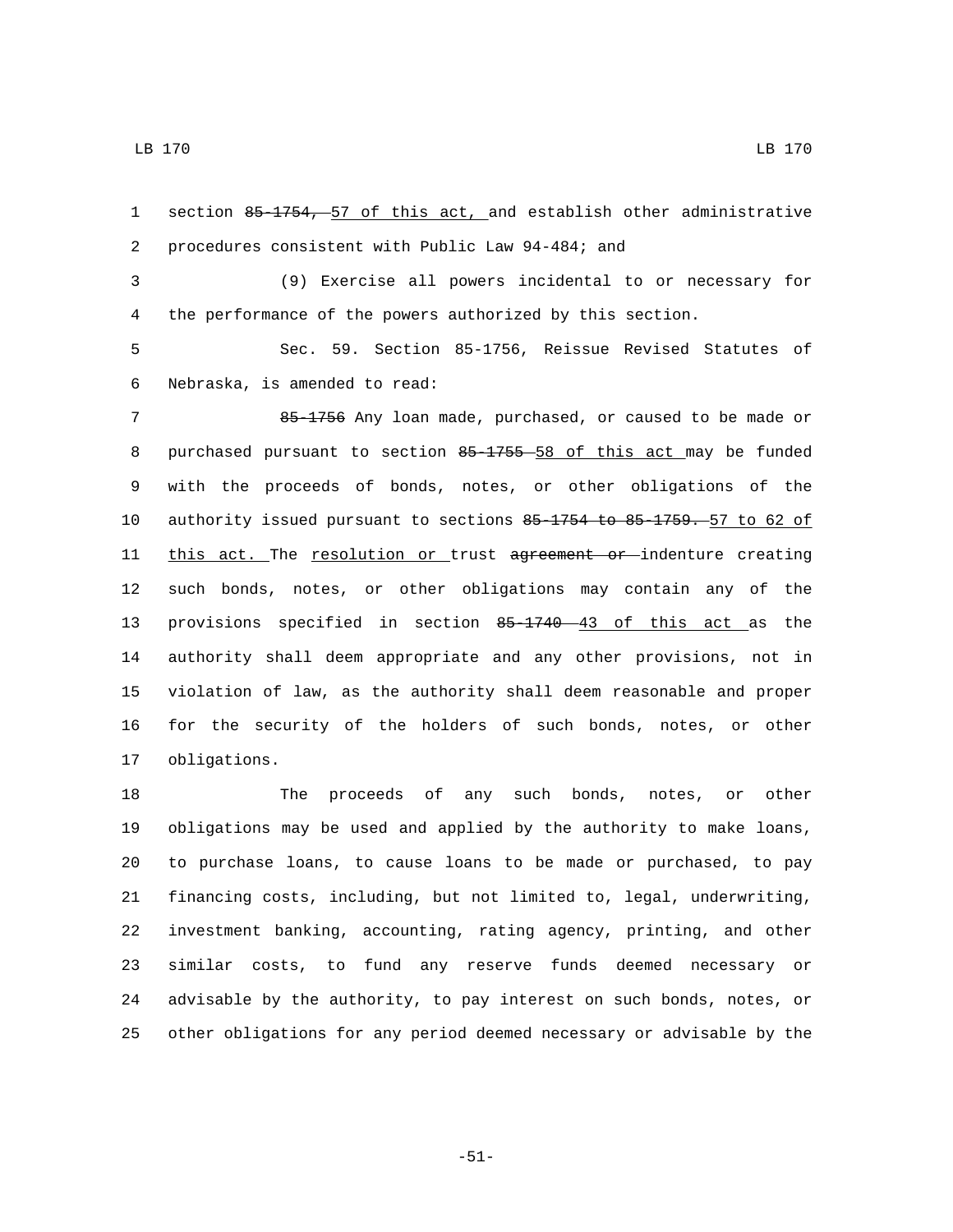section ~~85-1754,~~ 57 of this act, and establish other administrative procedures consistent with Public Law 94-484; and

(9) Exercise all powers incidental to or necessary for the performance of the powers authorized by this section.

Sec. 59. Section 85-1756, Reissue Revised Statutes of Nebraska, is amended to read:

~~85-1756~~ Any loan made, purchased, or caused to be made or purchased pursuant to section ~~85-1755~~ 58 of this act may be funded with the proceeds of bonds, notes, or other obligations of the authority issued pursuant to sections ~~85-1754 to 85-1759.~~ 57 to 62 of this act. The resolution or trust ~~agreement or~~ indenture creating such bonds, notes, or other obligations may contain any of the provisions specified in section ~~85-1740~~ 43 of this act as the authority shall deem appropriate and any other provisions, not in violation of law, as the authority shall deem reasonable and proper for the security of the holders of such bonds, notes, or other obligations.

The proceeds of any such bonds, notes, or other obligations may be used and applied by the authority to make loans, to purchase loans, to cause loans to be made or purchased, to pay financing costs, including, but not limited to, legal, underwriting, investment banking, accounting, rating agency, printing, and other similar costs, to fund any reserve funds deemed necessary or advisable by the authority, to pay interest on such bonds, notes, or other obligations for any period deemed necessary or advisable by the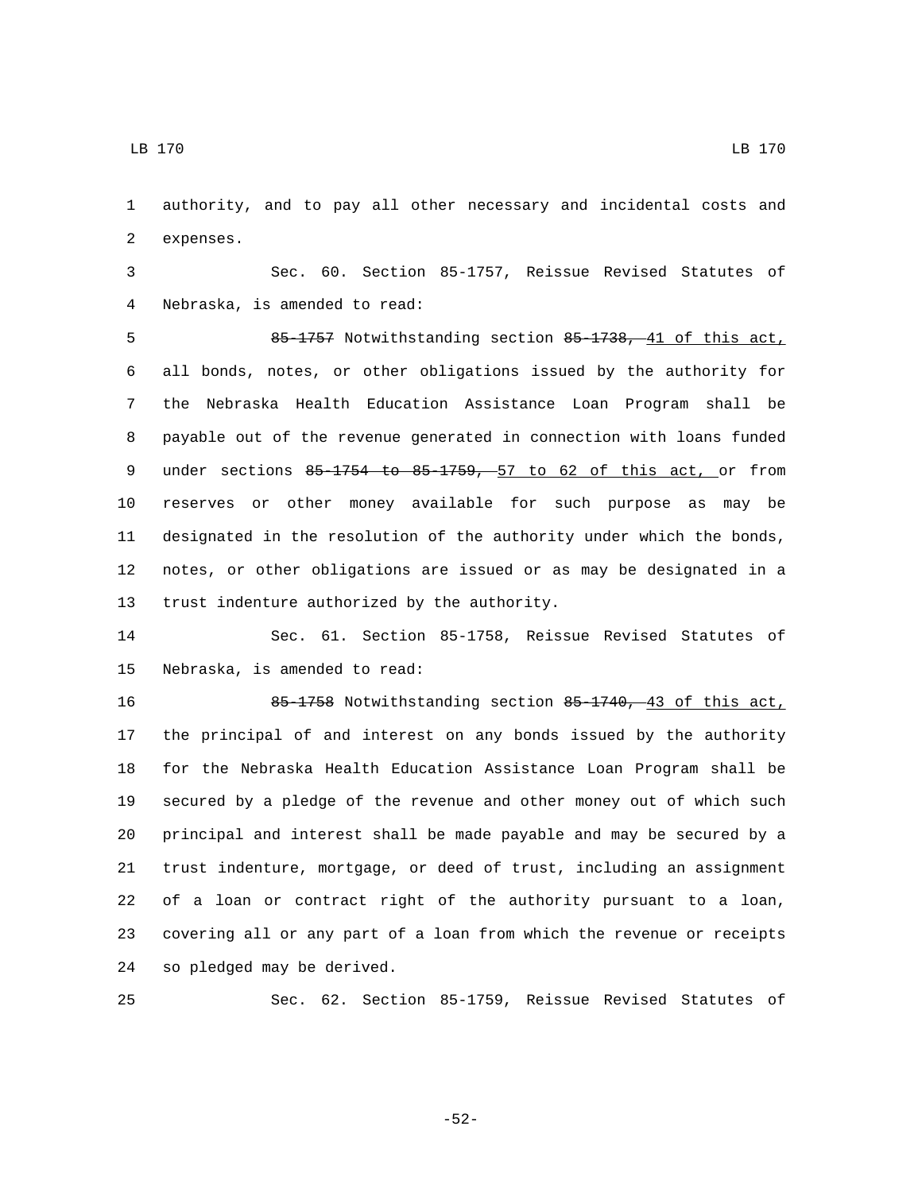authority, and to pay all other necessary and incidental costs and expenses.

Sec. 60. Section 85-1757, Reissue Revised Statutes of Nebraska, is amended to read:

~~85-1757~~ Notwithstanding section ~~85-1738,~~ 41 of this act, all bonds, notes, or other obligations issued by the authority for the Nebraska Health Education Assistance Loan Program shall be payable out of the revenue generated in connection with loans funded under sections ~~85-1754 to 85-1759,~~ 57 to 62 of this act, or from reserves or other money available for such purpose as may be designated in the resolution of the authority under which the bonds, notes, or other obligations are issued or as may be designated in a trust indenture authorized by the authority.

Sec. 61. Section 85-1758, Reissue Revised Statutes of Nebraska, is amended to read:

~~85-1758~~ Notwithstanding section ~~85-1740,~~ 43 of this act, the principal of and interest on any bonds issued by the authority for the Nebraska Health Education Assistance Loan Program shall be secured by a pledge of the revenue and other money out of which such principal and interest shall be made payable and may be secured by a trust indenture, mortgage, or deed of trust, including an assignment of a loan or contract right of the authority pursuant to a loan, covering all or any part of a loan from which the revenue or receipts so pledged may be derived.

Sec. 62. Section 85-1759, Reissue Revised Statutes of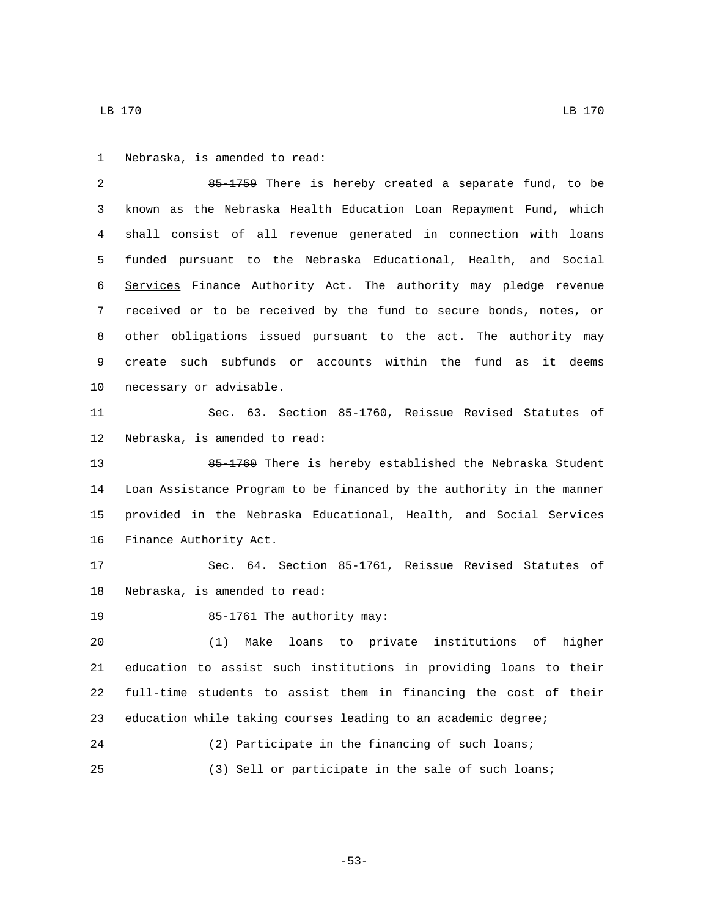Nebraska, is amended to read:

~~85-1759~~ There is hereby created a separate fund, to be known as the Nebraska Health Education Loan Repayment Fund, which shall consist of all revenue generated in connection with loans funded pursuant to the Nebraska Educational<u>, Health, and Social Services</u> Finance Authority Act. The authority may pledge revenue received or to be received by the fund to secure bonds, notes, or other obligations issued pursuant to the act. The authority may create such subfunds or accounts within the fund as it deems necessary or advisable.

Sec. 63. Section 85-1760, Reissue Revised Statutes of Nebraska, is amended to read:

~~85-1760~~ There is hereby established the Nebraska Student Loan Assistance Program to be financed by the authority in the manner provided in the Nebraska Educational<u>, Health, and Social Services</u> Finance Authority Act.

Sec. 64. Section 85-1761, Reissue Revised Statutes of Nebraska, is amended to read:

~~85-1761~~ The authority may:

(1) Make loans to private institutions of higher education to assist such institutions in providing loans to their full-time students to assist them in financing the cost of their education while taking courses leading to an academic degree;

(2) Participate in the financing of such loans;

(3) Sell or participate in the sale of such loans;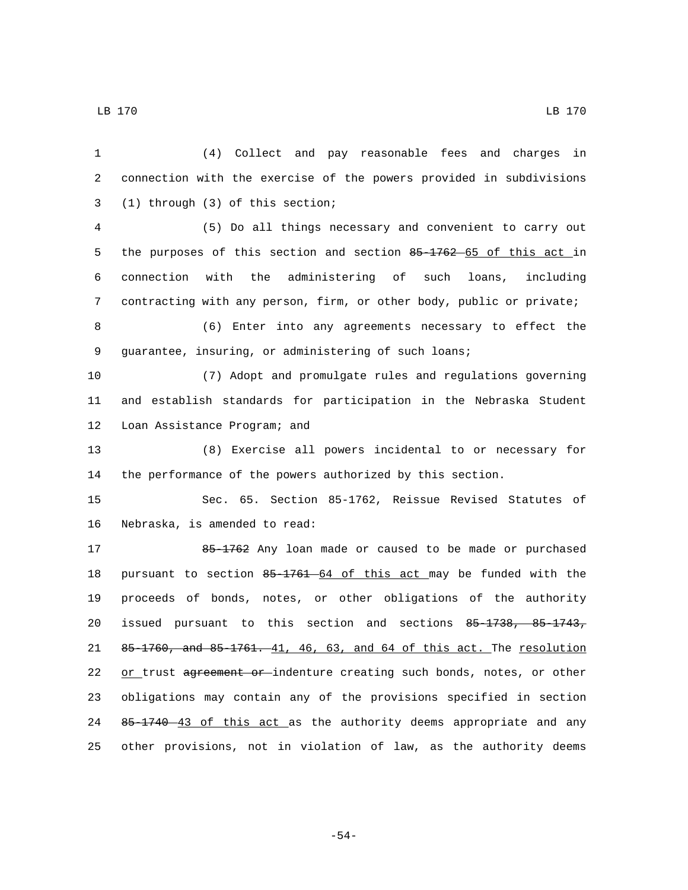(4) Collect and pay reasonable fees and charges in connection with the exercise of the powers provided in subdivisions (1) through (3) of this section;

(5) Do all things necessary and convenient to carry out the purposes of this section and section ~~85-1762~~ 65 of this act in connection with the administering of such loans, including contracting with any person, firm, or other body, public or private;

(6) Enter into any agreements necessary to effect the guarantee, insuring, or administering of such loans;

(7) Adopt and promulgate rules and regulations governing and establish standards for participation in the Nebraska Student Loan Assistance Program; and

(8) Exercise all powers incidental to or necessary for the performance of the powers authorized by this section.

Sec. 65. Section 85-1762, Reissue Revised Statutes of Nebraska, is amended to read:

~~85-1762~~ Any loan made or caused to be made or purchased pursuant to section ~~85-1761~~ 64 of this act may be funded with the proceeds of bonds, notes, or other obligations of the authority issued pursuant to this section and sections ~~85-1738, 85-1743, 85-1760, and 85-1761.~~ 41, 46, 63, and 64 of this act. The resolution or trust ~~agreement or~~ indenture creating such bonds, notes, or other obligations may contain any of the provisions specified in section ~~85-1740~~ 43 of this act as the authority deems appropriate and any other provisions, not in violation of law, as the authority deems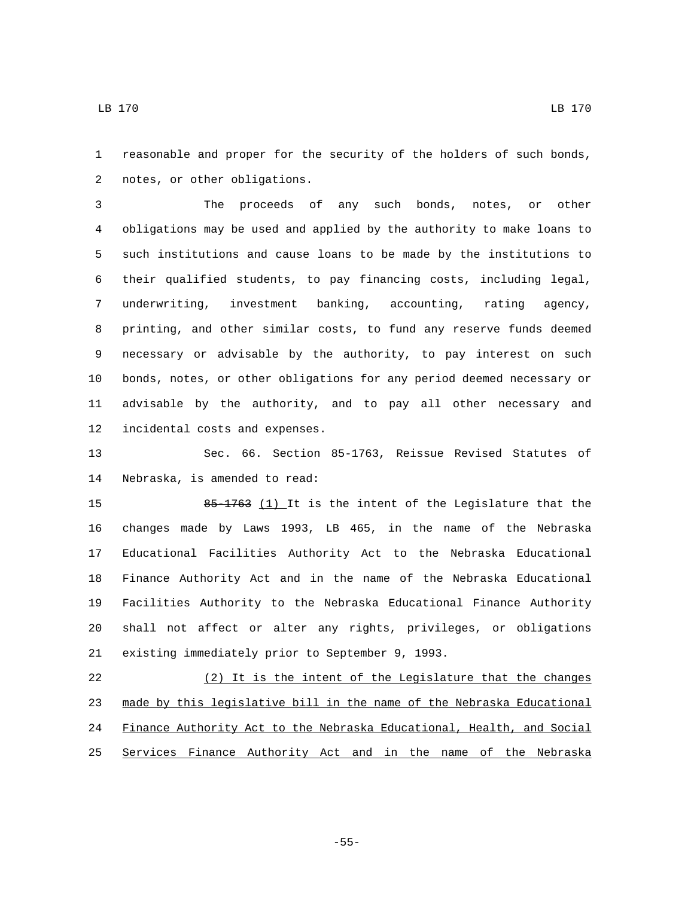reasonable and proper for the security of the holders of such bonds, notes, or other obligations.

The proceeds of any such bonds, notes, or other obligations may be used and applied by the authority to make loans to such institutions and cause loans to be made by the institutions to their qualified students, to pay financing costs, including legal, underwriting, investment banking, accounting, rating agency, printing, and other similar costs, to fund any reserve funds deemed necessary or advisable by the authority, to pay interest on such bonds, notes, or other obligations for any period deemed necessary or advisable by the authority, and to pay all other necessary and incidental costs and expenses.

Sec. 66. Section 85-1763, Reissue Revised Statutes of Nebraska, is amended to read:

~~85-1763~~ (1) It is the intent of the Legislature that the changes made by Laws 1993, LB 465, in the name of the Nebraska Educational Facilities Authority Act to the Nebraska Educational Finance Authority Act and in the name of the Nebraska Educational Facilities Authority to the Nebraska Educational Finance Authority shall not affect or alter any rights, privileges, or obligations existing immediately prior to September 9, 1993.

(2) It is the intent of the Legislature that the changes made by this legislative bill in the name of the Nebraska Educational Finance Authority Act to the Nebraska Educational, Health, and Social Services Finance Authority Act and in the name of the Nebraska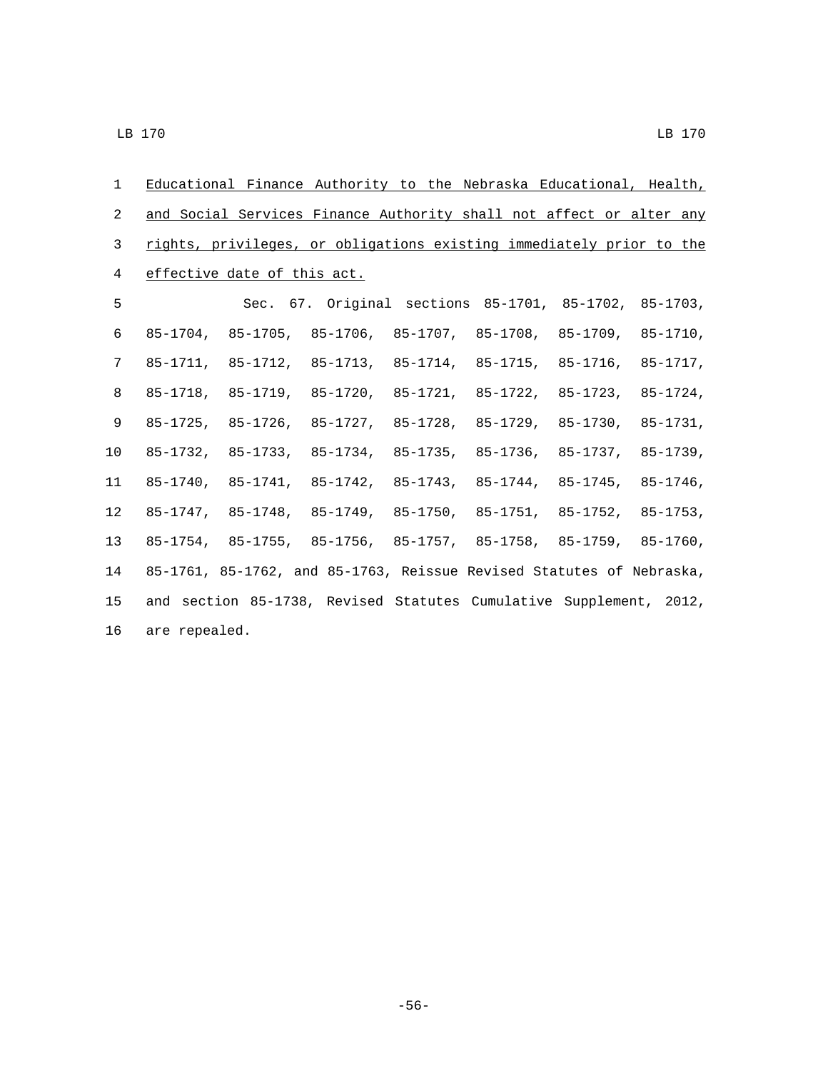Educational Finance Authority to the Nebraska Educational, Health, and Social Services Finance Authority shall not affect or alter any rights, privileges, or obligations existing immediately prior to the effective date of this act.

Sec. 67. Original sections 85-1701, 85-1702, 85-1703, 85-1704, 85-1705, 85-1706, 85-1707, 85-1708, 85-1709, 85-1710, 85-1711, 85-1712, 85-1713, 85-1714, 85-1715, 85-1716, 85-1717, 85-1718, 85-1719, 85-1720, 85-1721, 85-1722, 85-1723, 85-1724, 85-1725, 85-1726, 85-1727, 85-1728, 85-1729, 85-1730, 85-1731, 85-1732, 85-1733, 85-1734, 85-1735, 85-1736, 85-1737, 85-1739, 85-1740, 85-1741, 85-1742, 85-1743, 85-1744, 85-1745, 85-1746, 85-1747, 85-1748, 85-1749, 85-1750, 85-1751, 85-1752, 85-1753, 85-1754, 85-1755, 85-1756, 85-1757, 85-1758, 85-1759, 85-1760, 85-1761, 85-1762, and 85-1763, Reissue Revised Statutes of Nebraska, and section 85-1738, Revised Statutes Cumulative Supplement, 2012, are repealed.